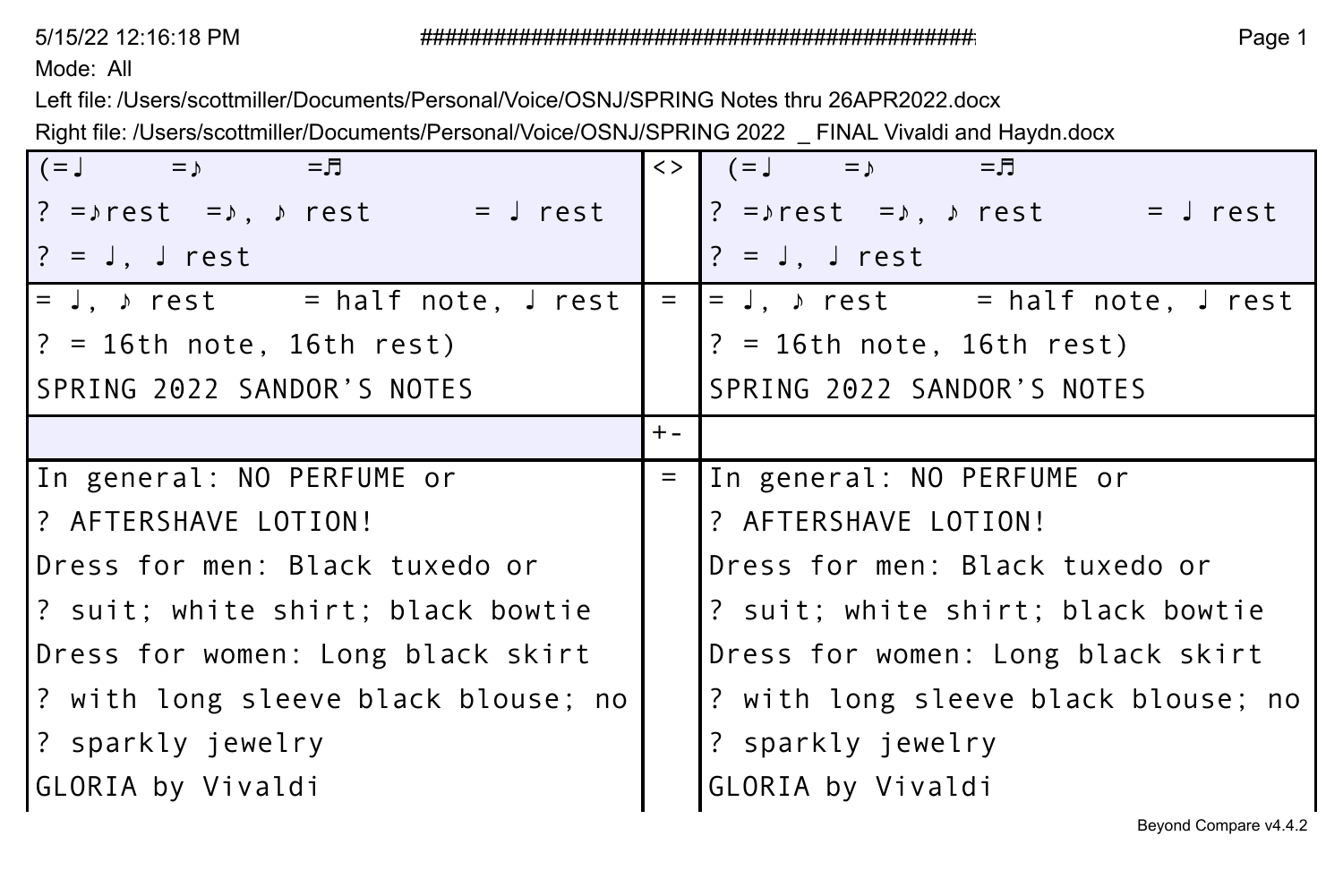Mode: All

Left file: /Users/scottmiller/Documents/Personal/Voice/OSNJ/SPRING Notes thru 26APR2022.docx

Right file: /Users/scottmiller/Documents/Personal/Voice/OSNJ/SPRING 2022 _ FINAL Vivaldi and Haydn.docx

| Left | | Right |
|---|---|---|
| (=♩ =♪ =♬<br>? =♪rest =♪, ♪ rest = ♩ rest<br>? = ♩, ♩ rest | <> | (=♩ =♪ =♬<br>? =♪rest =♪, ♪ rest = ♩ rest<br>? = ♩, ♩ rest |
| = ♩, ♪ rest = half note, ♩ rest<br>? = 16th note, 16th rest)<br>SPRING 2022 SANDOR'S NOTES | = | = ♩, ♪ rest = half note, ♩ rest<br>? = 16th note, 16th rest)<br>SPRING 2022 SANDOR'S NOTES |
| | +- | |
| In general: NO PERFUME or<br>? AFTERSHAVE LOTION!<br>Dress for men: Black tuxedo or<br>? suit; white shirt; black bowtie<br>Dress for women: Long black skirt<br>? with long sleeve black blouse; no<br>? sparkly jewelry<br>GLORIA by Vivaldi | = | In general: NO PERFUME or<br>? AFTERSHAVE LOTION!<br>Dress for men: Black tuxedo or<br>? suit; white shirt; black bowtie<br>Dress for women: Long black skirt<br>? with long sleeve black blouse; no<br>? sparkly jewelry<br>GLORIA by Vivaldi |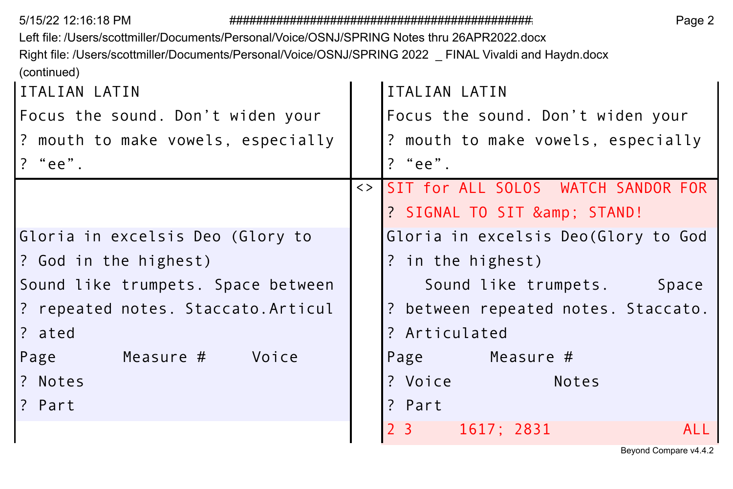Left file: /Users/scottmiller/Documents/Personal/Voice/OSNJ/SPRING Notes thru 26APR2022.docx
Right file: /Users/scottmiller/Documents/Personal/Voice/OSNJ/SPRING 2022 _ FINAL Vivaldi and Haydn.docx
(continued)

| Left | | Right |
|---|---|---|
| ITALIAN LATIN<br>Focus the sound. Don't widen your<br>? mouth to make vowels, especially<br>? "ee". | | ITALIAN LATIN<br>Focus the sound. Don't widen your<br>? mouth to make vowels, especially<br>? "ee". |
| | <> | SIT for ALL SOLOS  WATCH SANDOR FOR<br>? SIGNAL TO SIT &amp; STAND! |
| Gloria in excelsis Deo (Glory to<br>? God in the highest)<br>Sound like trumpets. Space between<br>? repeated notes. Staccato.Articul<br>? ated<br>Page  Measure #  Voice<br>? Notes<br>? Part | | Gloria in excelsis Deo(Glory to God<br>? in the highest)<br>Sound like trumpets.  Space<br>? between repeated notes. Staccato.<br>? Articulated<br>Page  Measure #<br>? Voice  Notes<br>? Part |
| | | 2 3  1617; 2831  ALL |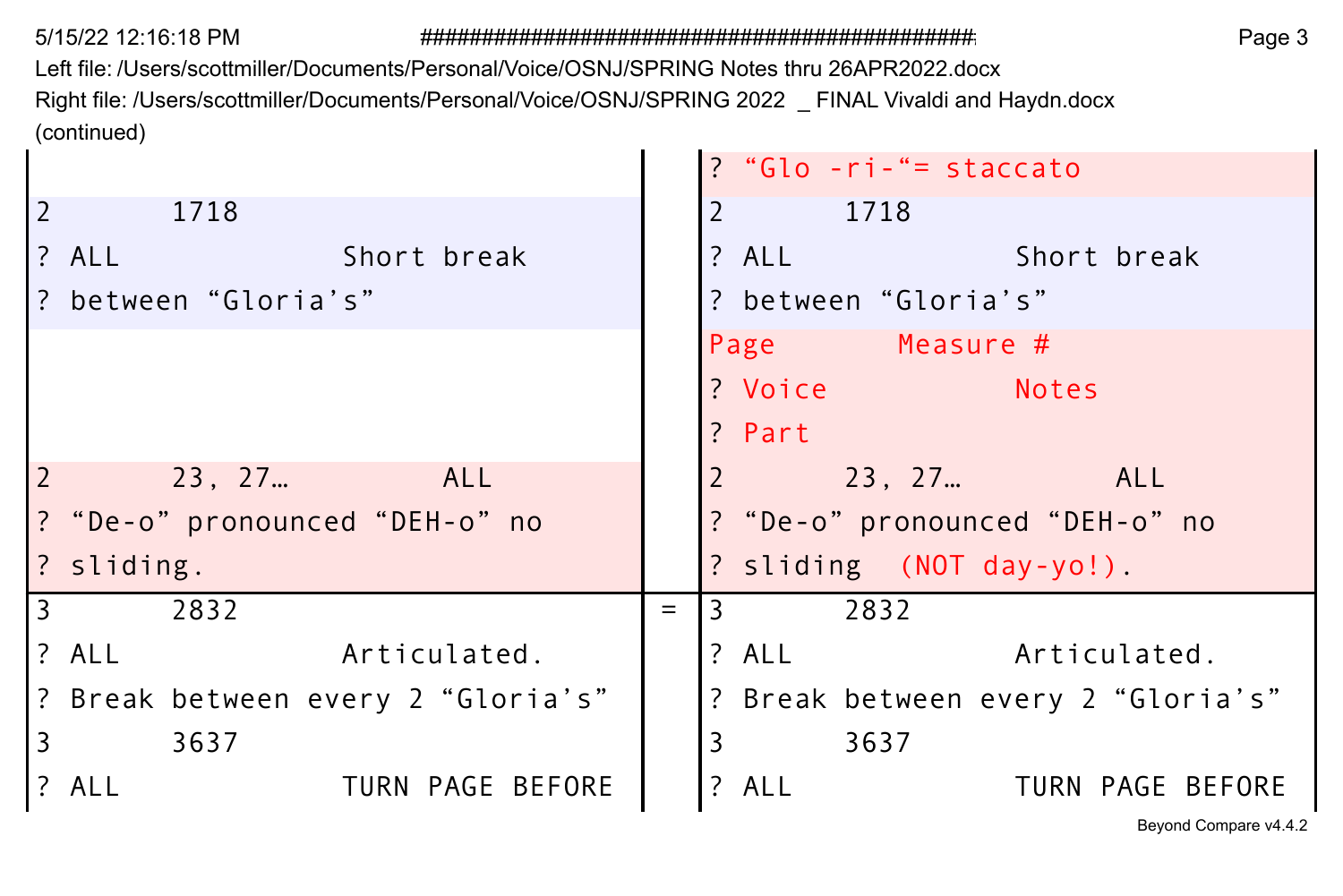Left file: /Users/scottmiller/Documents/Personal/Voice/OSNJ/SPRING Notes thru 26APR2022.docx
Right file: /Users/scottmiller/Documents/Personal/Voice/OSNJ/SPRING 2022  _ FINAL Vivaldi and Haydn.docx
(continued)

| Left | | Right |
|---|---|---|
| | | ? “Glo -ri-“= staccato |
| 2 1718 | | 2 1718 |
| ? ALL Short break | | ? ALL Short break |
| ? between “Gloria’s” | | ? between “Gloria’s” |
| | | Page Measure # |
| | | ? Voice Notes |
| | | ? Part |
| 2 23, 27… ALL | | 2 23, 27… ALL |
| ? “De-o” pronounced “DEH-o” no | | ? “De-o” pronounced “DEH-o” no |
| ? sliding. | | ? sliding (NOT day-yo!). |
| 3 2832 | = | 3 2832 |
| ? ALL Articulated. | | ? ALL Articulated. |
| ? Break between every 2 “Gloria’s” | | ? Break between every 2 “Gloria’s” |
| 3 3637 | | 3 3637 |
| ? ALL TURN PAGE BEFORE | | ? ALL TURN PAGE BEFORE |

Beyond Compare v4.4.2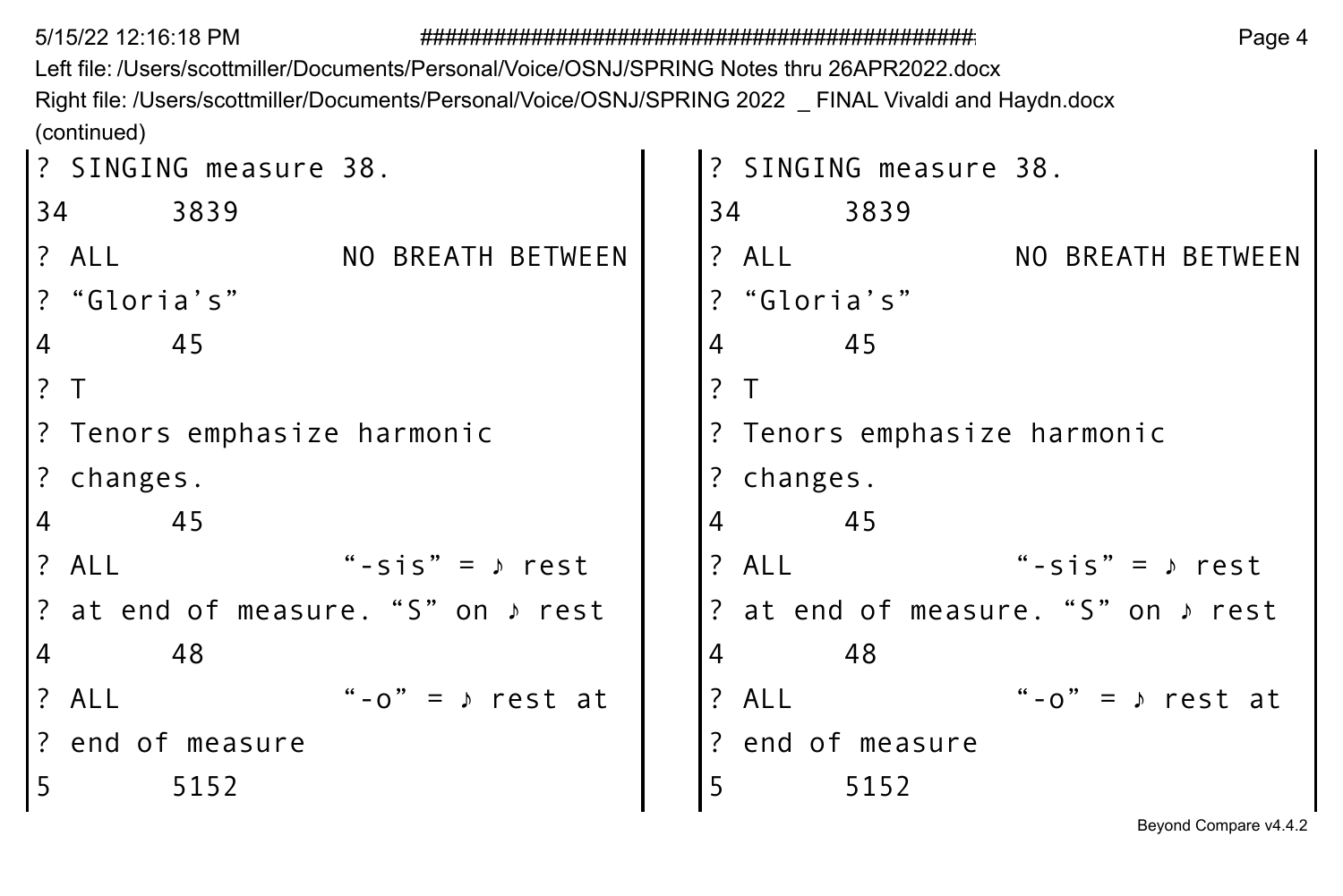Left file: /Users/scottmiller/Documents/Personal/Voice/OSNJ/SPRING Notes thru 26APR2022.docx
Right file: /Users/scottmiller/Documents/Personal/Voice/OSNJ/SPRING 2022 _ FINAL Vivaldi and Haydn.docx
(continued)

| Left file | Right file |
|---|---|
| ? SINGING measure 38. | ? SINGING measure 38. |
| 34 3839 | 34 3839 |
| ? ALL NO BREATH BETWEEN | ? ALL NO BREATH BETWEEN |
| ? “Gloria’s” | ? “Gloria’s” |
| 4 45 | 4 45 |
| ? T | ? T |
| ? Tenors emphasize harmonic | ? Tenors emphasize harmonic |
| ? changes. | ? changes. |
| 4 45 | 4 45 |
| ? ALL “-sis” = ♪ rest | ? ALL “-sis” = ♪ rest |
| ? at end of measure. “S” on ♪ rest | ? at end of measure. “S” on ♪ rest |
| 4 48 | 4 48 |
| ? ALL “-o” = ♪ rest at | ? ALL “-o” = ♪ rest at |
| ? end of measure | ? end of measure |
| 5 5152 | 5 5152 |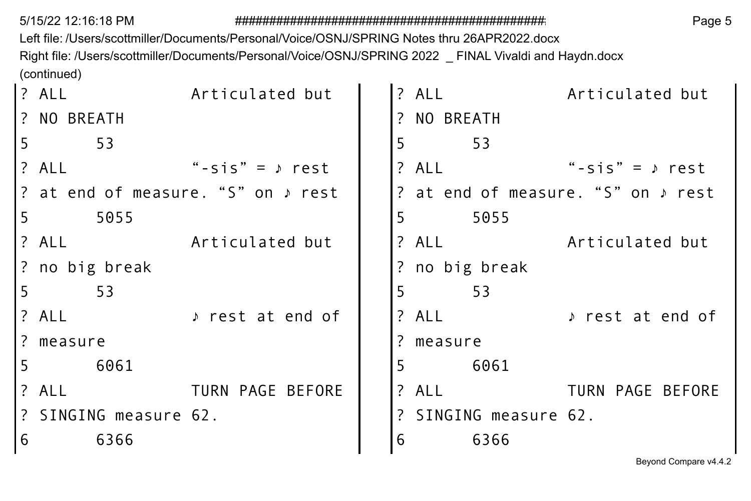Left file: /Users/scottmiller/Documents/Personal/Voice/OSNJ/SPRING Notes thru 26APR2022.docx
Right file: /Users/scottmiller/Documents/Personal/Voice/OSNJ/SPRING 2022 _ FINAL Vivaldi and Haydn.docx
(continued)

| Left | Right |
| --- | --- |
| ? ALL Articulated but | ? ALL Articulated but |
| ? NO BREATH | ? NO BREATH |
| 5 53 | 5 53 |
| ? ALL “-sis” = ♪ rest | ? ALL “-sis” = ♪ rest |
| ? at end of measure. “S” on ♪ rest | ? at end of measure. “S” on ♪ rest |
| 5 5055 | 5 5055 |
| ? ALL Articulated but | ? ALL Articulated but |
| ? no big break | ? no big break |
| 5 53 | 5 53 |
| ? ALL ♪ rest at end of | ? ALL ♪ rest at end of |
| ? measure | ? measure |
| 5 6061 | 5 6061 |
| ? ALL TURN PAGE BEFORE | ? ALL TURN PAGE BEFORE |
| ? SINGING measure 62. | ? SINGING measure 62. |
| 6 6366 | 6 6366 |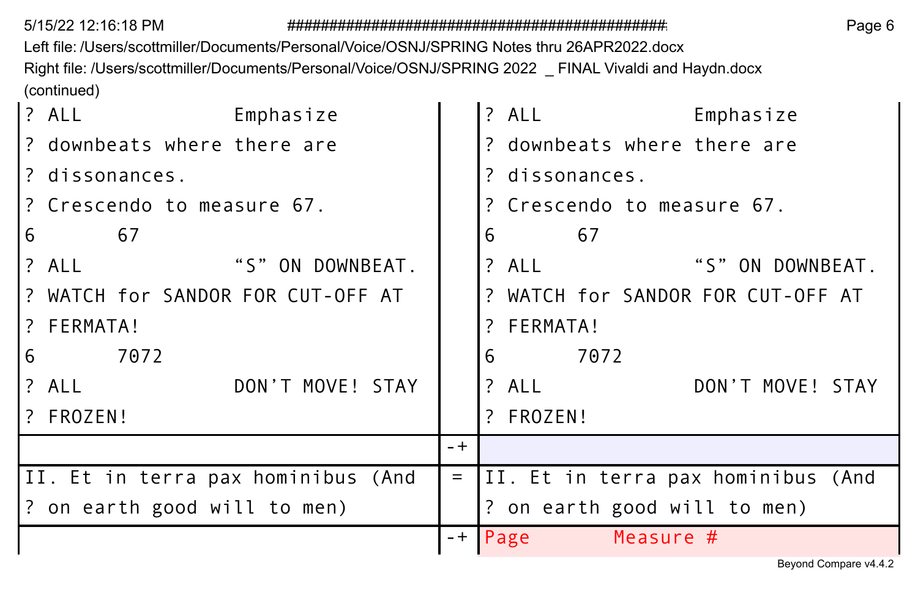Left file: /Users/scottmiller/Documents/Personal/Voice/OSNJ/SPRING Notes thru 26APR2022.docx
Right file: /Users/scottmiller/Documents/Personal/Voice/OSNJ/SPRING 2022 _ FINAL Vivaldi and Haydn.docx
(continued)

| Left | | Right |
|---|---|---|
| ? ALL Emphasize<br>? downbeats where there are<br>? dissonances.<br>? Crescendo to measure 67.<br>6 67<br>? ALL "S" ON DOWNBEAT.<br>? WATCH for SANDOR FOR CUT-OFF AT<br>? FERMATA!<br>6 7072<br>? ALL DON'T MOVE! STAY<br>? FROZEN! | | ? ALL Emphasize<br>? downbeats where there are<br>? dissonances.<br>? Crescendo to measure 67.<br>6 67<br>? ALL "S" ON DOWNBEAT.<br>? WATCH for SANDOR FOR CUT-OFF AT<br>? FERMATA!<br>6 7072<br>? ALL DON'T MOVE! STAY<br>? FROZEN! |
| | -+ | |
| II. Et in terra pax hominibus (And<br>? on earth good will to men) | = | II. Et in terra pax hominibus (And<br>? on earth good will to men) |
| | -+ | Page Measure # |

Beyond Compare v4.4.2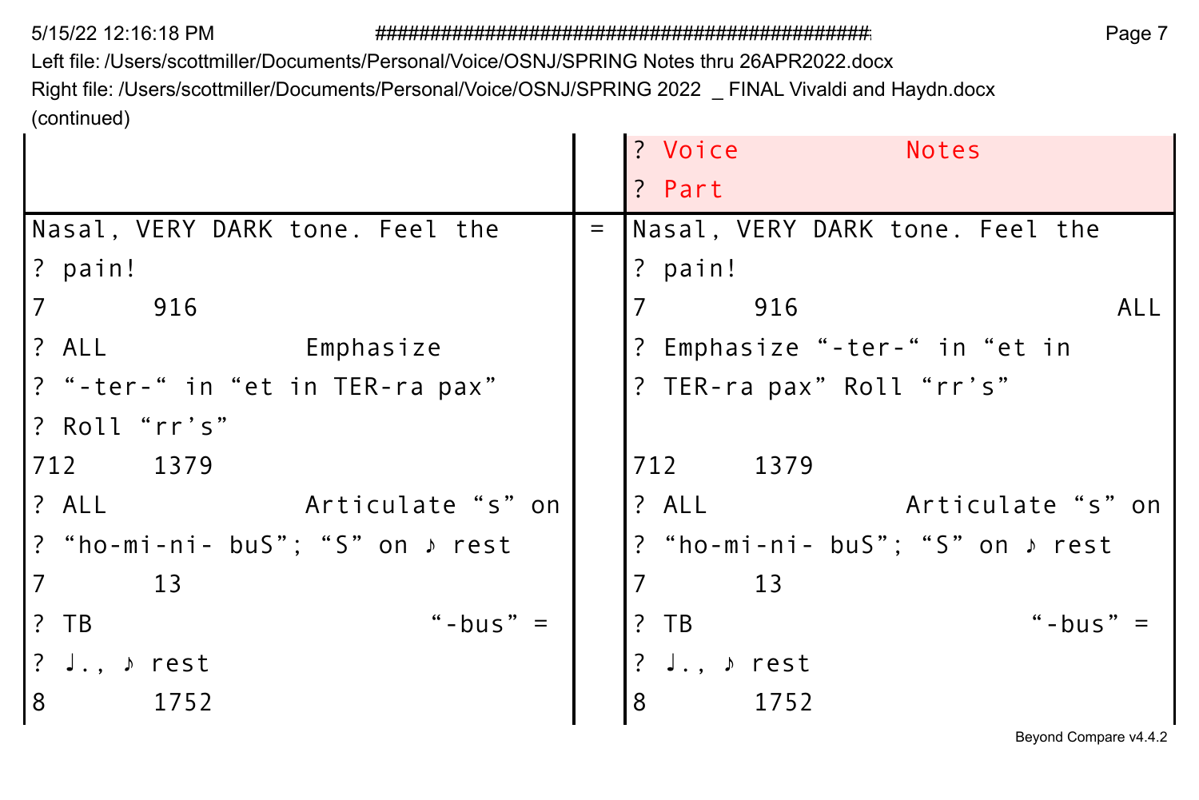Left file: /Users/scottmiller/Documents/Personal/Voice/OSNJ/SPRING Notes thru 26APR2022.docx
Right file: /Users/scottmiller/Documents/Personal/Voice/OSNJ/SPRING 2022 _ FINAL Vivaldi and Haydn.docx
(continued)

| Left | | Right |
|---|---|---|
| | | ? Voice Notes<br>? Part |
| Nasal, VERY DARK tone. Feel the<br>? pain!<br>7 916<br>? ALL Emphasize<br>? "-ter-" in "et in TER-ra pax"<br>? Roll "rr's"<br>712 1379<br>? ALL Articulate "s" on<br>? "ho-mi-ni- buS"; "S" on ♪ rest<br>7 13<br>? TB "-bus" =<br>? ♩., ♪ rest<br>8 1752 | = | Nasal, VERY DARK tone. Feel the<br>? pain!<br>7 916 ALL<br>? Emphasize "-ter-" in "et in<br>? TER-ra pax" Roll "rr's"<br><br>712 1379<br>? ALL Articulate "s" on<br>? "ho-mi-ni- buS"; "S" on ♪ rest<br>7 13<br>? TB "-bus" =<br>? ♩., ♪ rest<br>8 1752 |

Beyond Compare v4.4.2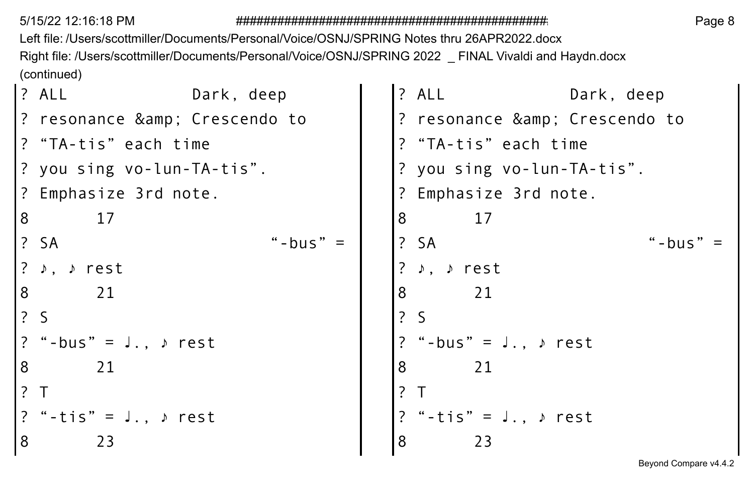Left file: /Users/scottmiller/Documents/Personal/Voice/OSNJ/SPRING Notes thru 26APR2022.docx
Right file: /Users/scottmiller/Documents/Personal/Voice/OSNJ/SPRING 2022 _ FINAL Vivaldi and Haydn.docx
(continued)

| Left | Right |
|---|---|
| ? ALL Dark, deep | ? ALL Dark, deep |
| ? resonance &amp; Crescendo to | ? resonance &amp; Crescendo to |
| ? “TA-tis” each time | ? “TA-tis” each time |
| ? you sing vo-lun-TA-tis”. | ? you sing vo-lun-TA-tis”. |
| ? Emphasize 3rd note. | ? Emphasize 3rd note. |
| 8 17 | 8 17 |
| ? SA “-bus” = | ? SA “-bus” = |
| ? ♪, ♪ rest | ? ♪, ♪ rest |
| 8 21 | 8 21 |
| ? S | ? S |
| ? “-bus” = ♩., ♪ rest | ? “-bus” = ♩., ♪ rest |
| 8 21 | 8 21 |
| ? T | ? T |
| ? “-tis” = ♩., ♪ rest | ? “-tis” = ♩., ♪ rest |
| 8 23 | 8 23 |

Beyond Compare v4.4.2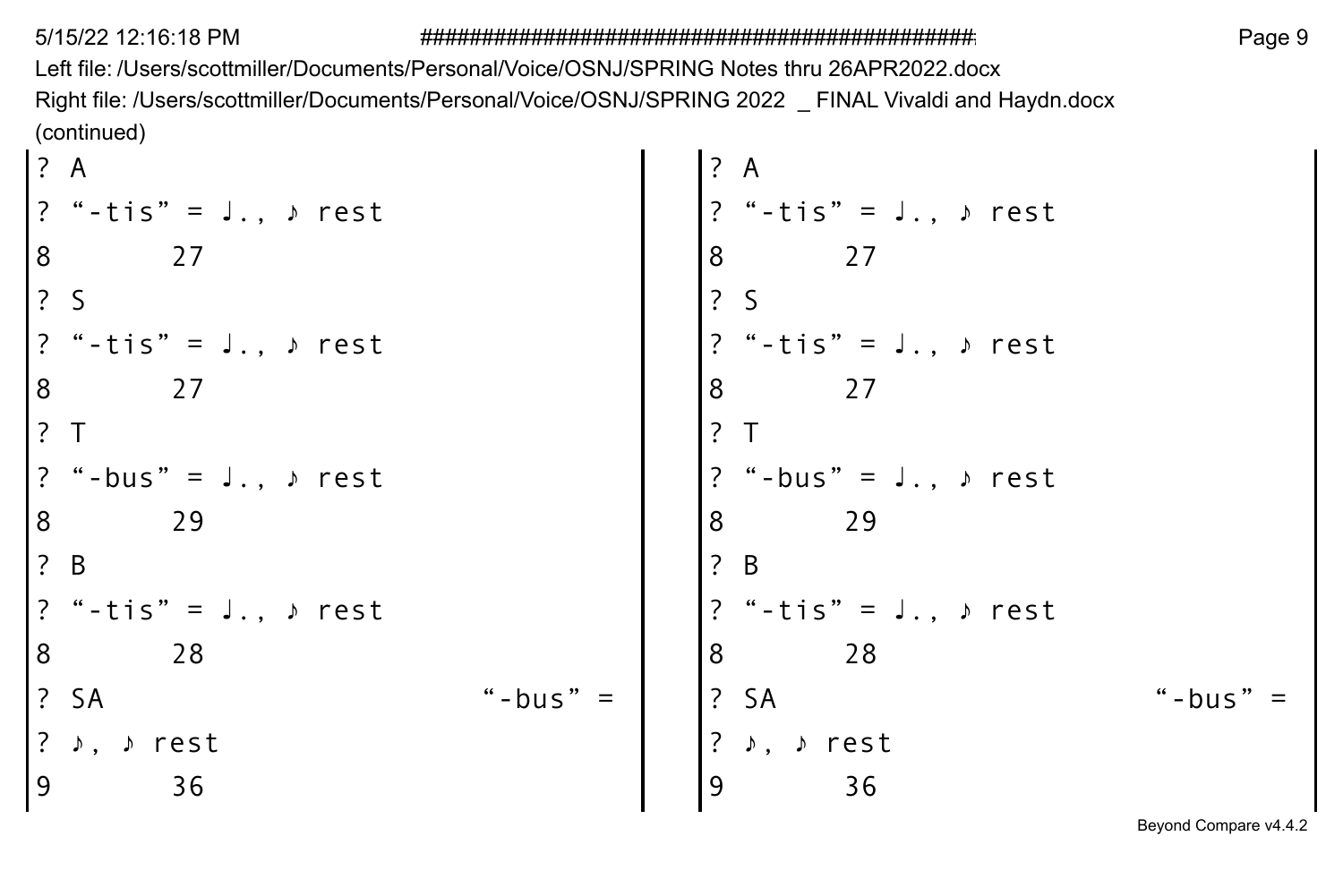Left file: /Users/scottmiller/Documents/Personal/Voice/OSNJ/SPRING Notes thru 26APR2022.docx
Right file: /Users/scottmiller/Documents/Personal/Voice/OSNJ/SPRING 2022 _ FINAL Vivaldi and Haydn.docx
(continued)

| Left | Right |
|---|---|
| ? A | ? A |
| ? “-tis” = ♩., ♪ rest | ? “-tis” = ♩., ♪ rest |
| 8 27 | 8 27 |
| ? S | ? S |
| ? “-tis” = ♩., ♪ rest | ? “-tis” = ♩., ♪ rest |
| 8 27 | 8 27 |
| ? T | ? T |
| ? “-bus” = ♩., ♪ rest | ? “-bus” = ♩., ♪ rest |
| 8 29 | 8 29 |
| ? B | ? B |
| ? “-tis” = ♩., ♪ rest | ? “-tis” = ♩., ♪ rest |
| 8 28 | 8 28 |
| ? SA “-bus” = | ? SA “-bus” = |
| ? ♪, ♪ rest | ? ♪, ♪ rest |
| 9 36 | 9 36 |

Beyond Compare v4.4.2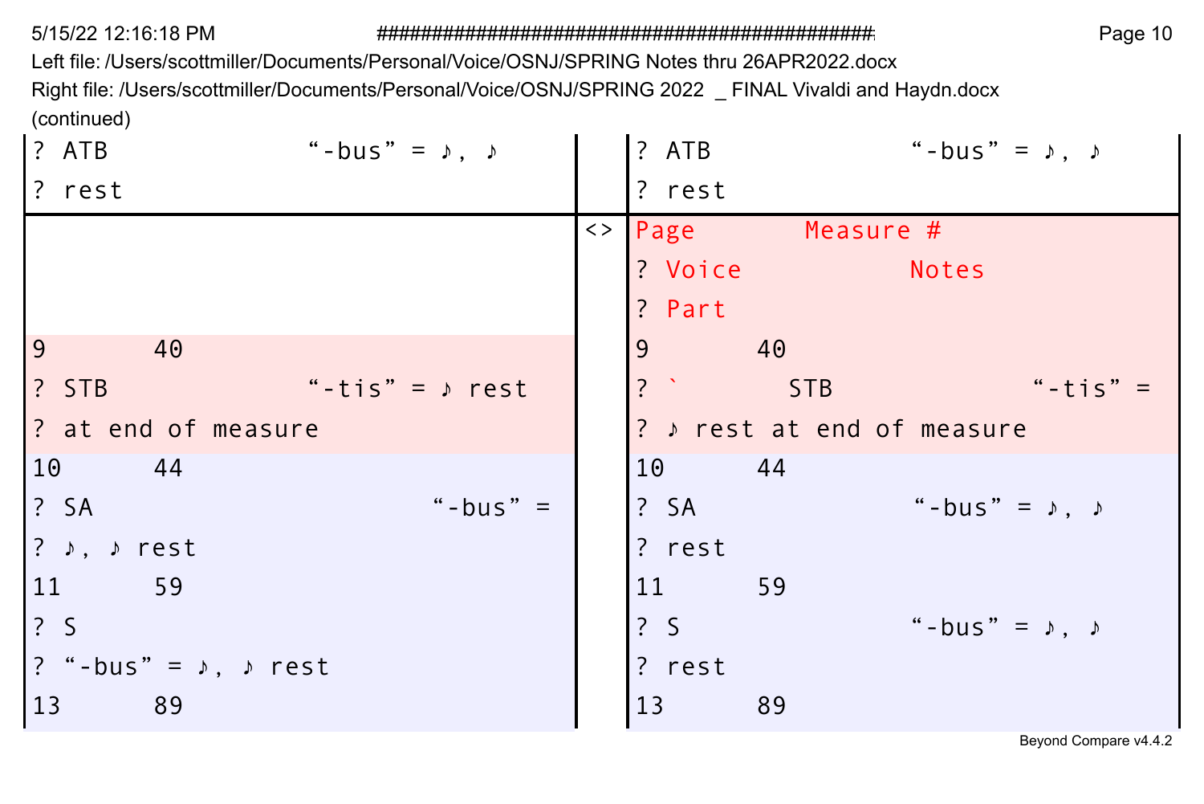Left file: /Users/scottmiller/Documents/Personal/Voice/OSNJ/SPRING Notes thru 26APR2022.docx
Right file: /Users/scottmiller/Documents/Personal/Voice/OSNJ/SPRING 2022 _ FINAL Vivaldi and Haydn.docx
(continued)

| Left | | Right |
|---|---|---|
| ? ATB "-bus" = ♪, ♪ | | ? ATB "-bus" = ♪, ♪ |
| ? rest | | ? rest |
| | <> | Page Measure # |
| | | ? Voice Notes |
| | | ? Part |
| 9 40 | | 9 40 |
| ? STB "-tis" = ♪ rest | | ? ` STB "-tis" = |
| ? at end of measure | | ? ♪ rest at end of measure |
| 10 44 | | 10 44 |
| ? SA "-bus" = | | ? SA "-bus" = ♪, ♪ |
| ? ♪, ♪ rest | | ? rest |
| 11 59 | | 11 59 |
| ? S | | ? S "-bus" = ♪, ♪ |
| ? "-bus" = ♪, ♪ rest | | ? rest |
| 13 89 | | 13 89 |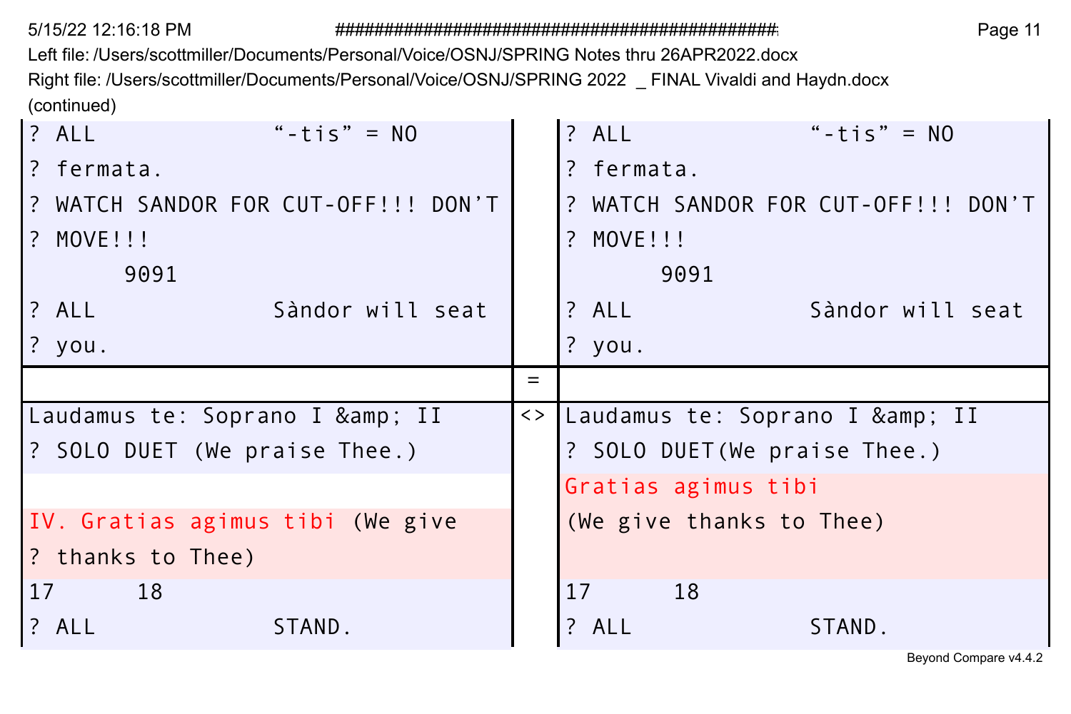Left file: /Users/scottmiller/Documents/Personal/Voice/OSNJ/SPRING Notes thru 26APR2022.docx
Right file: /Users/scottmiller/Documents/Personal/Voice/OSNJ/SPRING 2022 _ FINAL Vivaldi and Haydn.docx
(continued)

| Left | | Right |
|---|---|---|
| ? ALL "-tis" = NO<br>? fermata.<br>? WATCH SANDOR FOR CUT-OFF!!! DON'T<br>? MOVE!!!<br>9091<br>? ALL Sàndor will seat<br>? you. | | ? ALL "-tis" = NO<br>? fermata.<br>? WATCH SANDOR FOR CUT-OFF!!! DON'T<br>? MOVE!!!<br>9091<br>? ALL Sàndor will seat<br>? you. |
| | = | |
| Laudamus te: Soprano I &amp; II<br>? SOLO DUET (We praise Thee.)<br><br>IV. Gratias agimus tibi (We give<br>? thanks to Thee)<br>17 18<br>? ALL STAND. | <> | Laudamus te: Soprano I &amp; II<br>? SOLO DUET(We praise Thee.)<br>Gratias agimus tibi<br>(We give thanks to Thee)<br><br>17 18<br>? ALL STAND. |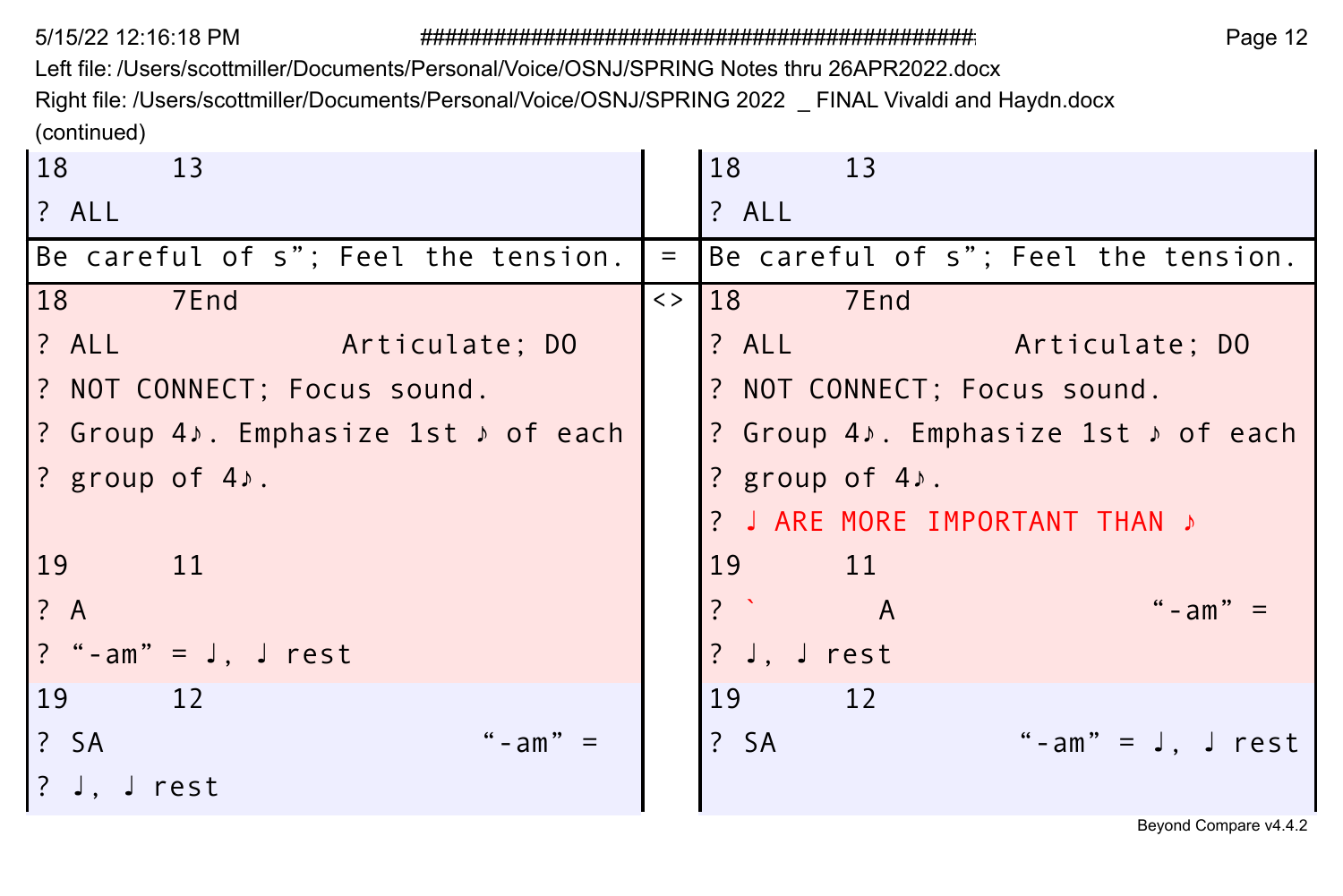Left file: /Users/scottmiller/Documents/Personal/Voice/OSNJ/SPRING Notes thru 26APR2022.docx
Right file: /Users/scottmiller/Documents/Personal/Voice/OSNJ/SPRING 2022 _ FINAL Vivaldi and Haydn.docx
(continued)

| Left | | Right |
|---|---|---|
| 18 13<br>? ALL | | 18 13<br>? ALL |
| Be careful of s”; Feel the tension. | = | Be careful of s”; Feel the tension. |
| 18 7End<br>? ALL Articulate; DO<br>? NOT CONNECT; Focus sound.<br>? Group 4♪. Emphasize 1st ♪ of each<br>? group of 4♪. | <> | 18 7End<br>? ALL Articulate; DO<br>? NOT CONNECT; Focus sound.<br>? Group 4♪. Emphasize 1st ♪ of each<br>? group of 4♪.<br>? ♩ ARE MORE IMPORTANT THAN ♪ |
| 19 11<br>? A<br>? “-am” = ♩, ♩ rest | | 19 11<br>? ` A “-am” =<br>? ♩, ♩ rest |
| 19 12<br>? SA “-am” =<br>? ♩, ♩ rest | | 19 12<br>? SA “-am” = ♩, ♩ rest |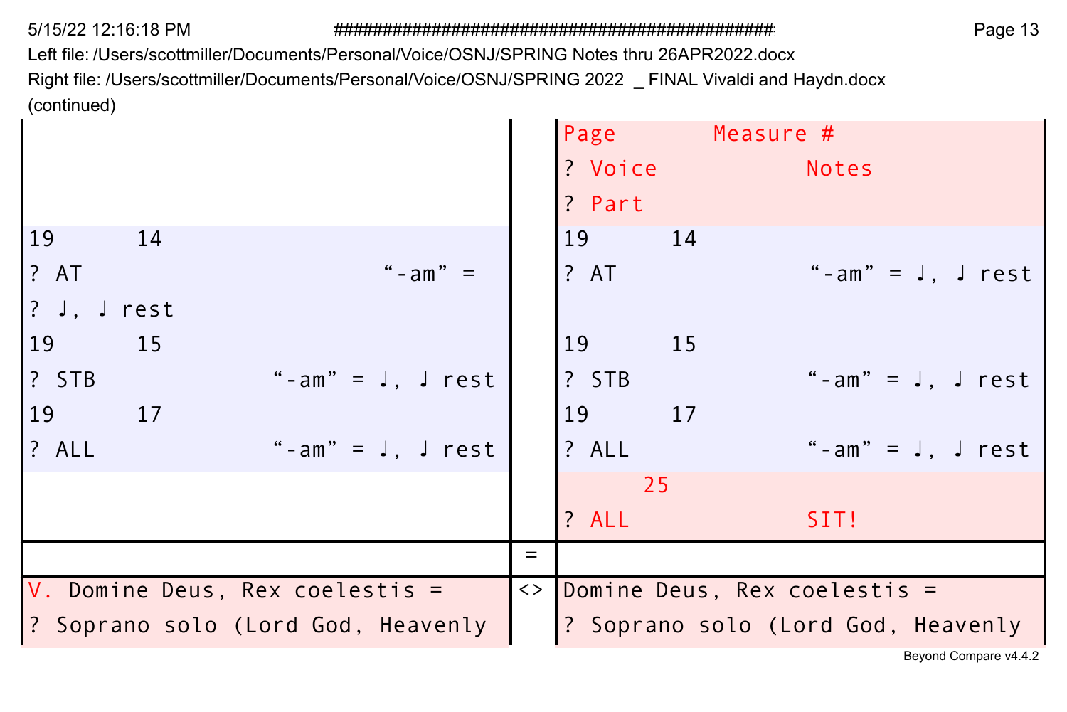5/15/22 12:16:18 PM

Left file: /Users/scottmiller/Documents/Personal/Voice/OSNJ/SPRING Notes thru 26APR2022.docx
Right file: /Users/scottmiller/Documents/Personal/Voice/OSNJ/SPRING 2022 _ FINAL Vivaldi and Haydn.docx
(continued)

| Left | | Right |
|---|---|---|
| | | Page Measure # |
| | | ? Voice Notes |
| | | ? Part |
| 19 14 | | 19 14 |
| ? AT "-am" = | | ? AT "-am" = ♩, ♩ rest |
| ? ♩, ♩ rest | | |
| 19 15 | | 19 15 |
| ? STB "-am" = ♩, ♩ rest | | ? STB "-am" = ♩, ♩ rest |
| 19 17 | | 19 17 |
| ? ALL "-am" = ♩, ♩ rest | | ? ALL "-am" = ♩, ♩ rest |
| | | 25 |
| | | ? ALL SIT! |
| | = | |
| V. Domine Deus, Rex coelestis = | <> | Domine Deus, Rex coelestis = |
| ? Soprano solo (Lord God, Heavenly | | ? Soprano solo (Lord God, Heavenly |

Beyond Compare v4.4.2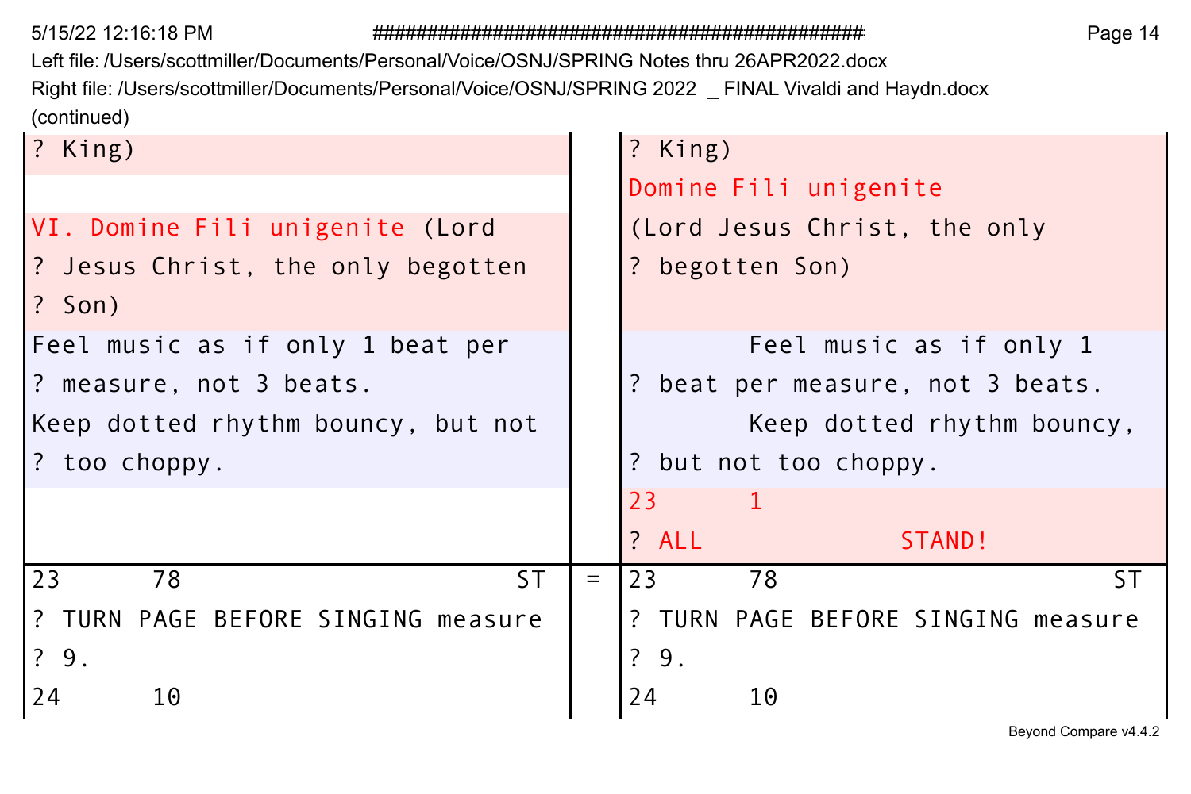(continued)

| Left | | Right |
|---|---|---|
| ? King) | | ? King) |
| | | Domine Fili unigenite |
| VI. Domine Fili unigenite (Lord | | (Lord Jesus Christ, the only |
| ? Jesus Christ, the only begotten | | ? begotten Son) |
| ? Son) | | |
| Feel music as if only 1 beat per | | Feel music as if only 1 |
| ? measure, not 3 beats. | | ? beat per measure, not 3 beats. |
| Keep dotted rhythm bouncy, but not | | Keep dotted rhythm bouncy, |
| ? too choppy. | | ? but not too choppy. |
| | | 23 1 |
| | | ? ALL STAND! |
| 23 78 ST | = | 23 78 ST |
| ? TURN PAGE BEFORE SINGING measure | | ? TURN PAGE BEFORE SINGING measure |
| ? 9. | | ? 9. |
| 24 10 | | 24 10 |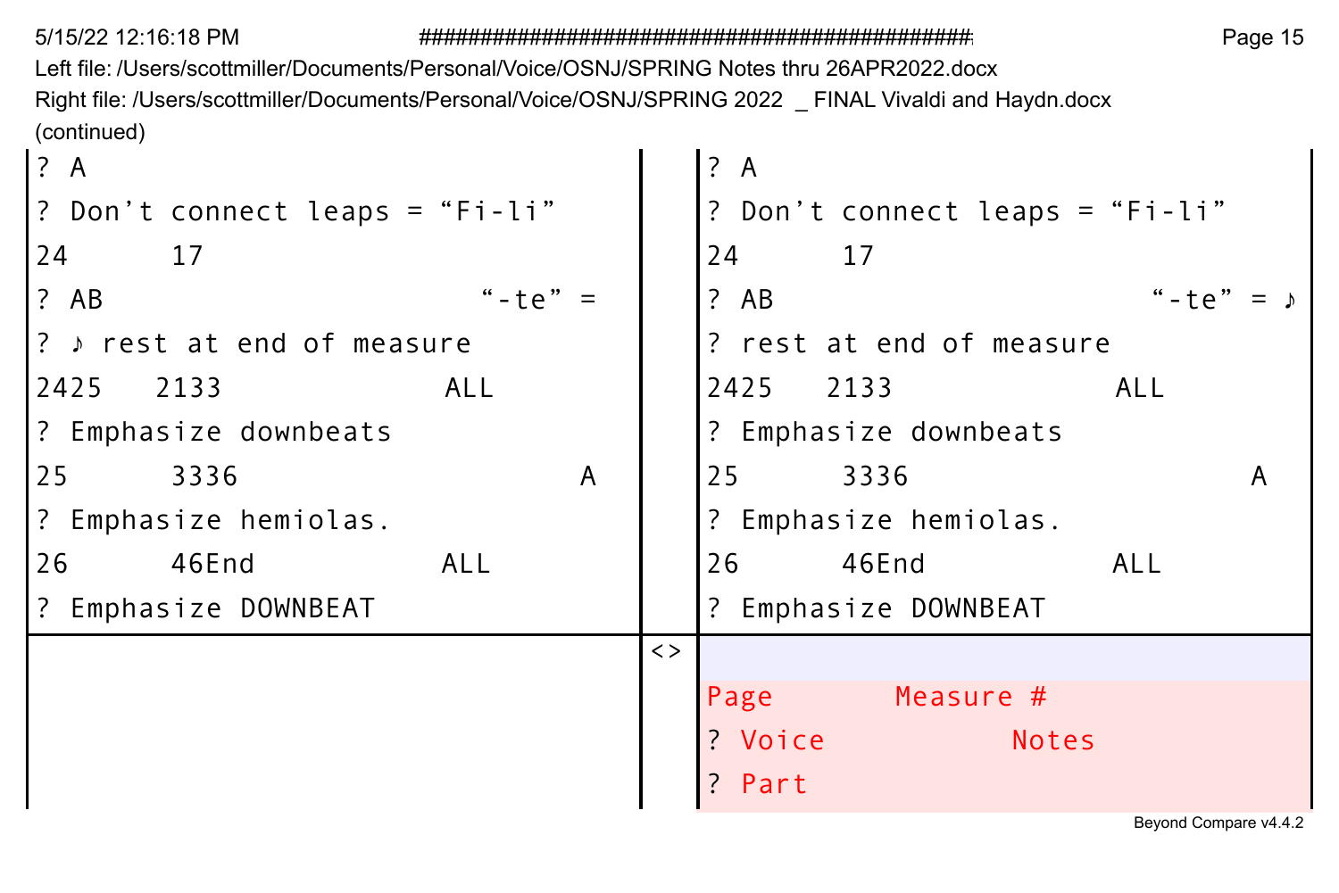Left file: /Users/scottmiller/Documents/Personal/Voice/OSNJ/SPRING Notes thru 26APR2022.docx
Right file: /Users/scottmiller/Documents/Personal/Voice/OSNJ/SPRING 2022 _ FINAL Vivaldi and Haydn.docx
(continued)

| Left | | Right |
|---|---|---|
| ? A | | ? A |
| ? Don’t connect leaps = “Fi-li” | | ? Don’t connect leaps = “Fi-li” |
| 24 17 | | 24 17 |
| ? AB “-te” = | | ? AB “-te” = ♪ |
| ? ♪ rest at end of measure | | ? rest at end of measure |
| 2425 2133 ALL | | 2425 2133 ALL |
| ? Emphasize downbeats | | ? Emphasize downbeats |
| 25 3336 A | | 25 3336 A |
| ? Emphasize hemiolas. | | ? Emphasize hemiolas. |
| 26 46End ALL | | 26 46End ALL |
| ? Emphasize DOWNBEAT | | ? Emphasize DOWNBEAT |
| | <> | |
| | | Page Measure # |
| | | ? Voice Notes |
| | | ? Part |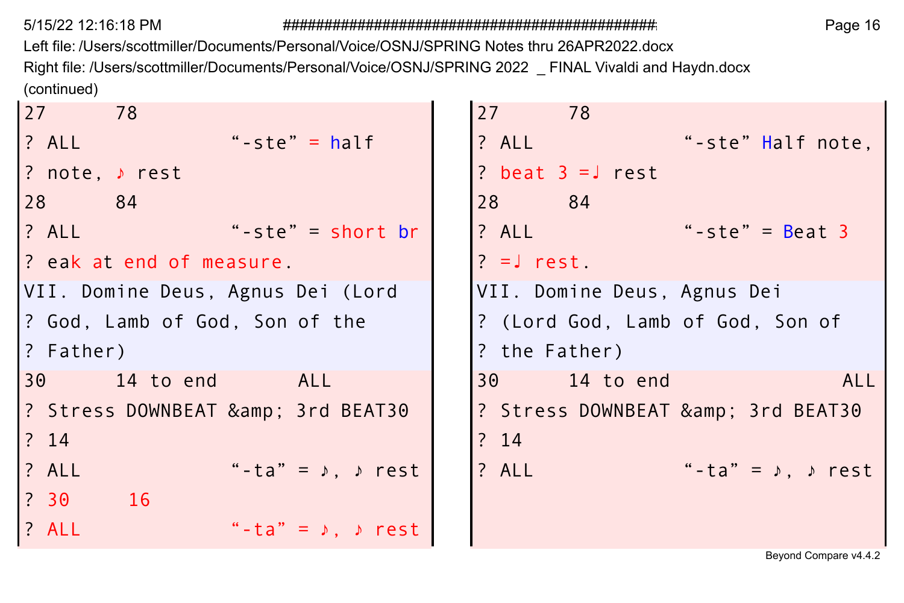Left file: /Users/scottmiller/Documents/Personal/Voice/OSNJ/SPRING Notes thru 26APR2022.docx
Right file: /Users/scottmiller/Documents/Personal/Voice/OSNJ/SPRING 2022 _ FINAL Vivaldi and Haydn.docx
(continued)

| Left | Right |
| --- | --- |
| 27 78 | 27 78 |
| ? ALL "-ste" = half | ? ALL "-ste" Half note, |
| ? note, ♪ rest | ? beat 3 =♩ rest |
| 28 84 | 28 84 |
| ? ALL "-ste" = short br | ? ALL "-ste" = Beat 3 |
| ? eak at end of measure. | ? =♩ rest. |
| VII. Domine Deus, Agnus Dei (Lord | VII. Domine Deus, Agnus Dei |
| ? God, Lamb of God, Son of the | ? (Lord God, Lamb of God, Son of |
| ? Father) | ? the Father) |
| 30 14 to end ALL | 30 14 to end ALL |
| ? Stress DOWNBEAT &amp; 3rd BEAT30 | ? Stress DOWNBEAT &amp; 3rd BEAT30 |
| ? 14 | ? 14 |
| ? ALL "-ta" = ♪, ♪ rest | ? ALL "-ta" = ♪, ♪ rest |
| ? 30 16 | |
| ? ALL "-ta" = ♪, ♪ rest | |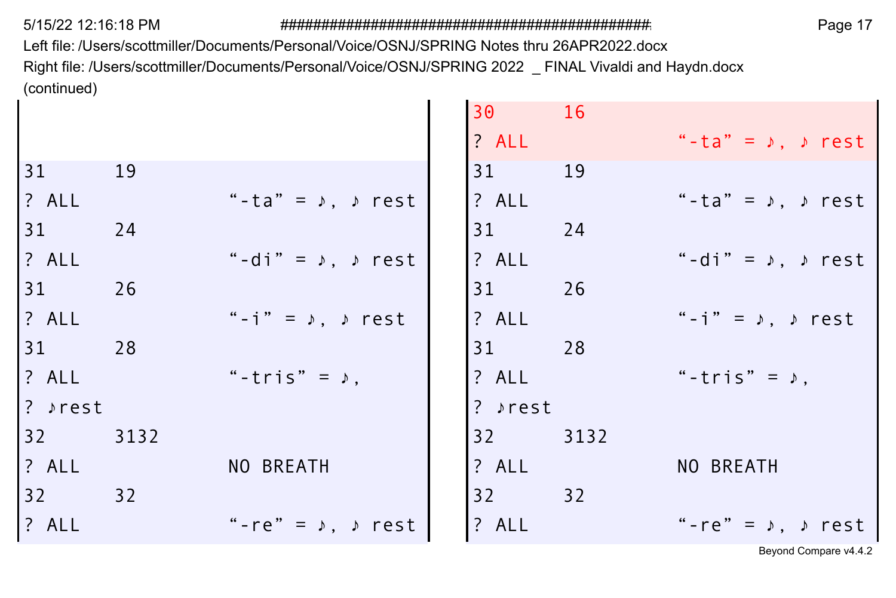Left file: /Users/scottmiller/Documents/Personal/Voice/OSNJ/SPRING Notes thru 26APR2022.docx
Right file: /Users/scottmiller/Documents/Personal/Voice/OSNJ/SPRING 2022 _ FINAL Vivaldi and Haydn.docx
(continued)

| Left | Right |
| --- | --- |
| | 30 16 |
| | ? ALL “-ta” = ♪, ♪ rest |
| 31 19 | 31 19 |
| ? ALL “-ta” = ♪, ♪ rest | ? ALL “-ta” = ♪, ♪ rest |
| 31 24 | 31 24 |
| ? ALL “-di” = ♪, ♪ rest | ? ALL “-di” = ♪, ♪ rest |
| 31 26 | 31 26 |
| ? ALL “-i” = ♪, ♪ rest | ? ALL “-i” = ♪, ♪ rest |
| 31 28 | 31 28 |
| ? ALL “-tris” = ♪, | ? ALL “-tris” = ♪, |
| ? ♪rest | ? ♪rest |
| 32 3132 | 32 3132 |
| ? ALL NO BREATH | ? ALL NO BREATH |
| 32 32 | 32 32 |
| ? ALL “-re” = ♪, ♪ rest | ? ALL “-re” = ♪, ♪ rest |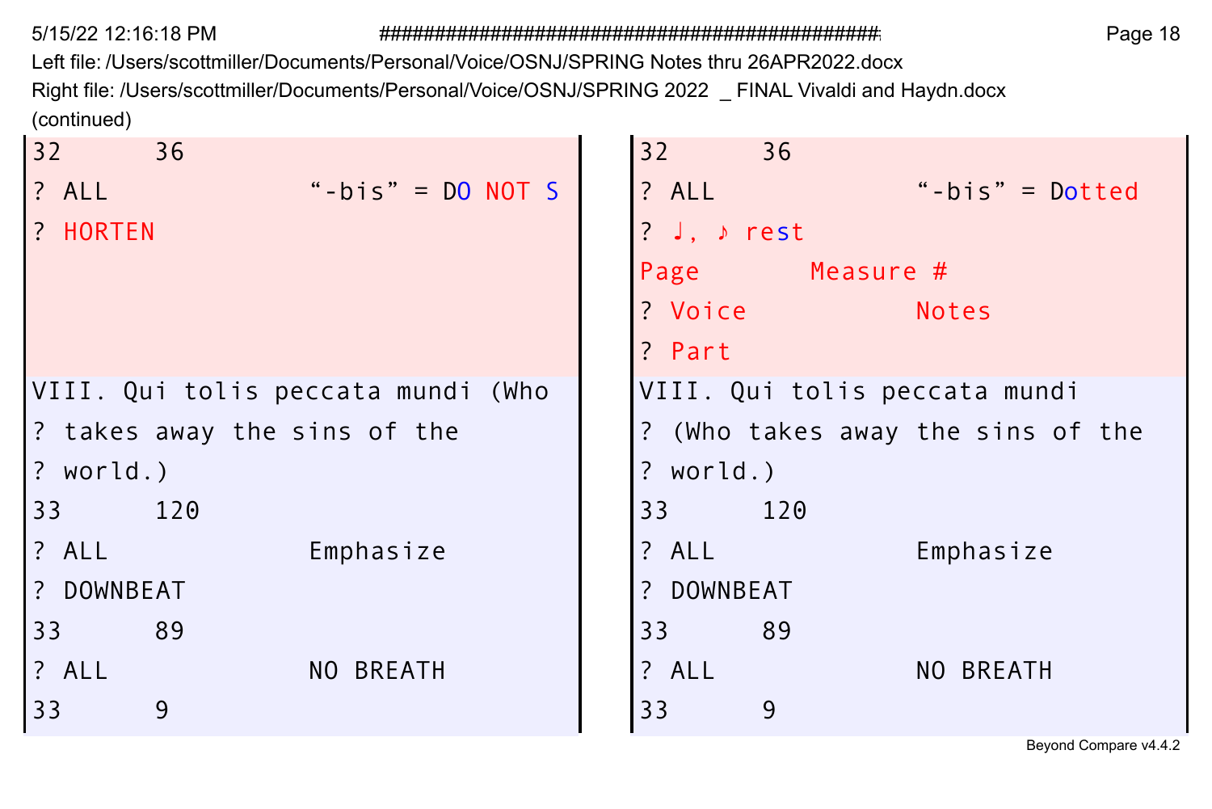Left file: /Users/scottmiller/Documents/Personal/Voice/OSNJ/SPRING Notes thru 26APR2022.docx
Right file: /Users/scottmiller/Documents/Personal/Voice/OSNJ/SPRING 2022 _ FINAL Vivaldi and Haydn.docx
(continued)

| Left | Right |
| --- | --- |
| 32 36 | 32 36 |
| ? ALL "-bis" = DO NOT S | ? ALL "-bis" = Dotted |
| ? HORTEN | ? ♩, ♪ rest |
| | Page Measure # |
| | ? Voice Notes |
| | ? Part |
| VIII. Qui tolis peccata mundi (Who | VIII. Qui tolis peccata mundi |
| ? takes away the sins of the | ? (Who takes away the sins of the |
| ? world.) | ? world.) |
| 33 120 | 33 120 |
| ? ALL Emphasize | ? ALL Emphasize |
| ? DOWNBEAT | ? DOWNBEAT |
| 33 89 | 33 89 |
| ? ALL NO BREATH | ? ALL NO BREATH |
| 33 9 | 33 9 |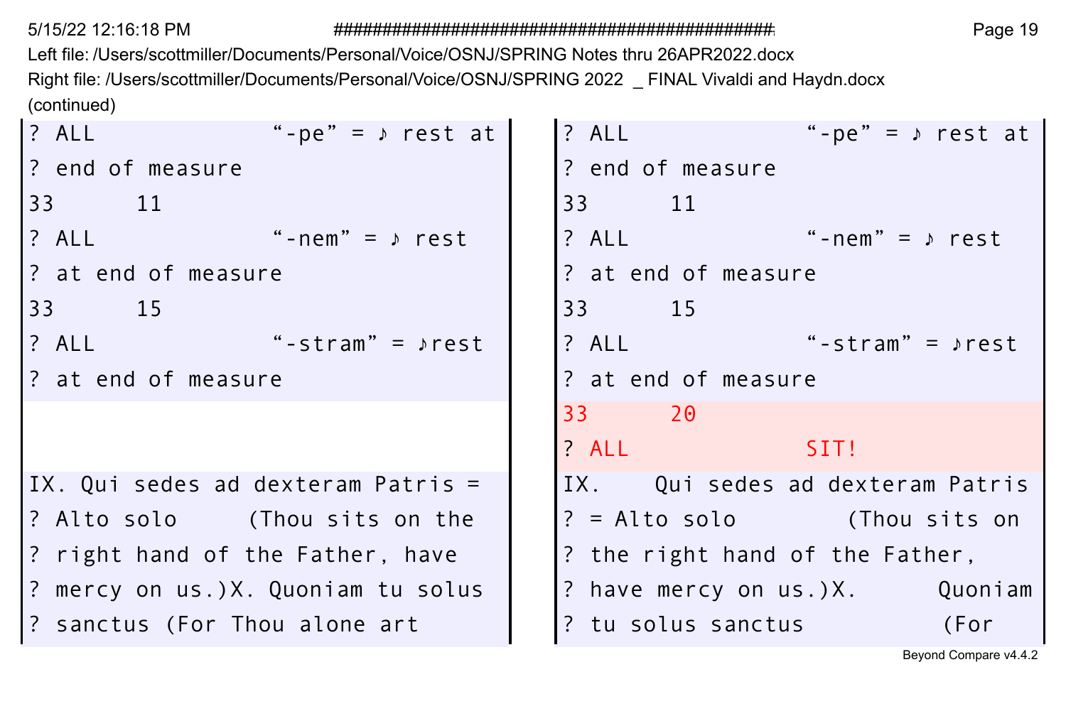Left file: /Users/scottmiller/Documents/Personal/Voice/OSNJ/SPRING Notes thru 26APR2022.docx
Right file: /Users/scottmiller/Documents/Personal/Voice/OSNJ/SPRING 2022 _ FINAL Vivaldi and Haydn.docx
(continued)

| Left | Right |
| --- | --- |
| ? ALL "-pe" = ♪ rest at | ? ALL "-pe" = ♪ rest at |
| ? end of measure | ? end of measure |
| 33 11 | 33 11 |
| ? ALL "-nem" = ♪ rest | ? ALL "-nem" = ♪ rest |
| ? at end of measure | ? at end of measure |
| 33 15 | 33 15 |
| ? ALL "-stram" = ♪rest | ? ALL "-stram" = ♪rest |
| ? at end of measure | ? at end of measure |
| | 33 20 |
| | ? ALL SIT! |
| IX. Qui sedes ad dexteram Patris = | IX. Qui sedes ad dexteram Patris |
| ? Alto solo (Thou sits on the | ? = Alto solo (Thou sits on |
| ? right hand of the Father, have | ? the right hand of the Father, |
| ? mercy on us.)X. Quoniam tu solus | ? have mercy on us.)X. Quoniam |
| ? sanctus (For Thou alone art | ? tu solus sanctus (For |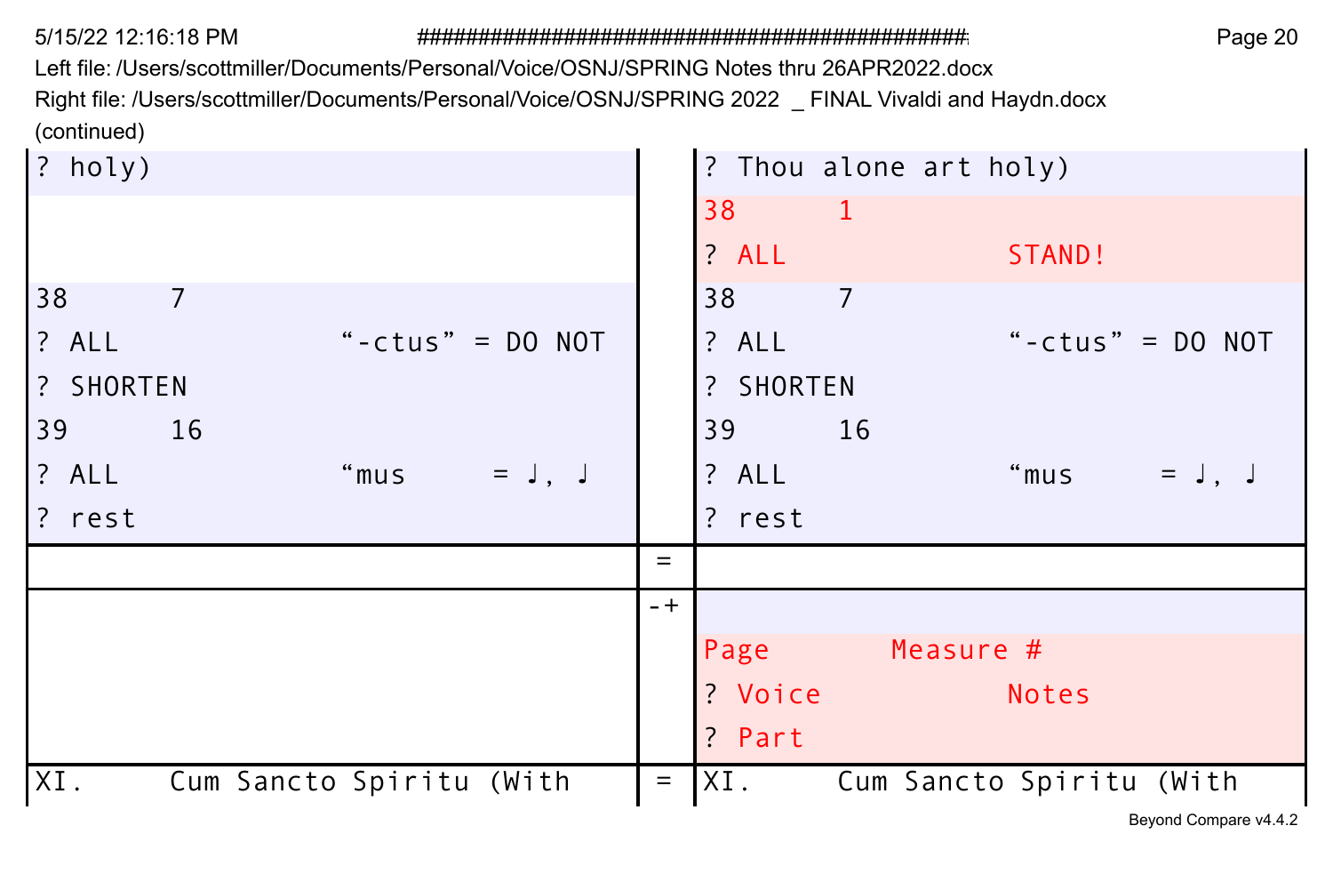Left file: /Users/scottmiller/Documents/Personal/Voice/OSNJ/SPRING Notes thru 26APR2022.docx
Right file: /Users/scottmiller/Documents/Personal/Voice/OSNJ/SPRING 2022 _ FINAL Vivaldi and Haydn.docx
(continued)

| Left file | | Right file |
| --- | --- | --- |
| ? holy) | | ? Thou alone art holy) |
| | | 38 1 |
| | | ? ALL STAND! |
| 38 7 | | 38 7 |
| ? ALL "-ctus" = DO NOT | | ? ALL "-ctus" = DO NOT |
| ? SHORTEN | | ? SHORTEN |
| 39 16 | | 39 16 |
| ? ALL "mus = ♩, ♩ | | ? ALL "mus = ♩, ♩ |
| ? rest | | ? rest |
| | = | |
| | -+ | |
| | | Page Measure # |
| | | ? Voice Notes |
| | | ? Part |
| XI. Cum Sancto Spiritu (With | = | XI. Cum Sancto Spiritu (With |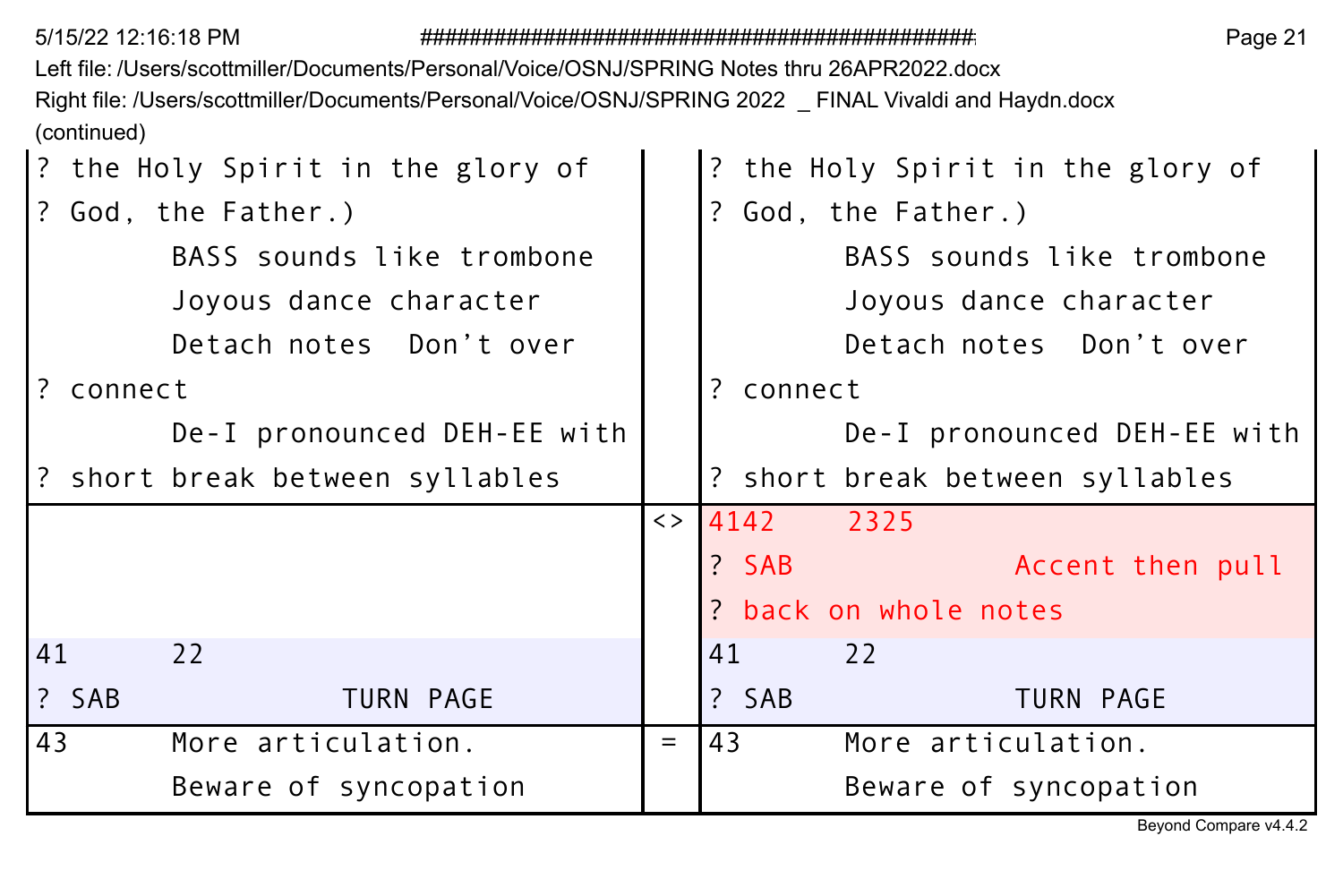Left file: /Users/scottmiller/Documents/Personal/Voice/OSNJ/SPRING Notes thru 26APR2022.docx
Right file: /Users/scottmiller/Documents/Personal/Voice/OSNJ/SPRING 2022 _ FINAL Vivaldi and Haydn.docx
(continued)

| Left file | | Right file |
|---|---|---|
| ? the Holy Spirit in the glory of<br>? God, the Father.)<br>BASS sounds like trombone<br>Joyous dance character<br>Detach notes Don't over<br>? connect<br>De-I pronounced DEH-EE with<br>? short break between syllables | | ? the Holy Spirit in the glory of<br>? God, the Father.)<br>BASS sounds like trombone<br>Joyous dance character<br>Detach notes Don't over<br>? connect<br>De-I pronounced DEH-EE with<br>? short break between syllables |
| | <> | 4142 2325<br>? SAB Accent then pull<br>? back on whole notes |
| 41 22<br>? SAB TURN PAGE | | 41 22<br>? SAB TURN PAGE |
| 43 More articulation.<br>Beware of syncopation | = | 43 More articulation.<br>Beware of syncopation |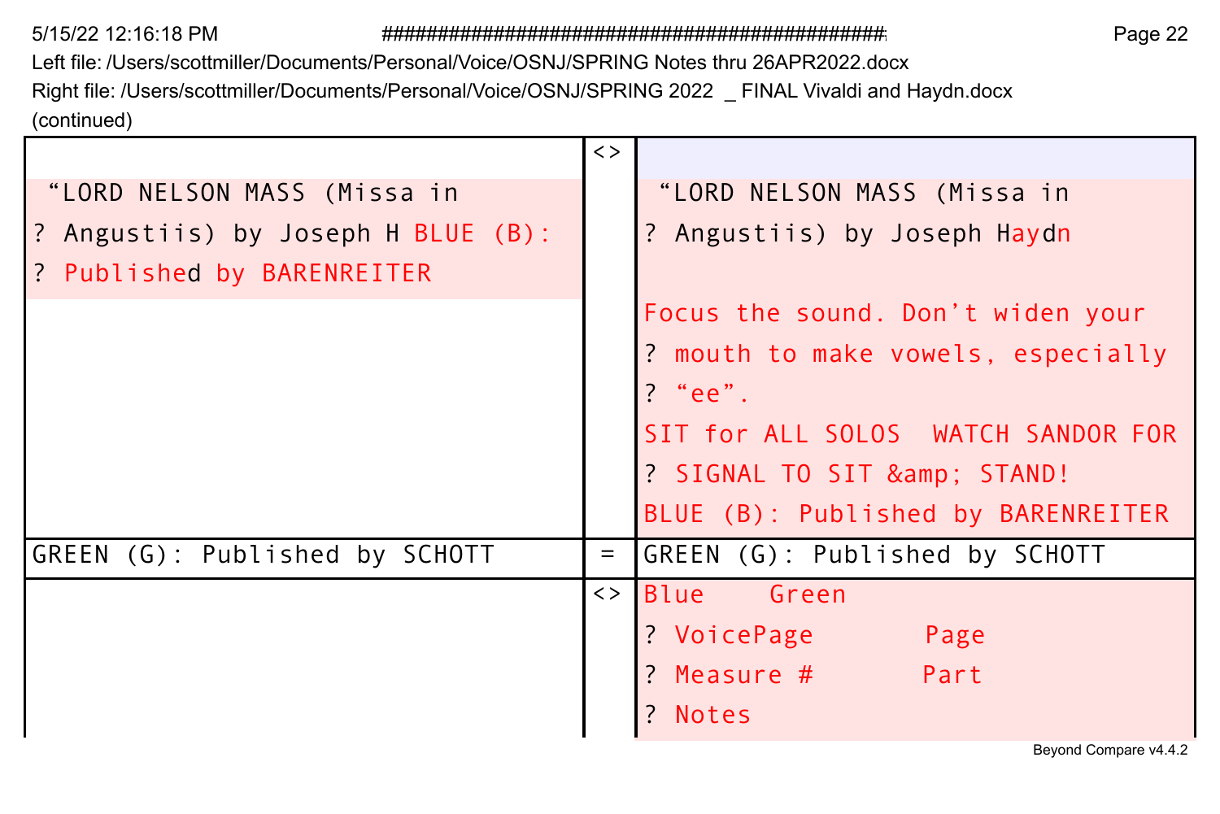Left file: /Users/scottmiller/Documents/Personal/Voice/OSNJ/SPRING Notes thru 26APR2022.docx
Right file: /Users/scottmiller/Documents/Personal/Voice/OSNJ/SPRING 2022 _ FINAL Vivaldi and Haydn.docx
(continued)

| Left | | Right |
|---|---|---|
| “LORD NELSON MASS (Missa in<br>? Angustiis) by Joseph H BLUE (B):<br>? Published by BARENREITER | <> | “LORD NELSON MASS (Missa in<br>? Angustiis) by Joseph Haydn<br><br>Focus the sound. Don’t widen your<br>? mouth to make vowels, especially<br>? “ee”.<br>SIT for ALL SOLOS  WATCH SANDOR FOR<br>? SIGNAL TO SIT &amp; STAND!<br>BLUE (B): Published by BARENREITER |
| GREEN (G): Published by SCHOTT | = | GREEN (G): Published by SCHOTT |
| | <> | Blue    Green<br>? VoicePage       Page<br>? Measure #       Part<br>? Notes |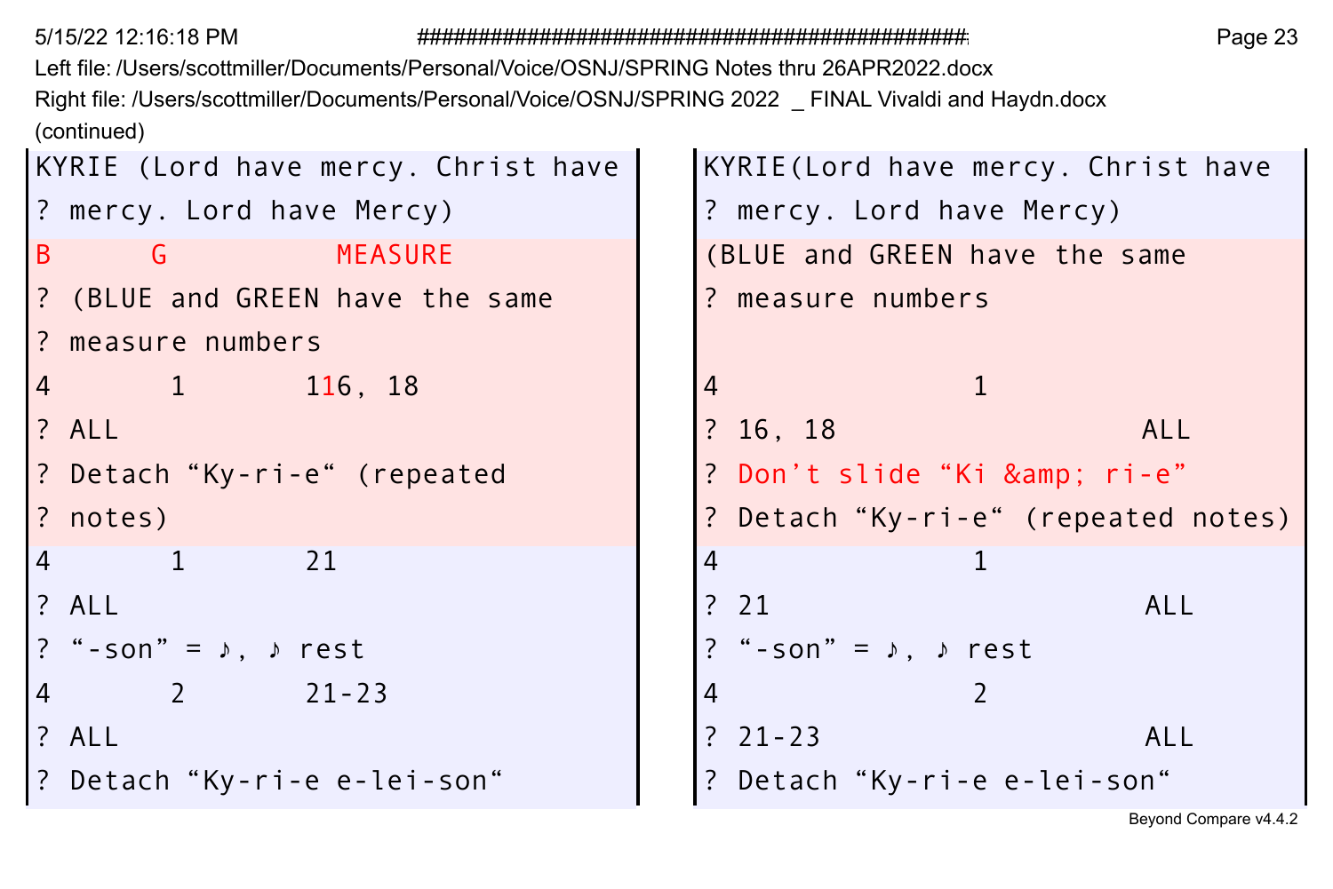Left file: /Users/scottmiller/Documents/Personal/Voice/OSNJ/SPRING Notes thru 26APR2022.docx

Right file: /Users/scottmiller/Documents/Personal/Voice/OSNJ/SPRING 2022 _ FINAL Vivaldi and Haydn.docx

(continued)

| Left | Right |
|---|---|
| KYRIE (Lord have mercy. Christ have | KYRIE(Lord have mercy. Christ have |
| ? mercy. Lord have Mercy) | ? mercy. Lord have Mercy) |
| B G MEASURE | (BLUE and GREEN have the same |
| ? (BLUE and GREEN have the same | ? measure numbers |
| ? measure numbers | |
| 4 1 116, 18 | 4 1 |
| ? ALL | ? 16, 18 ALL |
| ? Detach “Ky-ri-e“ (repeated | ? Don’t slide “Ki &amp; ri-e” |
| ? notes) | ? Detach “Ky-ri-e“ (repeated notes) |
| 4 1 21 | 4 1 |
| ? ALL | ? 21 ALL |
| ? “-son” = ♪, ♪ rest | ? “-son” = ♪, ♪ rest |
| 4 2 21-23 | 4 2 |
| ? ALL | ? 21-23 ALL |
| ? Detach “Ky-ri-e e-lei-son“ | ? Detach “Ky-ri-e e-lei-son“ |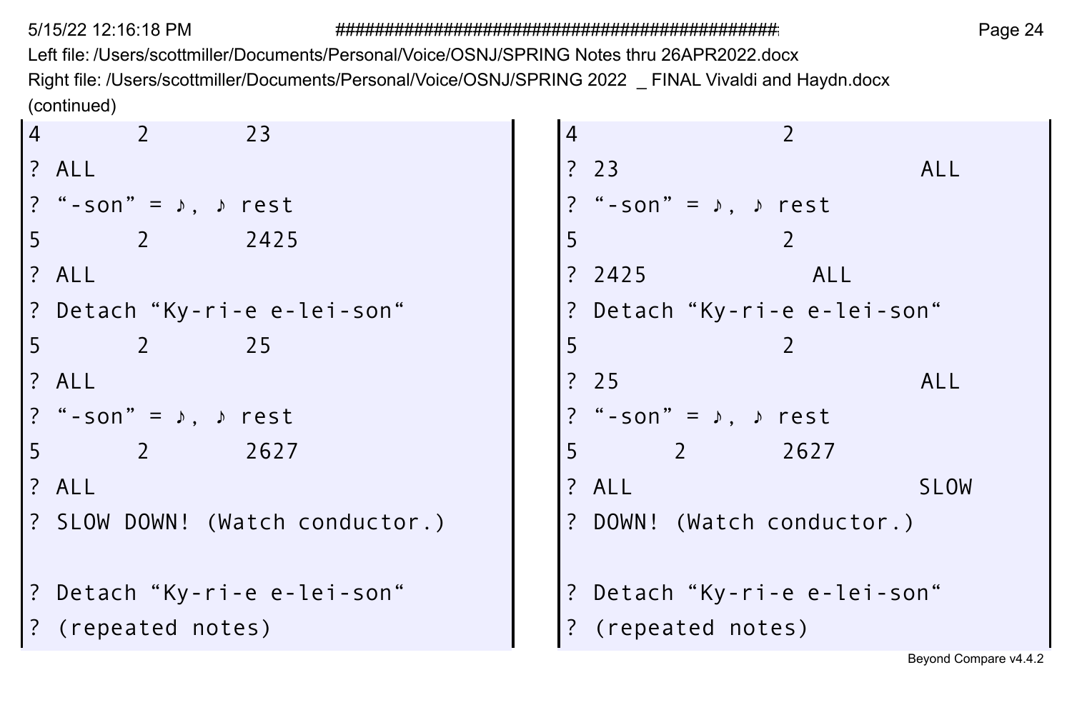Left file: /Users/scottmiller/Documents/Personal/Voice/OSNJ/SPRING Notes thru 26APR2022.docx
Right file: /Users/scottmiller/Documents/Personal/Voice/OSNJ/SPRING 2022 _ FINAL Vivaldi and Haydn.docx
(continued)

| Left file | Right file |
|---|---|
| 4       2       23 | 4                 2 |
| ? ALL | ? 23                          ALL |
| ? “-son” = ♪, ♪ rest | ? “-son” = ♪, ♪ rest |
| 5       2       2425 | 5                 2 |
| ? ALL | ? 2425            ALL |
| ? Detach “Ky-ri-e e-lei-son“ | ? Detach “Ky-ri-e e-lei-son“ |
| 5       2       25 | 5                 2 |
| ? ALL | ? 25                          ALL |
| ? “-son” = ♪, ♪ rest | ? “-son” = ♪, ♪ rest |
| 5       2       2627 | 5       2       2627 |
| ? ALL | ? ALL                         SLOW |
| ? SLOW DOWN! (Watch conductor.) | ? DOWN! (Watch conductor.) |
| | |
| ? Detach “Ky-ri-e e-lei-son“ | ? Detach “Ky-ri-e e-lei-son“ |
| ? (repeated notes) | ? (repeated notes) |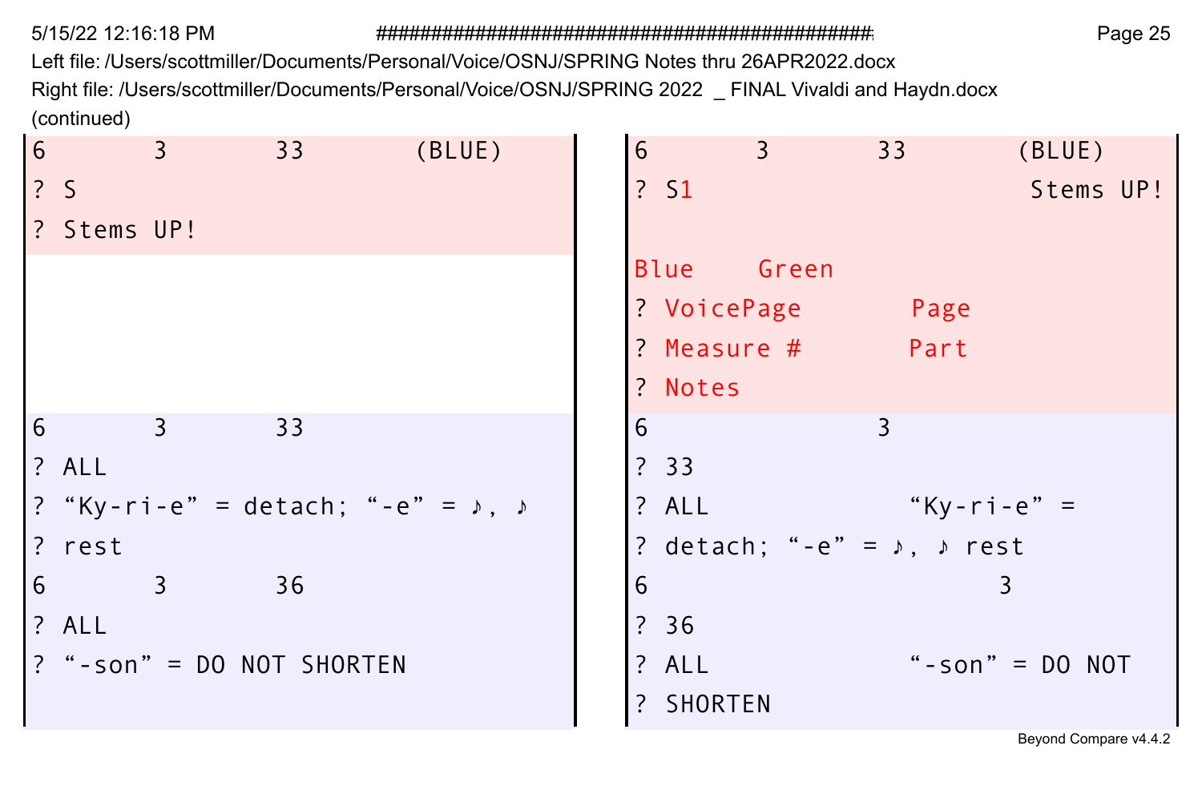Left file: /Users/scottmiller/Documents/Personal/Voice/OSNJ/SPRING Notes thru 26APR2022.docx
Right file: /Users/scottmiller/Documents/Personal/Voice/OSNJ/SPRING 2022 _ FINAL Vivaldi and Haydn.docx
(continued)

| Left file | Right file |
| --- | --- |
| 6 3 33 (BLUE) | 6 3 33 (BLUE) |
| ? S | ? S1 Stems UP! |
| ? Stems UP! | |
| | Blue Green |
| | ? VoicePage Page |
| | ? Measure # Part |
| | ? Notes |
| 6 3 33 | 6 3 |
| ? ALL | ? 33 |
| ? “Ky-ri-e” = detach; “-e” = ♪, ♪ | ? ALL “Ky-ri-e” = |
| ? rest | ? detach; “-e” = ♪, ♪ rest |
| 6 3 36 | 6 3 |
| ? ALL | ? 36 |
| ? “-son” = DO NOT SHORTEN | ? ALL “-son” = DO NOT |
| | ? SHORTEN |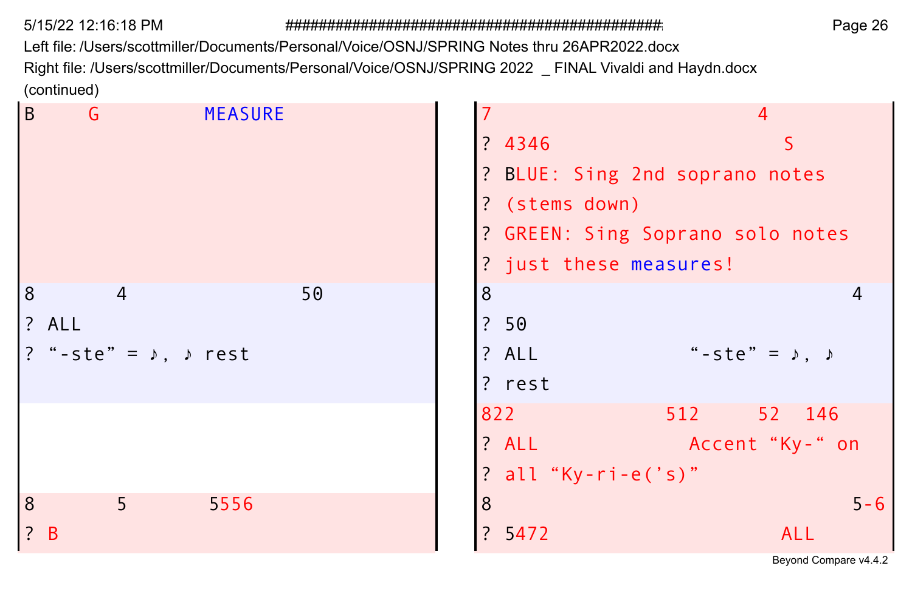5/15/22 12:16:18 PM

Left file: /Users/scottmiller/Documents/Personal/Voice/OSNJ/SPRING Notes thru 26APR2022.docx
Right file: /Users/scottmiller/Documents/Personal/Voice/OSNJ/SPRING 2022 _ FINAL Vivaldi and Haydn.docx
(continued)

| Left file | Right file |
|---|---|
| B G MEASURE | 7 4<br>? 4346 S<br>? BLUE: Sing 2nd soprano notes<br>? (stems down)<br>? GREEN: Sing Soprano solo notes<br>? just these measures! |
| 8 4 50<br>? ALL<br>? "-ste" = ♪, ♪ rest | 8 4<br>? 50<br>? ALL "-ste" = ♪, ♪<br>? rest |
| | 822 512 52 146<br>? ALL Accent "Ky-" on<br>? all "Ky-ri-e('s)" |
| 8 5 5556<br>? B | 8 5-6<br>? 5472 ALL |

Beyond Compare v4.4.2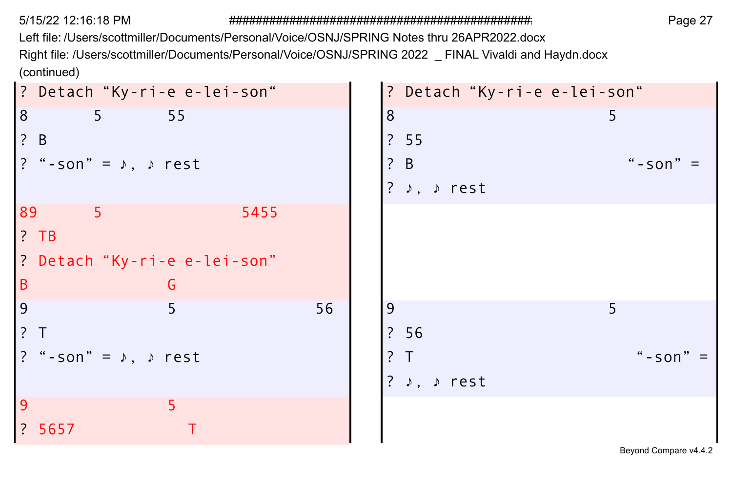(continued)

| Left file: /Users/scottmiller/Documents/Personal/Voice/OSNJ/SPRING Notes thru 26APR2022.docx | Right file: /Users/scottmiller/Documents/Personal/Voice/OSNJ/SPRING 2022 _ FINAL Vivaldi and Haydn.docx |
|---|---|
| ? Detach “Ky-ri-e e-lei-son“ | ? Detach “Ky-ri-e e-lei-son“ |
| 8 5 55 | 8 5 |
| ? B | ? 55 |
| ? “-son” = ♪, ♪ rest | ? B “-son” = |
| | ? ♪, ♪ rest |
| 89 5 5455 | |
| ? TB | |
| ? Detach “Ky-ri-e e-lei-son” | |
| B G | |
| 9 5 56 | 9 5 |
| ? T | ? 56 |
| ? “-son” = ♪, ♪ rest | ? T “-son” = |
| | ? ♪, ♪ rest |
| 9 5 | |
| ? 5657 T | |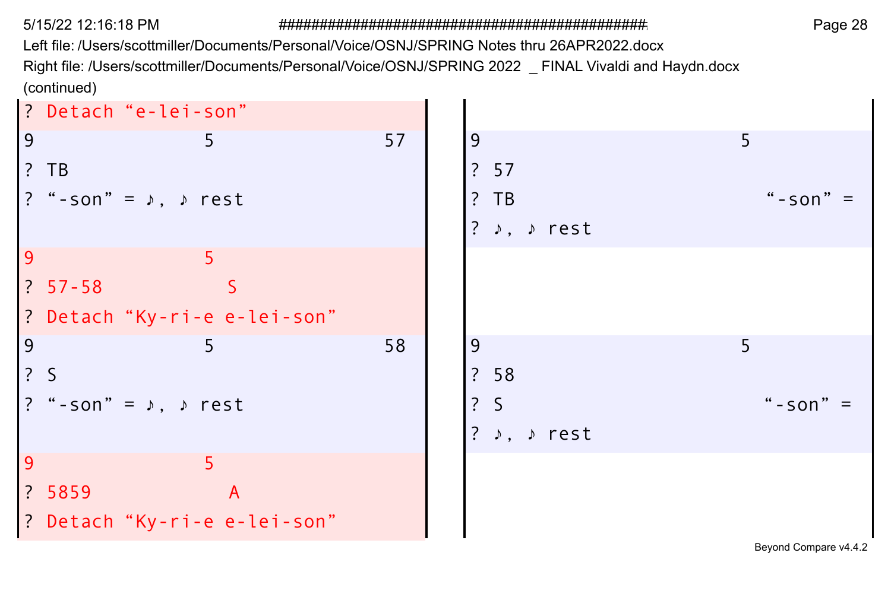Left file: /Users/scottmiller/Documents/Personal/Voice/OSNJ/SPRING Notes thru 26APR2022.docx
Right file: /Users/scottmiller/Documents/Personal/Voice/OSNJ/SPRING 2022 _ FINAL Vivaldi and Haydn.docx
(continued)

| Left | Right |
| --- | --- |
| ? Detach “e-lei-son” | |
| 9 5 57 | 9 5 |
| ? TB | ? 57 |
| ? “-son” = ♪, ♪ rest | ? TB “-son” = |
| | ? ♪, ♪ rest |
| 9 5 | |
| ? 57-58 S | |
| ? Detach “Ky-ri-e e-lei-son” | |
| 9 5 58 | 9 5 |
| ? S | ? 58 |
| ? “-son” = ♪, ♪ rest | ? S “-son” = |
| | ? ♪, ♪ rest |
| 9 5 | |
| ? 5859 A | |
| ? Detach “Ky-ri-e e-lei-son” | |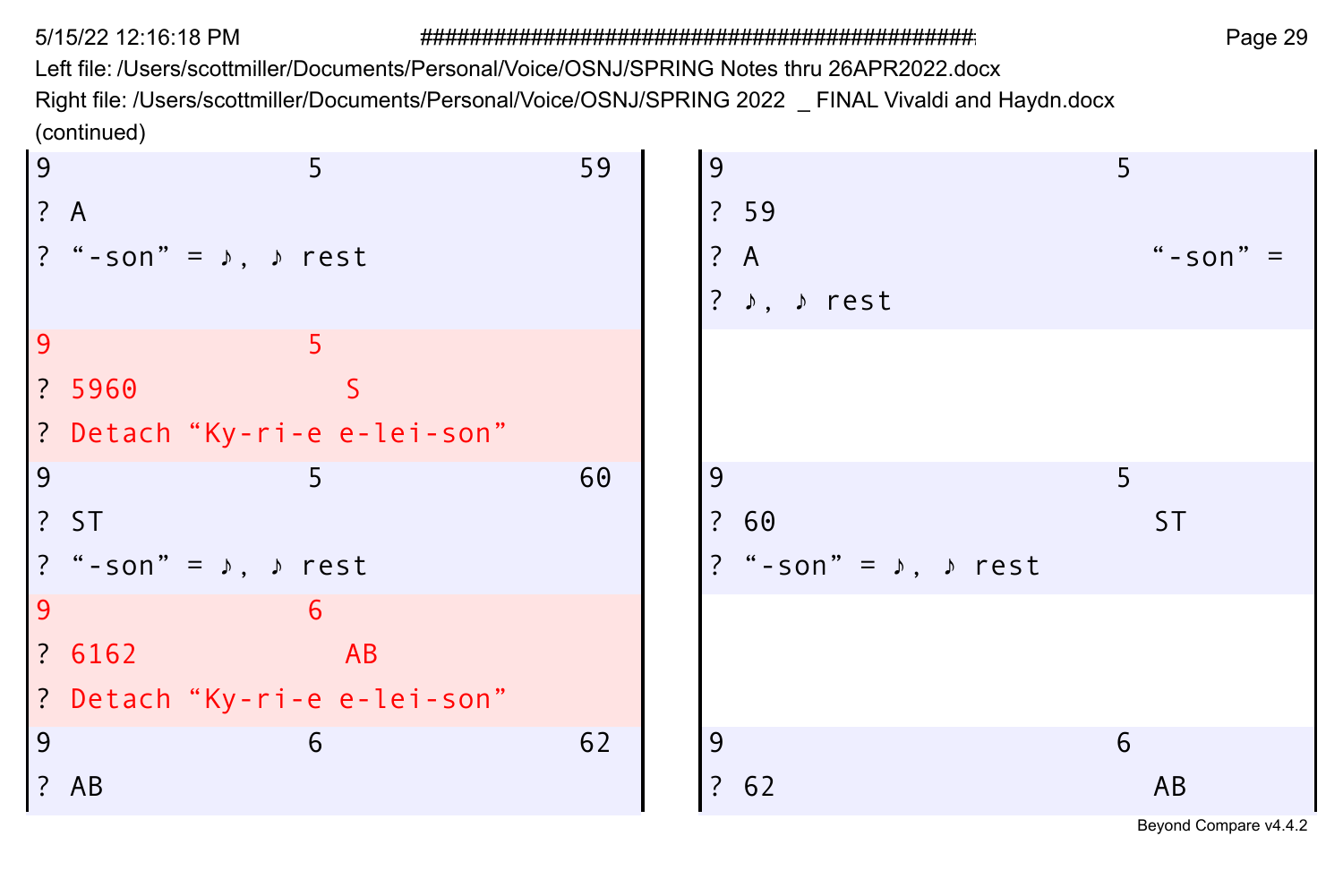Left file: /Users/scottmiller/Documents/Personal/Voice/OSNJ/SPRING Notes thru 26APR2022.docx
Right file: /Users/scottmiller/Documents/Personal/Voice/OSNJ/SPRING 2022 _ FINAL Vivaldi and Haydn.docx
(continued)

| Left | Right |
|---|---|
| 9 5 59<br>? A<br>? “-son” = ♪, ♪ rest | 9 5<br>? 59<br>? A “-son” =<br>? ♪, ♪ rest |
| 9 5<br>? 5960 S<br>? Detach “Ky-ri-e e-lei-son” | |
| 9 5 60<br>? ST<br>? “-son” = ♪, ♪ rest | 9 5<br>? 60 ST<br>? “-son” = ♪, ♪ rest |
| 9 6<br>? 6162 AB<br>? Detach “Ky-ri-e e-lei-son” | |
| 9 6 62<br>? AB | 9 6<br>? 62 AB |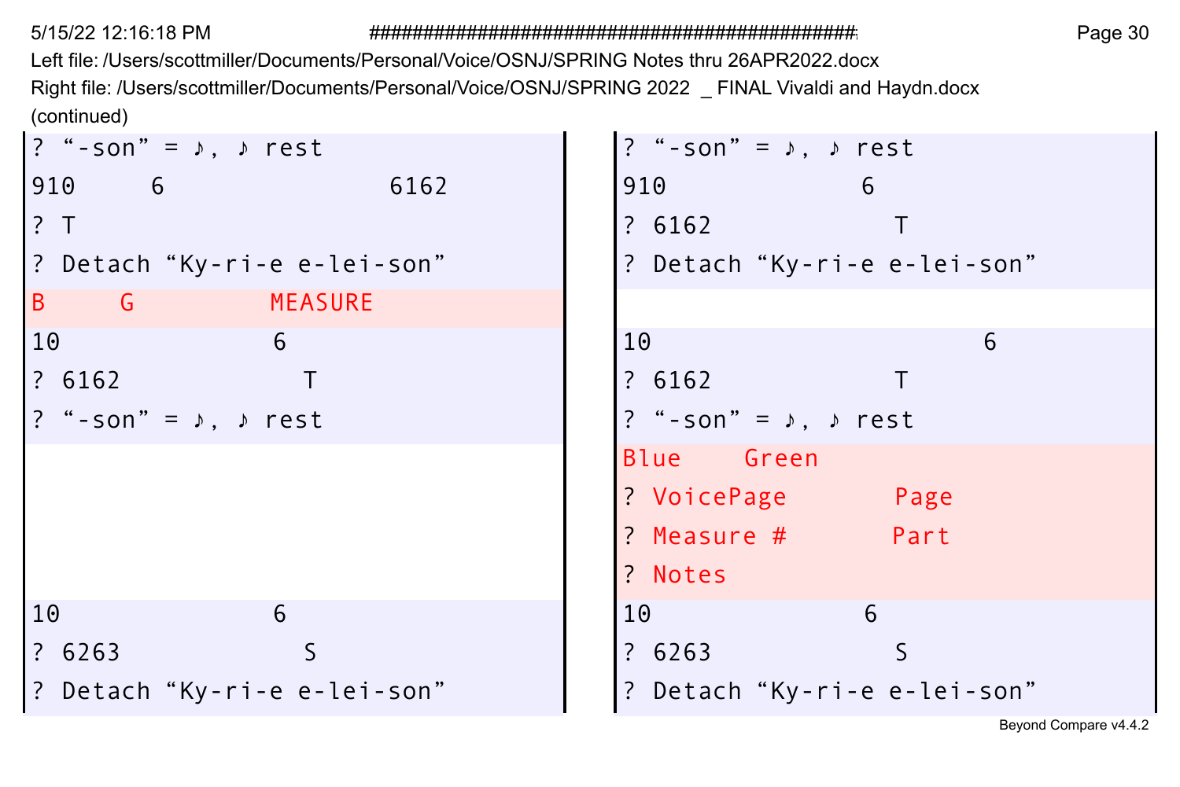Left file: /Users/scottmiller/Documents/Personal/Voice/OSNJ/SPRING Notes thru 26APR2022.docx
Right file: /Users/scottmiller/Documents/Personal/Voice/OSNJ/SPRING 2022 _ FINAL Vivaldi and Haydn.docx
(continued)

| Left | Right |
|---|---|
| ? “-son” = ♪, ♪ rest | ? “-son” = ♪, ♪ rest |
| 910 6 6162 | 910 6 |
| ? T | ? 6162 T |
| ? Detach “Ky-ri-e e-lei-son” | ? Detach “Ky-ri-e e-lei-son” |
| B G MEASURE | |
| 10 6 | 10 6 |
| ? 6162 T | ? 6162 T |
| ? “-son” = ♪, ♪ rest | ? “-son” = ♪, ♪ rest |
| | Blue Green |
| | ? VoicePage Page |
| | ? Measure # Part |
| | ? Notes |
| 10 6 | 10 6 |
| ? 6263 S | ? 6263 S |
| ? Detach “Ky-ri-e e-lei-son” | ? Detach “Ky-ri-e e-lei-son” |

Beyond Compare v4.4.2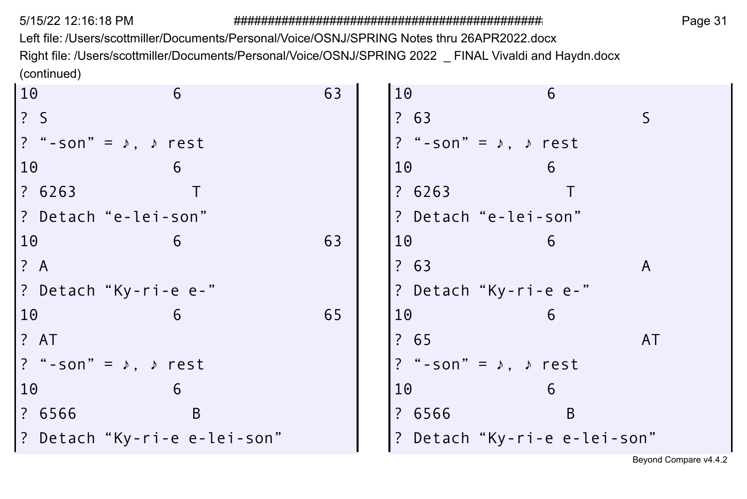Left file: /Users/scottmiller/Documents/Personal/Voice/OSNJ/SPRING Notes thru 26APR2022.docx
Right file: /Users/scottmiller/Documents/Personal/Voice/OSNJ/SPRING 2022 _ FINAL Vivaldi and Haydn.docx
(continued)

| Left | Right |
| --- | --- |
| 10 6 63 | 10 6 |
| ? S | ? 63 S |
| ? “-son” = ♪, ♪ rest | ? “-son” = ♪, ♪ rest |
| 10 6 | 10 6 |
| ? 6263 T | ? 6263 T |
| ? Detach “e-lei-son” | ? Detach “e-lei-son” |
| 10 6 63 | 10 6 |
| ? A | ? 63 A |
| ? Detach “Ky-ri-e e-” | ? Detach “Ky-ri-e e-” |
| 10 6 65 | 10 6 |
| ? AT | ? 65 AT |
| ? “-son” = ♪, ♪ rest | ? “-son” = ♪, ♪ rest |
| 10 6 | 10 6 |
| ? 6566 B | ? 6566 B |
| ? Detach “Ky-ri-e e-lei-son” | ? Detach “Ky-ri-e e-lei-son” |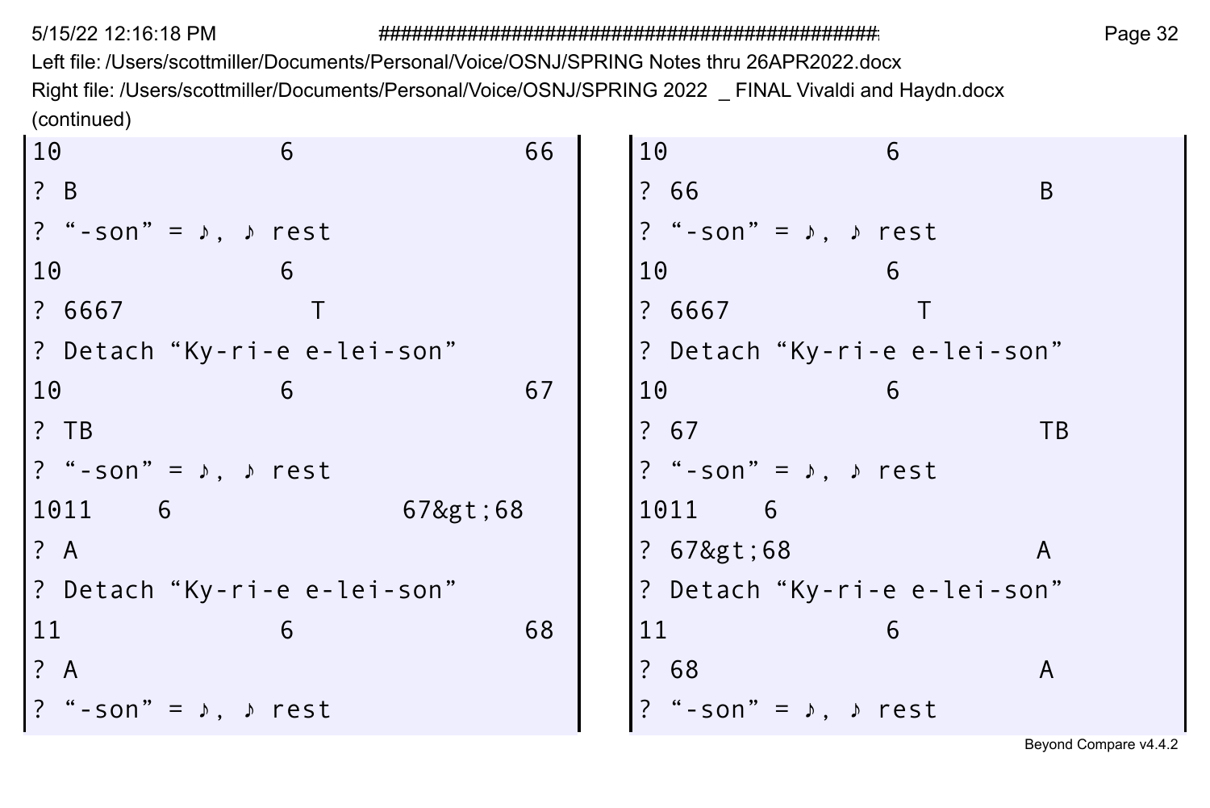Left file: /Users/scottmiller/Documents/Personal/Voice/OSNJ/SPRING Notes thru 26APR2022.docx
Right file: /Users/scottmiller/Documents/Personal/Voice/OSNJ/SPRING 2022 _ FINAL Vivaldi and Haydn.docx
(continued)

| Left | Right |
| --- | --- |
| 10 6 66 | 10 6 |
| ? B | ? 66 B |
| ? “-son” = ♪, ♪ rest | ? “-son” = ♪, ♪ rest |
| 10 6 | 10 6 |
| ? 6667 T | ? 6667 T |
| ? Detach “Ky-ri-e e-lei-son” | ? Detach “Ky-ri-e e-lei-son” |
| 10 6 67 | 10 6 |
| ? TB | ? 67 TB |
| ? “-son” = ♪, ♪ rest | ? “-son” = ♪, ♪ rest |
| 1011 6 67&gt;68 | 1011 6 |
| ? A | ? 67&gt;68 A |
| ? Detach “Ky-ri-e e-lei-son” | ? Detach “Ky-ri-e e-lei-son” |
| 11 6 68 | 11 6 |
| ? A | ? 68 A |
| ? “-son” = ♪, ♪ rest | ? “-son” = ♪, ♪ rest |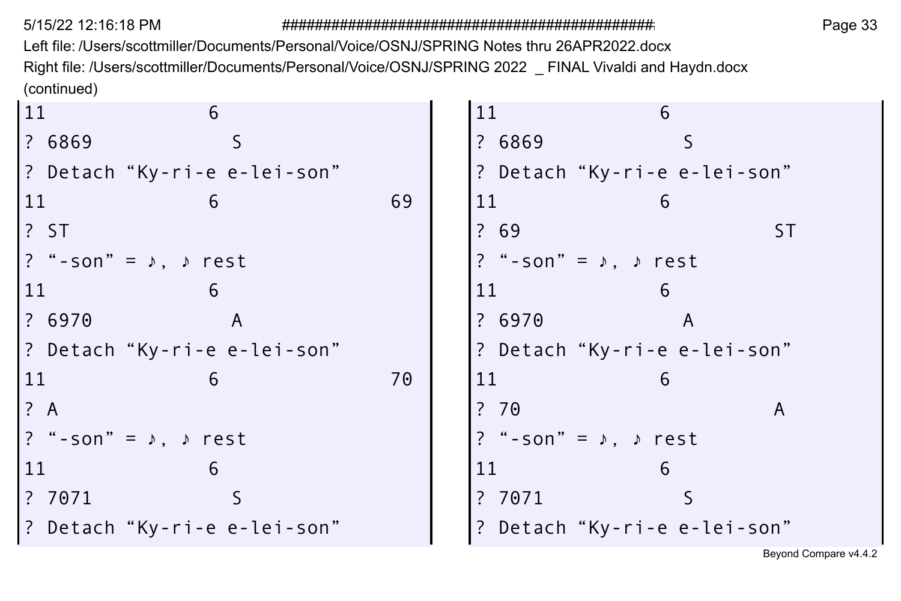Left file: /Users/scottmiller/Documents/Personal/Voice/OSNJ/SPRING Notes thru 26APR2022.docx
Right file: /Users/scottmiller/Documents/Personal/Voice/OSNJ/SPRING 2022 _ FINAL Vivaldi and Haydn.docx
(continued)

| Left | Right |
|---|---|
| 11 6 | 11 6 |
| ? 6869 S | ? 6869 S |
| ? Detach “Ky-ri-e e-lei-son” | ? Detach “Ky-ri-e e-lei-son” |
| 11 6 69 | 11 6 |
| ? ST | ? 69 ST |
| ? “-son” = ♪, ♪ rest | ? “-son” = ♪, ♪ rest |
| 11 6 | 11 6 |
| ? 6970 A | ? 6970 A |
| ? Detach “Ky-ri-e e-lei-son” | ? Detach “Ky-ri-e e-lei-son” |
| 11 6 70 | 11 6 |
| ? A | ? 70 A |
| ? “-son” = ♪, ♪ rest | ? “-son” = ♪, ♪ rest |
| 11 6 | 11 6 |
| ? 7071 S | ? 7071 S |
| ? Detach “Ky-ri-e e-lei-son” | ? Detach “Ky-ri-e e-lei-son” |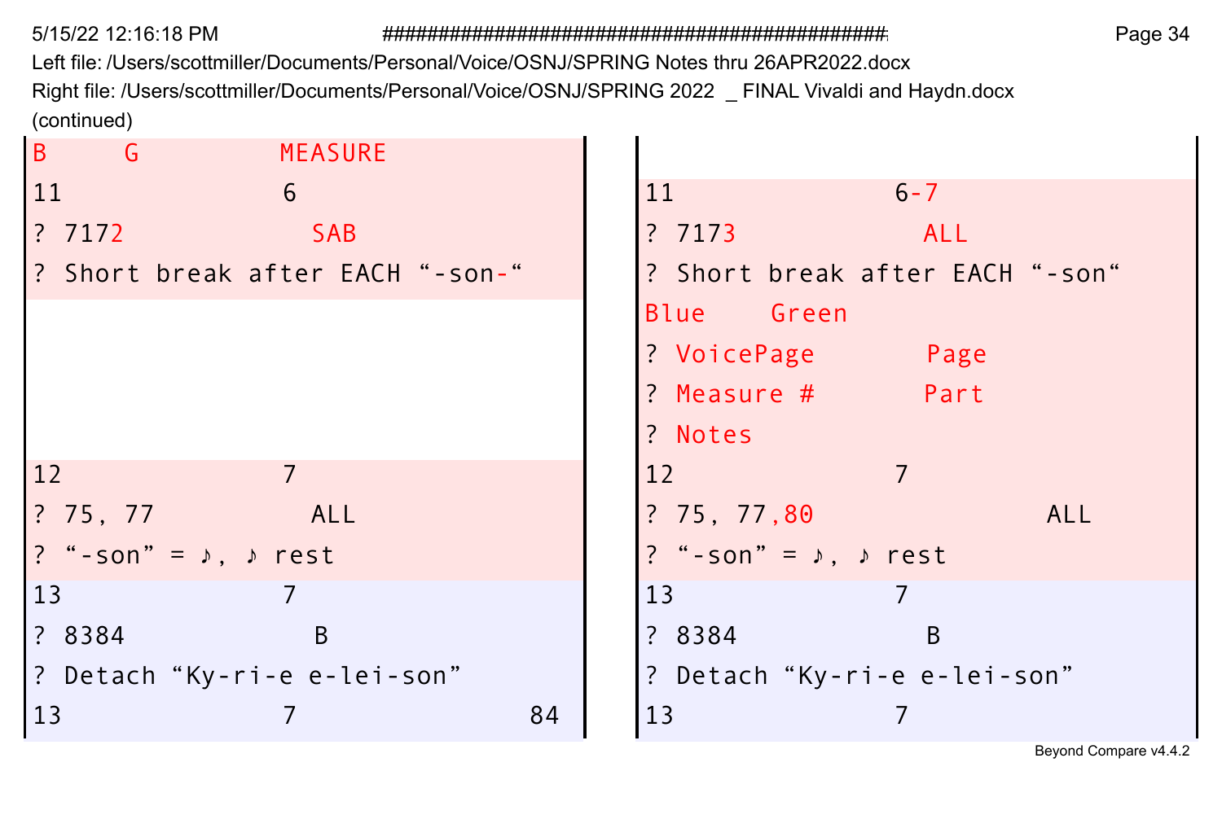Left file: /Users/scottmiller/Documents/Personal/Voice/OSNJ/SPRING Notes thru 26APR2022.docx
Right file: /Users/scottmiller/Documents/Personal/Voice/OSNJ/SPRING 2022 _ FINAL Vivaldi and Haydn.docx
(continued)

| Left file | Right file |
|---|---|
| B G MEASURE | |
| 11 6 | 11 6-7 |
| ? 7172 SAB | ? 7173 ALL |
| ? Short break after EACH “-son-“ | ? Short break after EACH “-son“ |
| | Blue Green |
| | ? VoicePage Page |
| | ? Measure # Part |
| | ? Notes |
| 12 7 | 12 7 |
| ? 75, 77 ALL | ? 75, 77,80 ALL |
| ? “-son” = ♪, ♪ rest | ? “-son” = ♪, ♪ rest |
| 13 7 | 13 7 |
| ? 8384 B | ? 8384 B |
| ? Detach “Ky-ri-e e-lei-son” | ? Detach “Ky-ri-e e-lei-son” |
| 13 7 84 | 13 7 |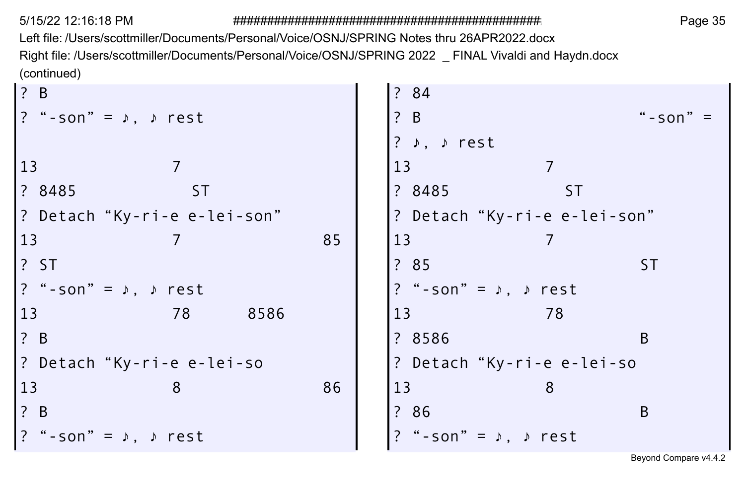Left file: /Users/scottmiller/Documents/Personal/Voice/OSNJ/SPRING Notes thru 26APR2022.docx
Right file: /Users/scottmiller/Documents/Personal/Voice/OSNJ/SPRING 2022 _ FINAL Vivaldi and Haydn.docx
(continued)

| Left | Right |
|---|---|
| ? B | ? 84 |
| ? “-son” = ♪, ♪ rest | ? B “-son” = |
| | ? ♪, ♪ rest |
| 13 7 | 13 7 |
| ? 8485 ST | ? 8485 ST |
| ? Detach “Ky-ri-e e-lei-son” | ? Detach “Ky-ri-e e-lei-son” |
| 13 7 85 | 13 7 |
| ? ST | ? 85 ST |
| ? “-son” = ♪, ♪ rest | ? “-son” = ♪, ♪ rest |
| 13 78 8586 | 13 78 |
| ? B | ? 8586 B |
| ? Detach “Ky-ri-e e-lei-so | ? Detach “Ky-ri-e e-lei-so |
| 13 8 86 | 13 8 |
| ? B | ? 86 B |
| ? “-son” = ♪, ♪ rest | ? “-son” = ♪, ♪ rest |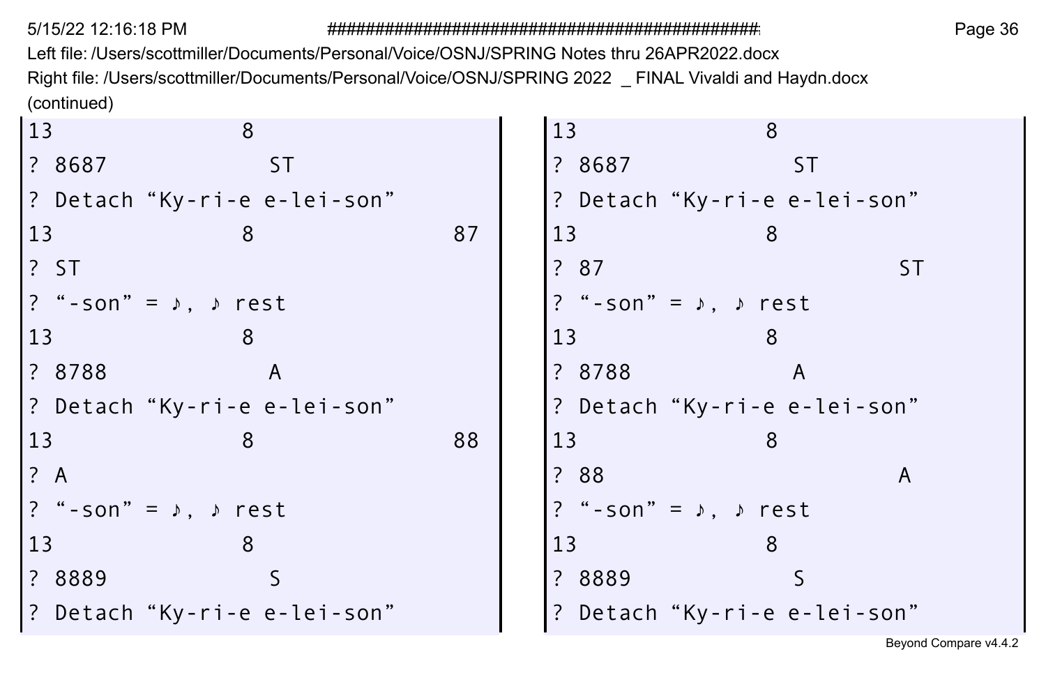Left file: /Users/scottmiller/Documents/Personal/Voice/OSNJ/SPRING Notes thru 26APR2022.docx
Right file: /Users/scottmiller/Documents/Personal/Voice/OSNJ/SPRING 2022 _ FINAL Vivaldi and Haydn.docx
(continued)

| Left | Right |
|---|---|
| 13 8 | 13 8 |
| ? 8687 ST | ? 8687 ST |
| ? Detach “Ky-ri-e e-lei-son” | ? Detach “Ky-ri-e e-lei-son” |
| 13 8 87 | 13 8 |
| ? ST | ? 87 ST |
| ? “-son” = ♪, ♪ rest | ? “-son” = ♪, ♪ rest |
| 13 8 | 13 8 |
| ? 8788 A | ? 8788 A |
| ? Detach “Ky-ri-e e-lei-son” | ? Detach “Ky-ri-e e-lei-son” |
| 13 8 88 | 13 8 |
| ? A | ? 88 A |
| ? “-son” = ♪, ♪ rest | ? “-son” = ♪, ♪ rest |
| 13 8 | 13 8 |
| ? 8889 S | ? 8889 S |
| ? Detach “Ky-ri-e e-lei-son” | ? Detach “Ky-ri-e e-lei-son” |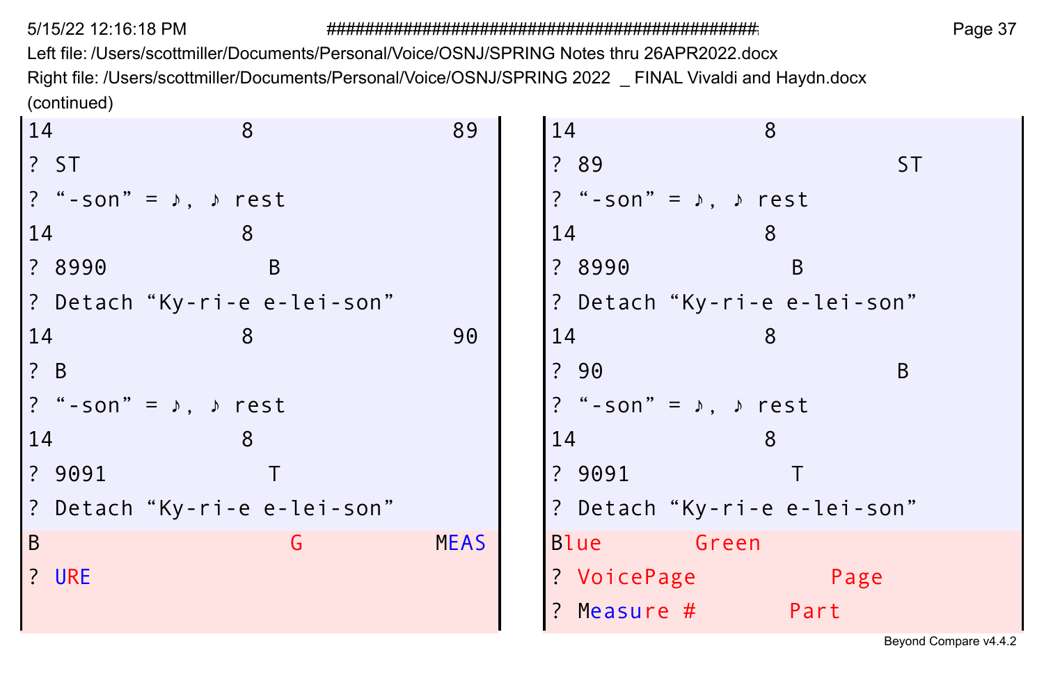Left file: /Users/scottmiller/Documents/Personal/Voice/OSNJ/SPRING Notes thru 26APR2022.docx
Right file: /Users/scottmiller/Documents/Personal/Voice/OSNJ/SPRING 2022 _ FINAL Vivaldi and Haydn.docx
(continued)

| Left file | Right file |
| --- | --- |
| 14 8 89 | 14 8 |
| ? ST | ? 89 ST |
| ? “-son” = ♪, ♪ rest | ? “-son” = ♪, ♪ rest |
| 14 8 | 14 8 |
| ? 8990 B | ? 8990 B |
| ? Detach “Ky-ri-e e-lei-son” | ? Detach “Ky-ri-e e-lei-son” |
| 14 8 90 | 14 8 |
| ? B | ? 90 B |
| ? “-son” = ♪, ♪ rest | ? “-son” = ♪, ♪ rest |
| 14 8 | 14 8 |
| ? 9091 T | ? 9091 T |
| ? Detach “Ky-ri-e e-lei-son” | ? Detach “Ky-ri-e e-lei-son” |
| B G MEAS | Blue Green |
| ? URE | ? VoicePage Page |
| | ? Measure # Part |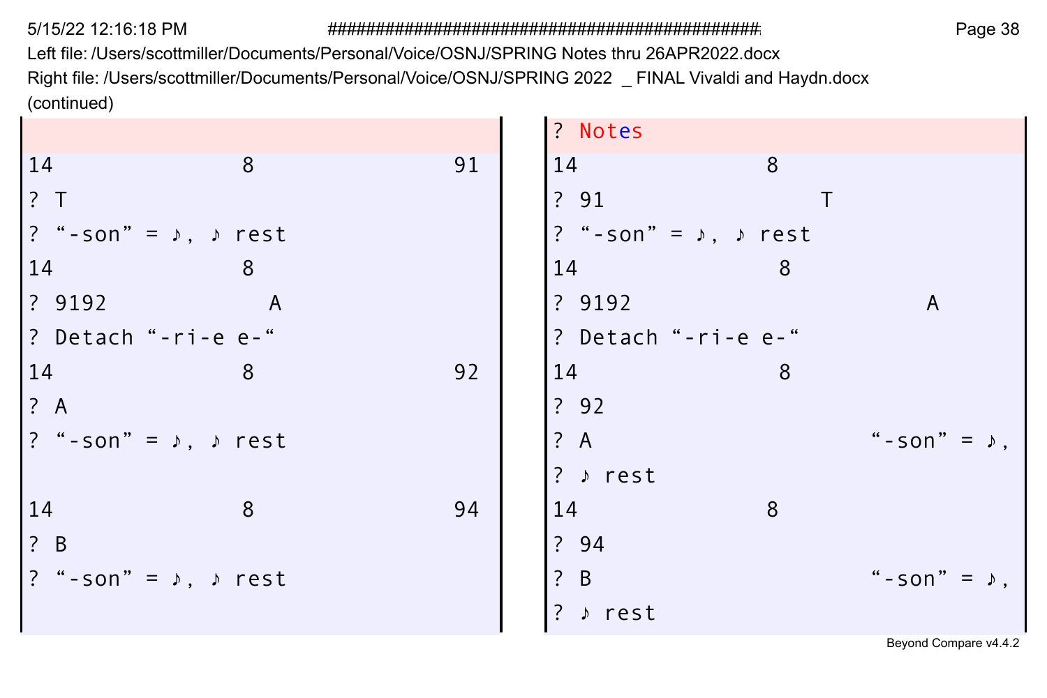Left file: /Users/scottmiller/Documents/Personal/Voice/OSNJ/SPRING Notes thru 26APR2022.docx
Right file: /Users/scottmiller/Documents/Personal/Voice/OSNJ/SPRING 2022 _ FINAL Vivaldi and Haydn.docx
(continued)

| Left file | Right file |
| --- | --- |
| | ? Notes |
| 14 8 91 | 14 8 |
| ? T | ? 91 T |
| ? “-son” = ♪, ♪ rest | ? “-son” = ♪, ♪ rest |
| 14 8 | 14 8 |
| ? 9192 A | ? 9192 A |
| ? Detach “-ri-e e-“ | ? Detach “-ri-e e-“ |
| 14 8 92 | 14 8 |
| ? A | ? 92 |
| ? “-son” = ♪, ♪ rest | ? A “-son” = ♪, |
| | ? ♪ rest |
| 14 8 94 | 14 8 |
| ? B | ? 94 |
| ? “-son” = ♪, ♪ rest | ? B “-son” = ♪, |
| | ? ♪ rest |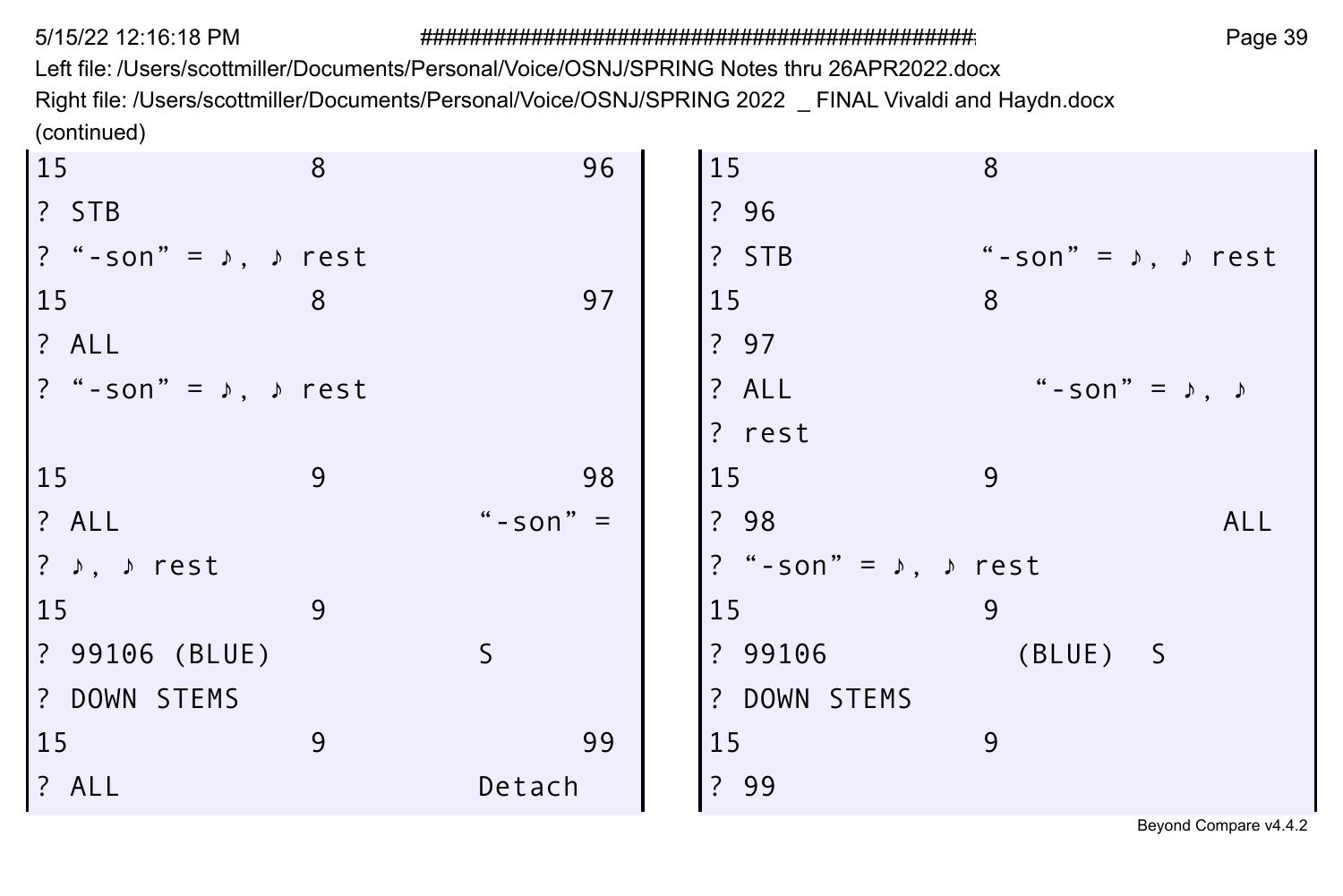Left file: /Users/scottmiller/Documents/Personal/Voice/OSNJ/SPRING Notes thru 26APR2022.docx

Right file: /Users/scottmiller/Documents/Personal/Voice/OSNJ/SPRING 2022 _ FINAL Vivaldi and Haydn.docx

(continued)

| Left file | Right file |
| --- | --- |
| 15 8 96 | 15 8 |
| ? STB | ? 96 |
| ? “-son” = ♪, ♪ rest | ? STB “-son” = ♪, ♪ rest |
| 15 8 97 | 15 8 |
| ? ALL | ? 97 |
| ? “-son” = ♪, ♪ rest | ? ALL “-son” = ♪, ♪ |
| | ? rest |
| 15 9 98 | 15 9 |
| ? ALL “-son” = | ? 98 ALL |
| ? ♪, ♪ rest | ? “-son” = ♪, ♪ rest |
| 15 9 | 15 9 |
| ? 99106 (BLUE) S | ? 99106 (BLUE) S |
| ? DOWN STEMS | ? DOWN STEMS |
| 15 9 99 | 15 9 |
| ? ALL Detach | ? 99 |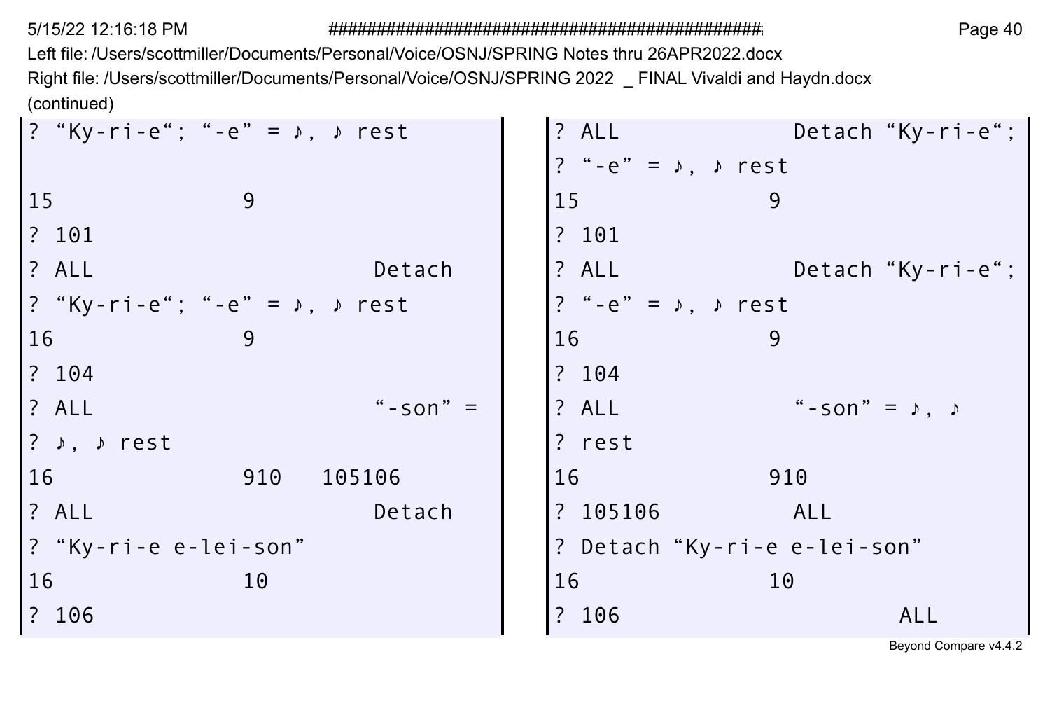Left file: /Users/scottmiller/Documents/Personal/Voice/OSNJ/SPRING Notes thru 26APR2022.docx
Right file: /Users/scottmiller/Documents/Personal/Voice/OSNJ/SPRING 2022 _ FINAL Vivaldi and Haydn.docx
(continued)

| Left | Right |
|---|---|
| ? “Ky-ri-e“; “-e” = ♪, ♪ rest | ? ALL Detach “Ky-ri-e“; |
| | ? “-e” = ♪, ♪ rest |
| 15 9 | 15 9 |
| ? 101 | ? 101 |
| ? ALL Detach | ? ALL Detach “Ky-ri-e“; |
| ? “Ky-ri-e“; “-e” = ♪, ♪ rest | ? “-e” = ♪, ♪ rest |
| 16 9 | 16 9 |
| ? 104 | ? 104 |
| ? ALL “-son” = | ? ALL “-son” = ♪, ♪ |
| ? ♪, ♪ rest | ? rest |
| 16 910 105106 | 16 910 |
| ? ALL Detach | ? 105106 ALL |
| ? “Ky-ri-e e-lei-son” | ? Detach “Ky-ri-e e-lei-son” |
| 16 10 | 16 10 |
| ? 106 | ? 106 ALL |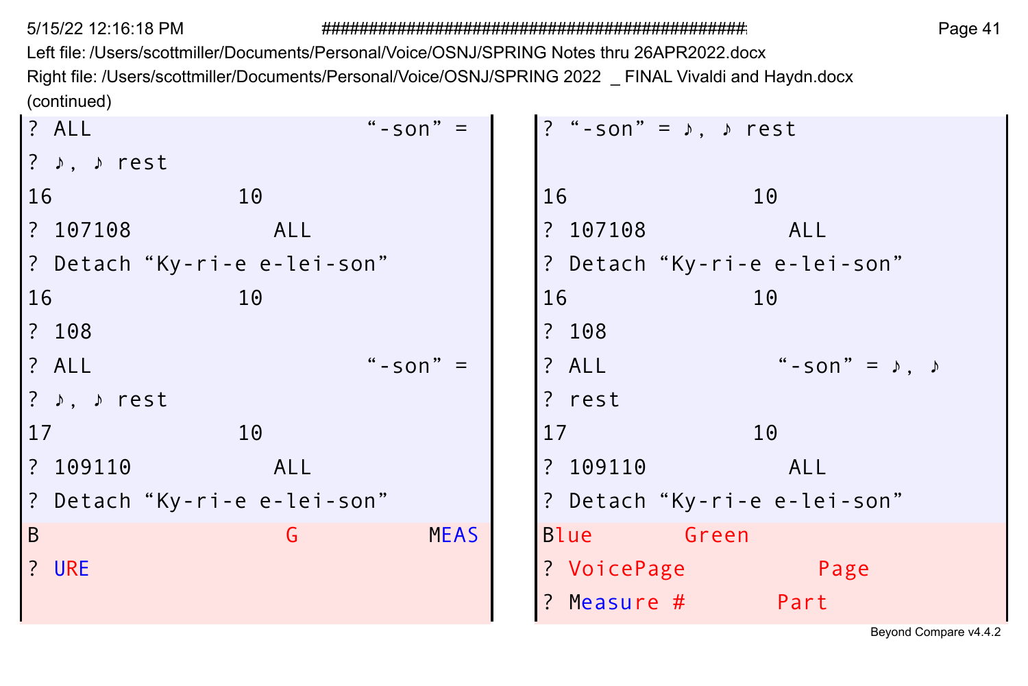Left file: /Users/scottmiller/Documents/Personal/Voice/OSNJ/SPRING Notes thru 26APR2022.docx
Right file: /Users/scottmiller/Documents/Personal/Voice/OSNJ/SPRING 2022 _ FINAL Vivaldi and Haydn.docx
(continued)

| Left | Right |
|---|---|
| ? ALL                    “-son” = | ? “-son” = ♪, ♪ rest |
| ? ♪, ♪ rest | |
| 16          10 | 16          10 |
| ? 107108        ALL | ? 107108        ALL |
| ? Detach “Ky-ri-e e-lei-son” | ? Detach “Ky-ri-e e-lei-son” |
| 16          10 | 16          10 |
| ? 108 | ? 108 |
| ? ALL                    “-son” = | ? ALL            “-son” = ♪, ♪ |
| ? ♪, ♪ rest | ? rest |
| 17          10 | 17          10 |
| ? 109110        ALL | ? 109110        ALL |
| ? Detach “Ky-ri-e e-lei-son” | ? Detach “Ky-ri-e e-lei-son” |
| B           G          MEAS | Blue      Green |
| ? URE | ? VoicePage        Page |
| | ? Measure #      Part |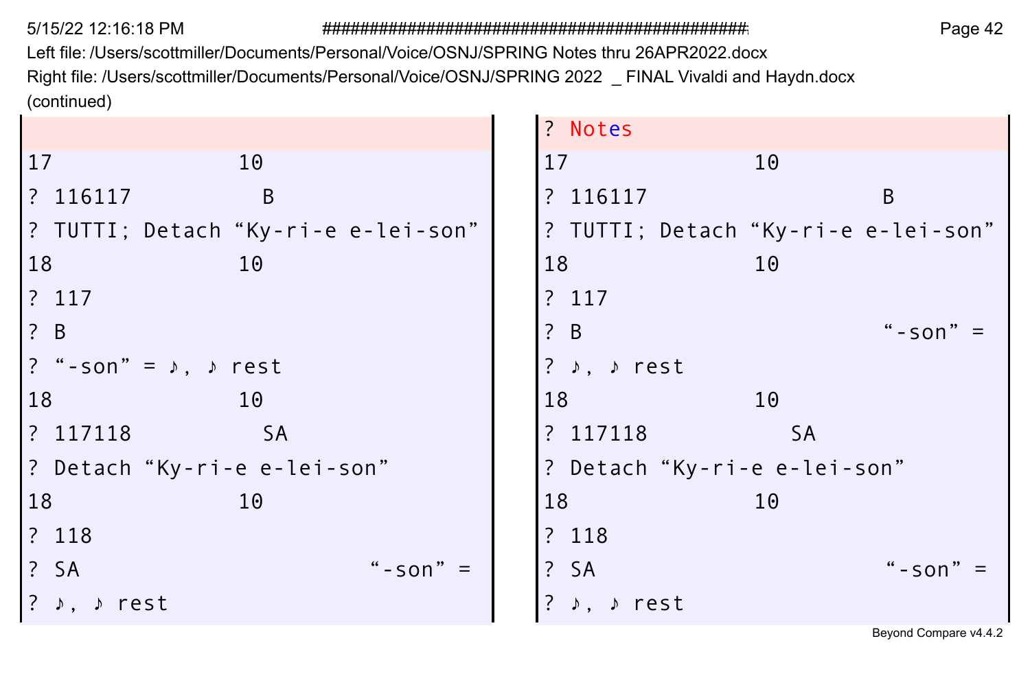Left file: /Users/scottmiller/Documents/Personal/Voice/OSNJ/SPRING Notes thru 26APR2022.docx
Right file: /Users/scottmiller/Documents/Personal/Voice/OSNJ/SPRING 2022 _ FINAL Vivaldi and Haydn.docx
(continued)

| Left file | Right file |
|---|---|
| | ? Notes |
| 17 10 | 17 10 |
| ? 116117 B | ? 116117 B |
| ? TUTTI; Detach “Ky-ri-e e-lei-son” | ? TUTTI; Detach “Ky-ri-e e-lei-son” |
| 18 10 | 18 10 |
| ? 117 | ? 117 |
| ? B | ? B “-son” = |
| ? “-son” = ♪, ♪ rest | ? ♪, ♪ rest |
| 18 10 | 18 10 |
| ? 117118 SA | ? 117118 SA |
| ? Detach “Ky-ri-e e-lei-son” | ? Detach “Ky-ri-e e-lei-son” |
| 18 10 | 18 10 |
| ? 118 | ? 118 |
| ? SA “-son” = | ? SA “-son” = |
| ? ♪, ♪ rest | ? ♪, ♪ rest |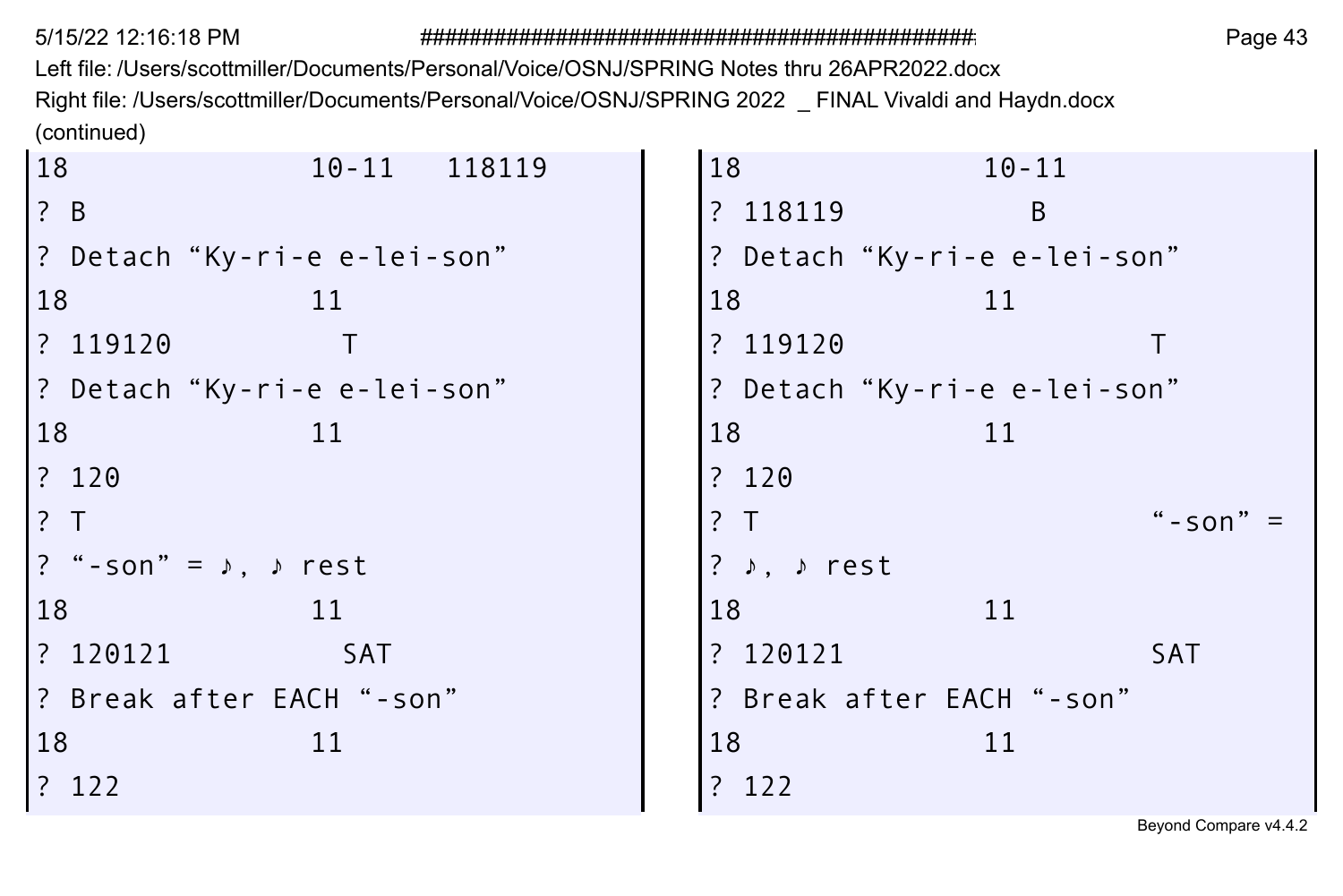Left file: /Users/scottmiller/Documents/Personal/Voice/OSNJ/SPRING Notes thru 26APR2022.docx

Right file: /Users/scottmiller/Documents/Personal/Voice/OSNJ/SPRING 2022 _ FINAL Vivaldi and Haydn.docx

(continued)

| Left file | Right file |
|---|---|
| 18 10-11 118119 | 18 10-11 |
| ? B | ? 118119 B |
| ? Detach “Ky-ri-e e-lei-son” | ? Detach “Ky-ri-e e-lei-son” |
| 18 11 | 18 11 |
| ? 119120 T | ? 119120 T |
| ? Detach “Ky-ri-e e-lei-son” | ? Detach “Ky-ri-e e-lei-son” |
| 18 11 | 18 11 |
| ? 120 | ? 120 |
| ? T | ? T “-son” = |
| ? “-son” = ♪, ♪ rest | ? ♪, ♪ rest |
| 18 11 | 18 11 |
| ? 120121 SAT | ? 120121 SAT |
| ? Break after EACH “-son” | ? Break after EACH “-son” |
| 18 11 | 18 11 |
| ? 122 | ? 122 |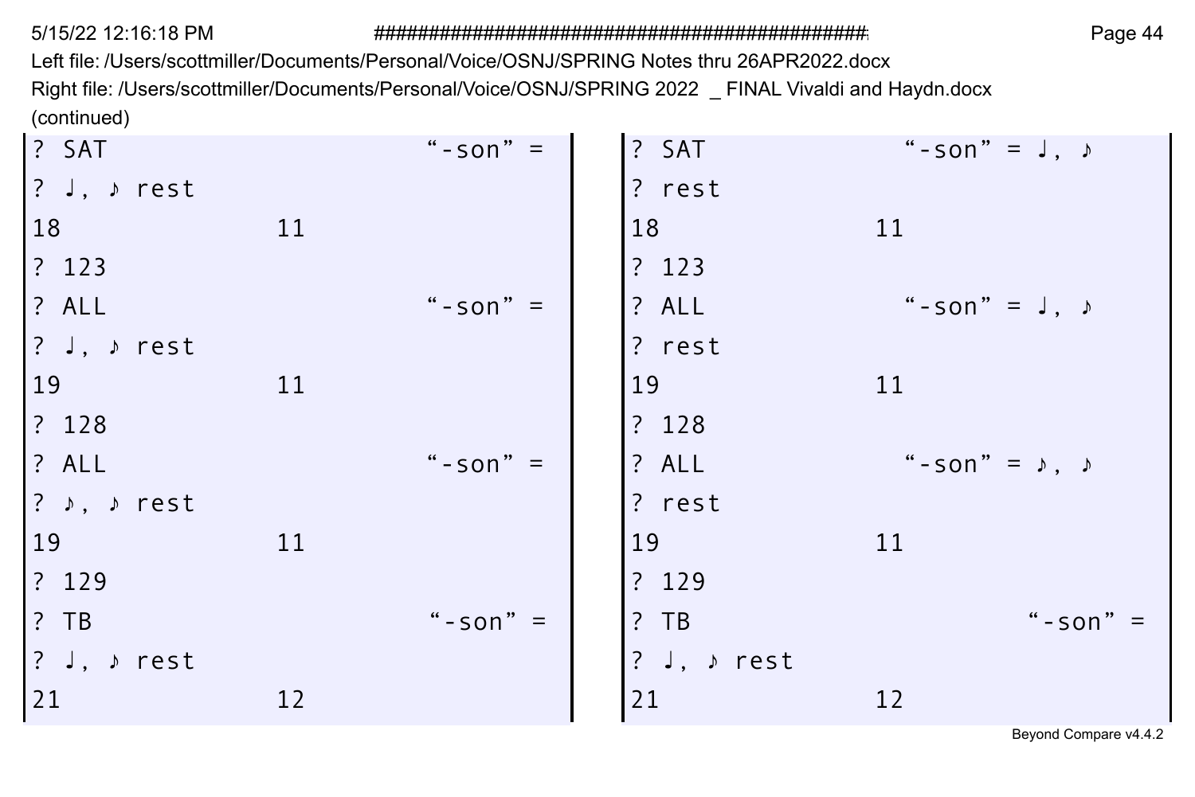Left file: /Users/scottmiller/Documents/Personal/Voice/OSNJ/SPRING Notes thru 26APR2022.docx
Right file: /Users/scottmiller/Documents/Personal/Voice/OSNJ/SPRING 2022 _ FINAL Vivaldi and Haydn.docx
(continued)

| Left | Right |
| --- | --- |
| ? SAT "-son" = | ? SAT "-son" = ♩, ♪ |
| ? ♩, ♪ rest | ? rest |
| 18 11 | 18 11 |
| ? 123 | ? 123 |
| ? ALL "-son" = | ? ALL "-son" = ♩, ♪ |
| ? ♩, ♪ rest | ? rest |
| 19 11 | 19 11 |
| ? 128 | ? 128 |
| ? ALL "-son" = | ? ALL "-son" = ♪, ♪ |
| ? ♪, ♪ rest | ? rest |
| 19 11 | 19 11 |
| ? 129 | ? 129 |
| ? TB "-son" = | ? TB "-son" = |
| ? ♩, ♪ rest | ? ♩, ♪ rest |
| 21 12 | 21 12 |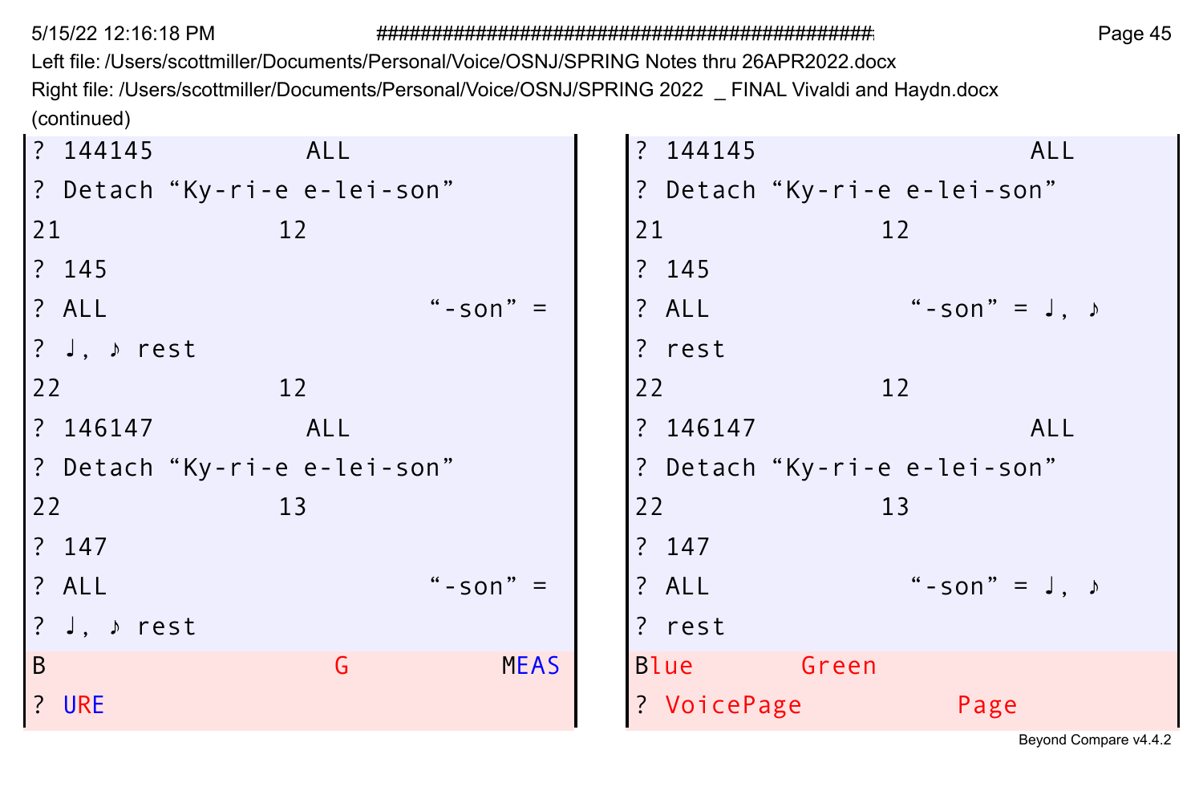Left file: /Users/scottmiller/Documents/Personal/Voice/OSNJ/SPRING Notes thru 26APR2022.docx
Right file: /Users/scottmiller/Documents/Personal/Voice/OSNJ/SPRING 2022 _ FINAL Vivaldi and Haydn.docx
(continued)

| Left | Right |
|---|---|
| ? 144145 ALL | ? 144145 ALL |
| ? Detach “Ky-ri-e e-lei-son” | ? Detach “Ky-ri-e e-lei-son” |
| 21 12 | 21 12 |
| ? 145 | ? 145 |
| ? ALL “-son” = | ? ALL “-son” = ♩, ♪ |
| ? ♩, ♪ rest | ? rest |
| 22 12 | 22 12 |
| ? 146147 ALL | ? 146147 ALL |
| ? Detach “Ky-ri-e e-lei-son” | ? Detach “Ky-ri-e e-lei-son” |
| 22 13 | 22 13 |
| ? 147 | ? 147 |
| ? ALL “-son” = | ? ALL “-son” = ♩, ♪ |
| ? ♩, ♪ rest | ? rest |
| B G MEAS | Blue Green |
| ? URE | ? VoicePage Page |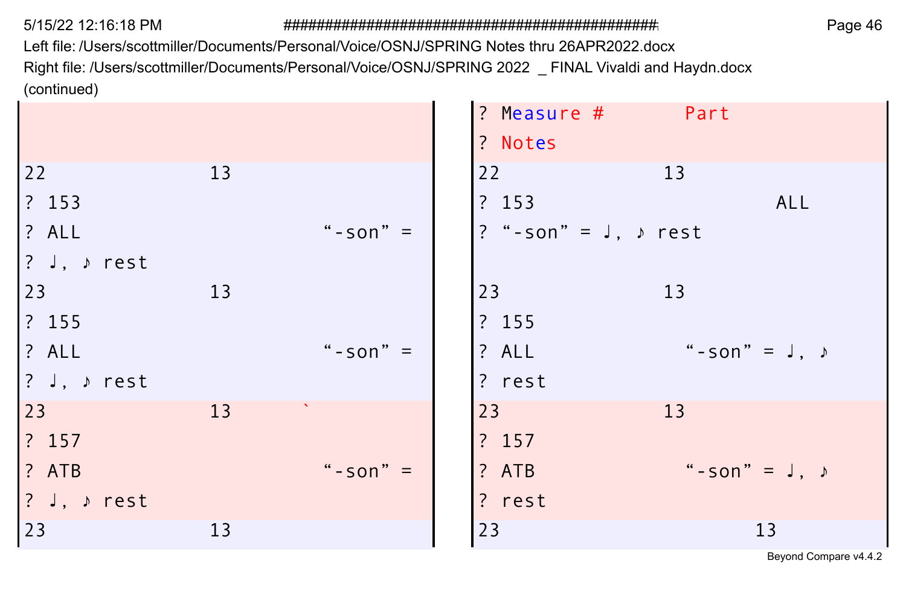Left file: /Users/scottmiller/Documents/Personal/Voice/OSNJ/SPRING Notes thru 26APR2022.docx
Right file: /Users/scottmiller/Documents/Personal/Voice/OSNJ/SPRING 2022 _ FINAL Vivaldi and Haydn.docx
(continued)

| Left file | Right file |
| --- | --- |
| | ? Measure # Part |
| | ? Notes |
| 22 13 | 22 13 |
| ? 153 | ? 153 ALL |
| ? ALL “-son” = | ? “-son” = ♩, ♪ rest |
| ? ♩, ♪ rest | |
| 23 13 | 23 13 |
| ? 155 | ? 155 |
| ? ALL “-son” = | ? ALL “-son” = ♩, ♪ |
| ? ♩, ♪ rest | ? rest |
| 23 13 ` | 23 13 |
| ? 157 | ? 157 |
| ? ATB “-son” = | ? ATB “-son” = ♩, ♪ |
| ? ♩, ♪ rest | ? rest |
| 23 13 | 23 13 |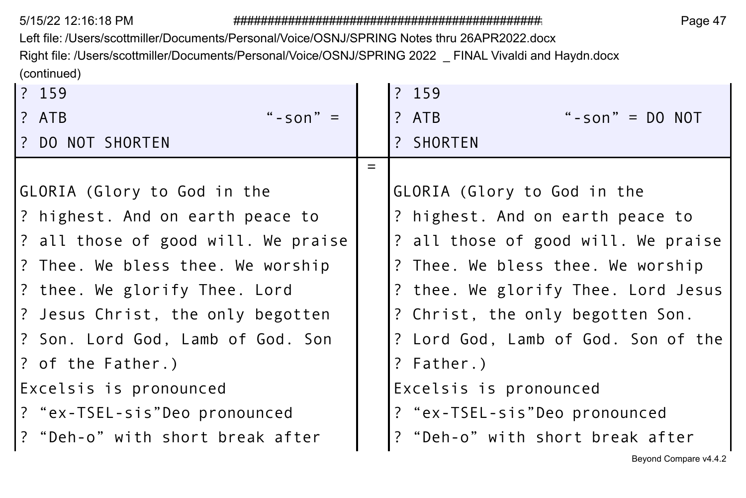Left file: /Users/scottmiller/Documents/Personal/Voice/OSNJ/SPRING Notes thru 26APR2022.docx
Right file: /Users/scottmiller/Documents/Personal/Voice/OSNJ/SPRING 2022 _ FINAL Vivaldi and Haydn.docx
(continued)

| Left | | Right |
|---|---|---|
| ? 159<br>? ATB "-son" =<br>? DO NOT SHORTEN | | ? 159<br>? ATB "-son" = DO NOT<br>? SHORTEN |
| GLORIA (Glory to God in the<br>? highest. And on earth peace to<br>? all those of good will. We praise<br>? Thee. We bless thee. We worship<br>? thee. We glorify Thee. Lord<br>? Jesus Christ, the only begotten<br>? Son. Lord God, Lamb of God. Son<br>? of the Father.)<br>Excelsis is pronounced<br>? "ex-TSEL-sis"Deo pronounced<br>? "Deh-o" with short break after | = | GLORIA (Glory to God in the<br>? highest. And on earth peace to<br>? all those of good will. We praise<br>? Thee. We bless thee. We worship<br>? thee. We glorify Thee. Lord Jesus<br>? Christ, the only begotten Son.<br>? Lord God, Lamb of God. Son of the<br>? Father.)<br>Excelsis is pronounced<br>? "ex-TSEL-sis"Deo pronounced<br>? "Deh-o" with short break after |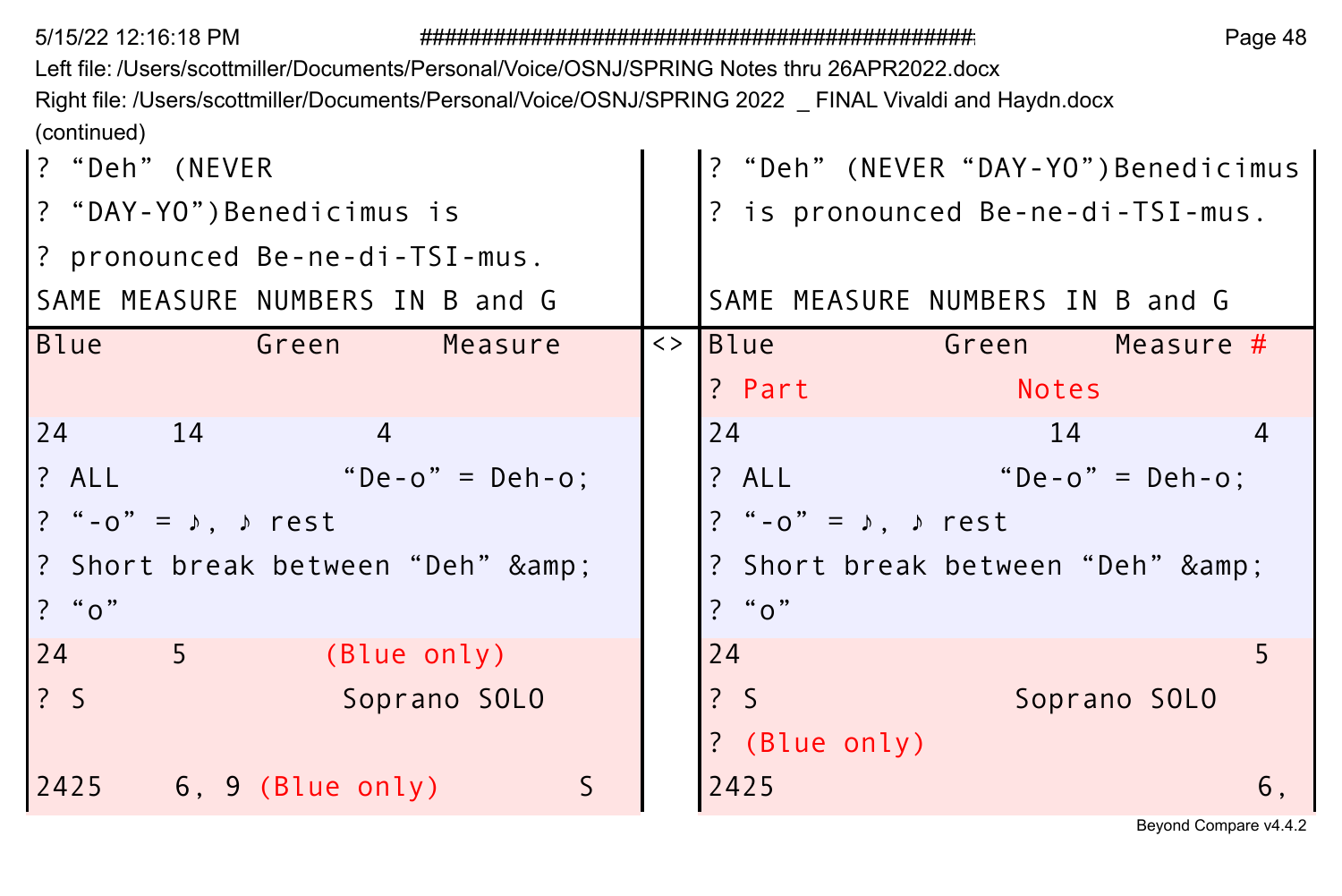5/15/22 12:16:18 PM ##############################################

Left file: /Users/scottmiller/Documents/Personal/Voice/OSNJ/SPRING Notes thru 26APR2022.docx

Right file: /Users/scottmiller/Documents/Personal/Voice/OSNJ/SPRING 2022 _ FINAL Vivaldi and Haydn.docx

(continued)

| Left | | Right |
|---|---|---|
| ? “Deh” (NEVER<br>? “DAY-YO”)Benedicimus is<br>? pronounced Be-ne-di-TSI-mus. | | ? “Deh” (NEVER “DAY-YO”)Benedicimus<br>? is pronounced Be-ne-di-TSI-mus. |
| SAME MEASURE NUMBERS IN B and G | | SAME MEASURE NUMBERS IN B and G |
| Blue Green Measure | <> | Blue Green Measure #<br>? Part Notes |
| 24 14 4<br>? ALL “De-o” = Deh-o;<br>? “-o” = ♪, ♪ rest<br>? Short break between “Deh” &amp;<br>? “o” | | 24 14 4<br>? ALL “De-o” = Deh-o;<br>? “-o” = ♪, ♪ rest<br>? Short break between “Deh” &amp;<br>? “o” |
| 24 5 (Blue only)<br>? S Soprano SOLO | | 24 5<br>? S Soprano SOLO<br>? (Blue only) |
| 2425 6, 9 (Blue only) S | | 2425 6, |

Beyond Compare v4.4.2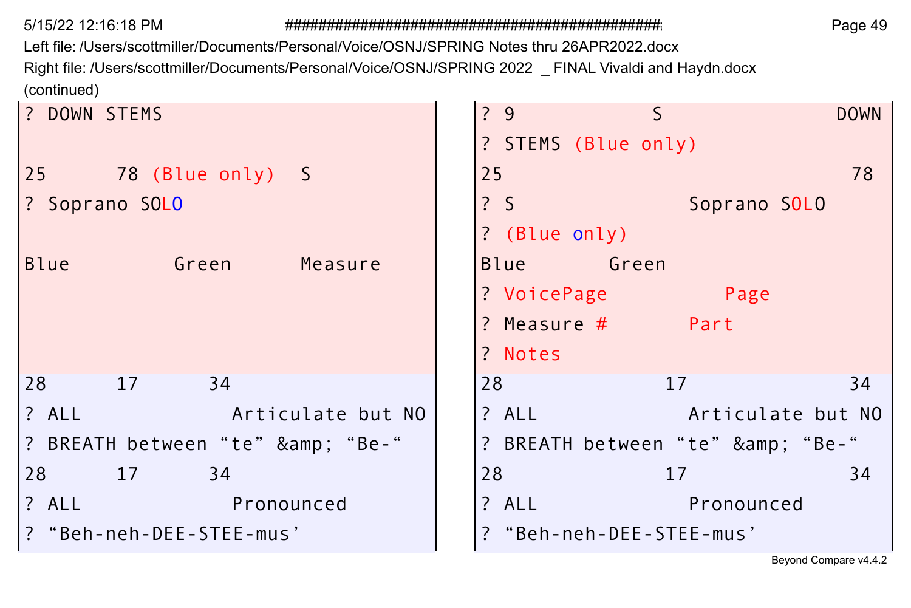Left file: /Users/scottmiller/Documents/Personal/Voice/OSNJ/SPRING Notes thru 26APR2022.docx
Right file: /Users/scottmiller/Documents/Personal/Voice/OSNJ/SPRING 2022 _ FINAL Vivaldi and Haydn.docx
(continued)

| Left file | Right file |
| --- | --- |
| ? DOWN STEMS | ? 9 S DOWN |
| | ? STEMS (Blue only) |
| 25 78 (Blue only) S | 25 78 |
| ? Soprano SOLO | ? S Soprano SOLO |
| | ? (Blue only) |
| Blue Green Measure | Blue Green |
| | ? VoicePage Page |
| | ? Measure # Part |
| | ? Notes |
| 28 17 34 | 28 17 34 |
| ? ALL Articulate but NO | ? ALL Articulate but NO |
| ? BREATH between “te” &amp; “Be-“ | ? BREATH between “te” &amp; “Be-“ |
| 28 17 34 | 28 17 34 |
| ? ALL Pronounced | ? ALL Pronounced |
| ? “Beh-neh-DEE-STEE-mus’ | ? “Beh-neh-DEE-STEE-mus’ |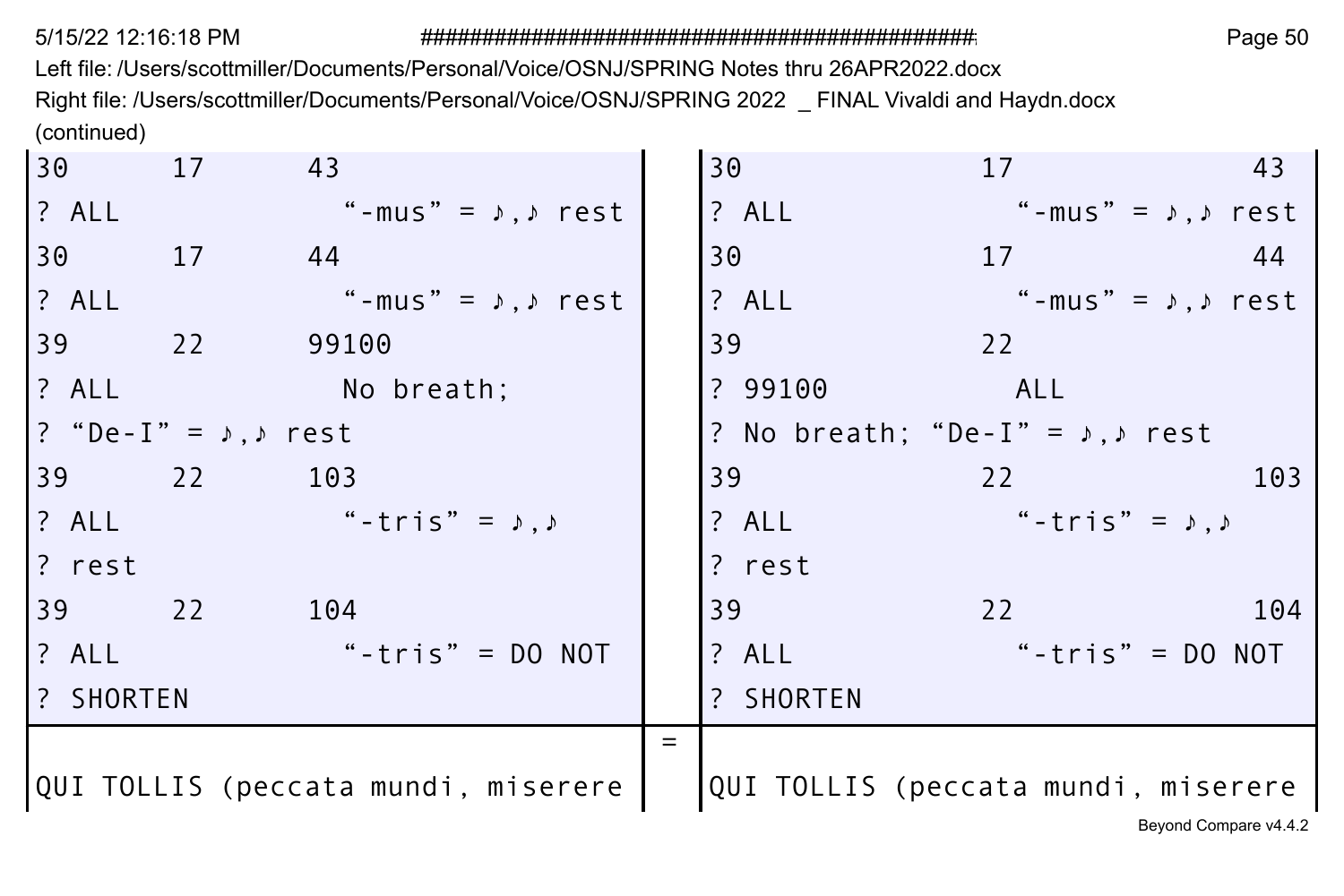Left file: /Users/scottmiller/Documents/Personal/Voice/OSNJ/SPRING Notes thru 26APR2022.docx
Right file: /Users/scottmiller/Documents/Personal/Voice/OSNJ/SPRING 2022 _ FINAL Vivaldi and Haydn.docx
(continued)

| Left file | | Right file |
|---|---|---|
| 30 17 43 | | 30 17 43 |
| ? ALL "-mus" = ♪,♪ rest | | ? ALL "-mus" = ♪,♪ rest |
| 30 17 44 | | 30 17 44 |
| ? ALL "-mus" = ♪,♪ rest | | ? ALL "-mus" = ♪,♪ rest |
| 39 22 99100 | | 39 22 |
| ? ALL No breath; | | ? 99100 ALL |
| ? "De-I" = ♪,♪ rest | | ? No breath; "De-I" = ♪,♪ rest |
| 39 22 103 | | 39 22 103 |
| ? ALL "-tris" = ♪,♪ | | ? ALL "-tris" = ♪,♪ |
| ? rest | | ? rest |
| 39 22 104 | | 39 22 104 |
| ? ALL "-tris" = DO NOT | | ? ALL "-tris" = DO NOT |
| ? SHORTEN | | ? SHORTEN |
| | = | |
| QUI TOLLIS (peccata mundi, miserere | | QUI TOLLIS (peccata mundi, miserere |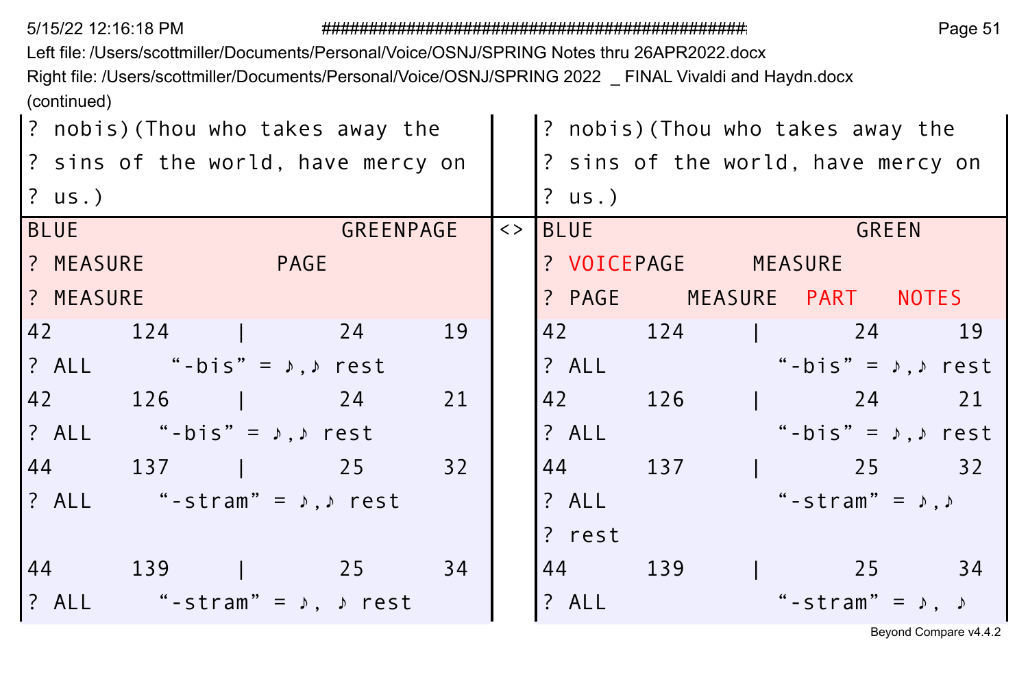Left file: /Users/scottmiller/Documents/Personal/Voice/OSNJ/SPRING Notes thru 26APR2022.docx
Right file: /Users/scottmiller/Documents/Personal/Voice/OSNJ/SPRING 2022  _ FINAL Vivaldi and Haydn.docx
(continued)

| Left | | Right |
|---|---|---|
| ? nobis)(Thou who takes away the<br>? sins of the world, have mercy on<br>? us.) | | ? nobis)(Thou who takes away the<br>? sins of the world, have mercy on<br>? us.) |
| BLUE GREENPAGE<br>? MEASURE PAGE<br>? MEASURE | <> | BLUE GREEN<br>? VOICEPAGE MEASURE<br>? PAGE MEASURE PART NOTES |
| 42 124 \| 24 19<br>? ALL “-bis” = ♪,♪ rest | | 42 124 \| 24 19<br>? ALL “-bis” = ♪,♪ rest |
| 42 126 \| 24 21<br>? ALL “-bis” = ♪,♪ rest | | 42 126 \| 24 21<br>? ALL “-bis” = ♪,♪ rest |
| 44 137 \| 25 32<br>? ALL “-stram” = ♪,♪ rest | | 44 137 \| 25 32<br>? ALL “-stram” = ♪,♪<br>? rest |
| 44 139 \| 25 34<br>? ALL “-stram” = ♪, ♪ rest | | 44 139 \| 25 34<br>? ALL “-stram” = ♪, ♪ |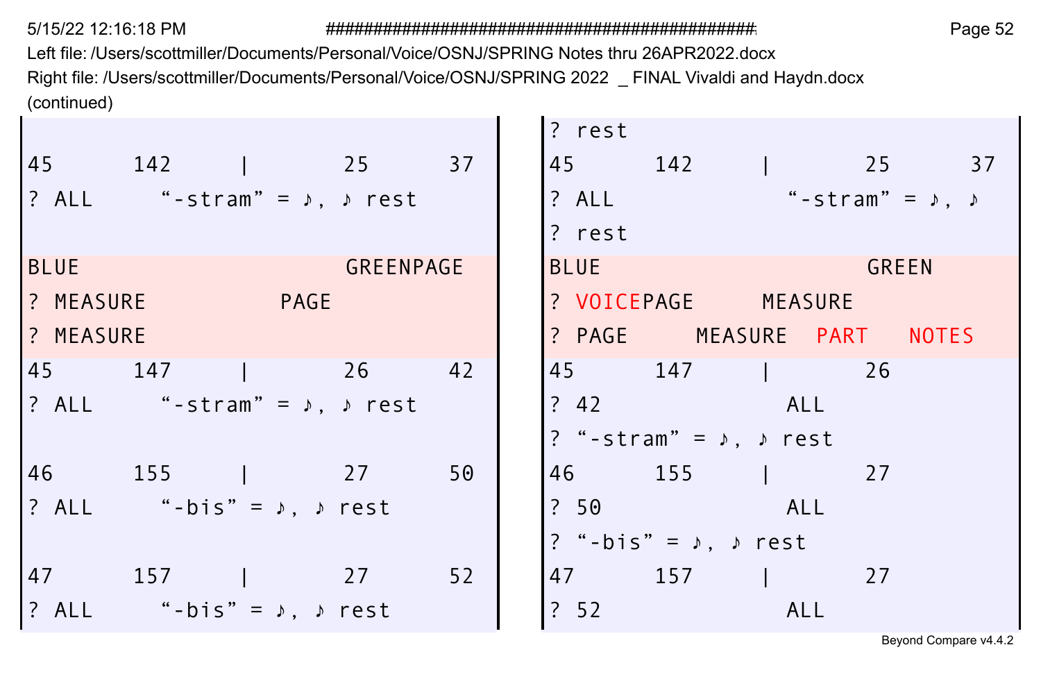Left file: /Users/scottmiller/Documents/Personal/Voice/OSNJ/SPRING Notes thru 26APR2022.docx
Right file: /Users/scottmiller/Documents/Personal/Voice/OSNJ/SPRING 2022 _ FINAL Vivaldi and Haydn.docx
(continued)

| Left file | Right file |
|---|---|
| | ? rest |
| 45 142 \| 25 37 | 45 142 \| 25 37 |
| ? ALL "-stram" = ♪, ♪ rest | ? ALL "-stram" = ♪, ♪ |
| | ? rest |
| BLUE GREENPAGE | BLUE GREEN |
| ? MEASURE PAGE | ? VOICEPAGE MEASURE |
| ? MEASURE | ? PAGE MEASURE PART NOTES |
| 45 147 \| 26 42 | 45 147 \| 26 |
| ? ALL "-stram" = ♪, ♪ rest | ? 42 ALL |
| | ? "-stram" = ♪, ♪ rest |
| 46 155 \| 27 50 | 46 155 \| 27 |
| ? ALL "-bis" = ♪, ♪ rest | ? 50 ALL |
| | ? "-bis" = ♪, ♪ rest |
| 47 157 \| 27 52 | 47 157 \| 27 |
| ? ALL "-bis" = ♪, ♪ rest | ? 52 ALL |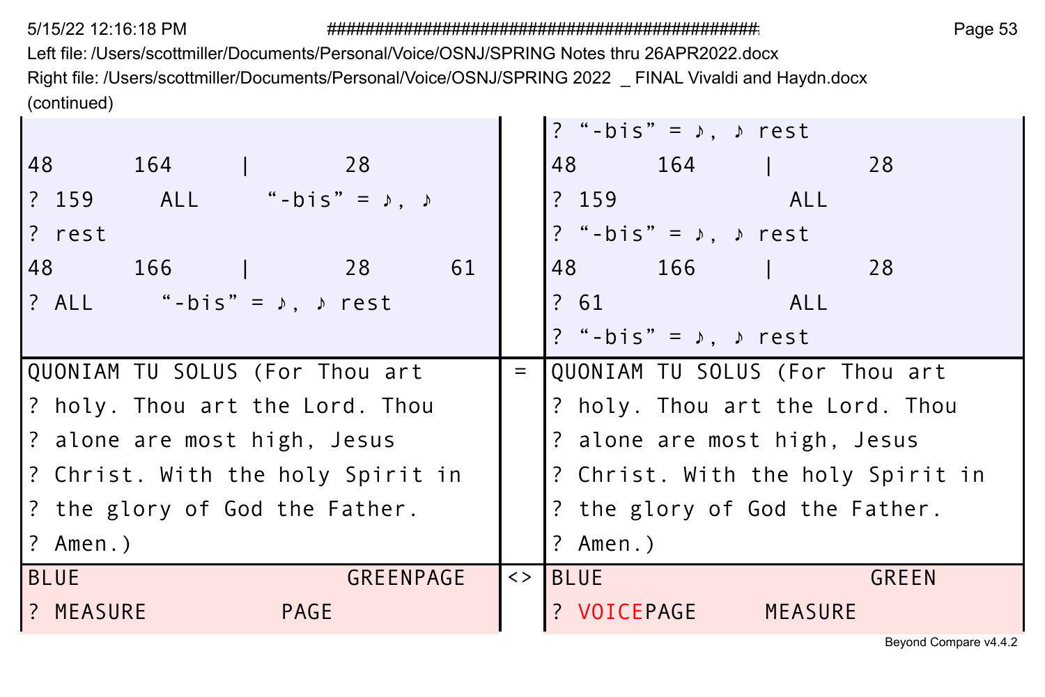Left file: /Users/scottmiller/Documents/Personal/Voice/OSNJ/SPRING Notes thru 26APR2022.docx
Right file: /Users/scottmiller/Documents/Personal/Voice/OSNJ/SPRING 2022 _ FINAL Vivaldi and Haydn.docx
(continued)

| Left | | Right |
|---|---|---|
| | | ? “-bis” = ♪, ♪ rest |
| 48 164 \| 28 | | 48 164 \| 28 |
| ? 159 ALL “-bis” = ♪, ♪ | | ? 159 ALL |
| ? rest | | ? “-bis” = ♪, ♪ rest |
| 48 166 \| 28 61 | | 48 166 \| 28 |
| ? ALL “-bis” = ♪, ♪ rest | | ? 61 ALL |
| | | ? “-bis” = ♪, ♪ rest |
| QUONIAM TU SOLUS (For Thou art | = | QUONIAM TU SOLUS (For Thou art |
| ? holy. Thou art the Lord. Thou | | ? holy. Thou art the Lord. Thou |
| ? alone are most high, Jesus | | ? alone are most high, Jesus |
| ? Christ. With the holy Spirit in | | ? Christ. With the holy Spirit in |
| ? the glory of God the Father. | | ? the glory of God the Father. |
| ? Amen.) | | ? Amen.) |
| BLUE GREENPAGE | <> | BLUE GREEN |
| ? MEASURE PAGE | | ? VOICEPAGE MEASURE |

Beyond Compare v4.4.2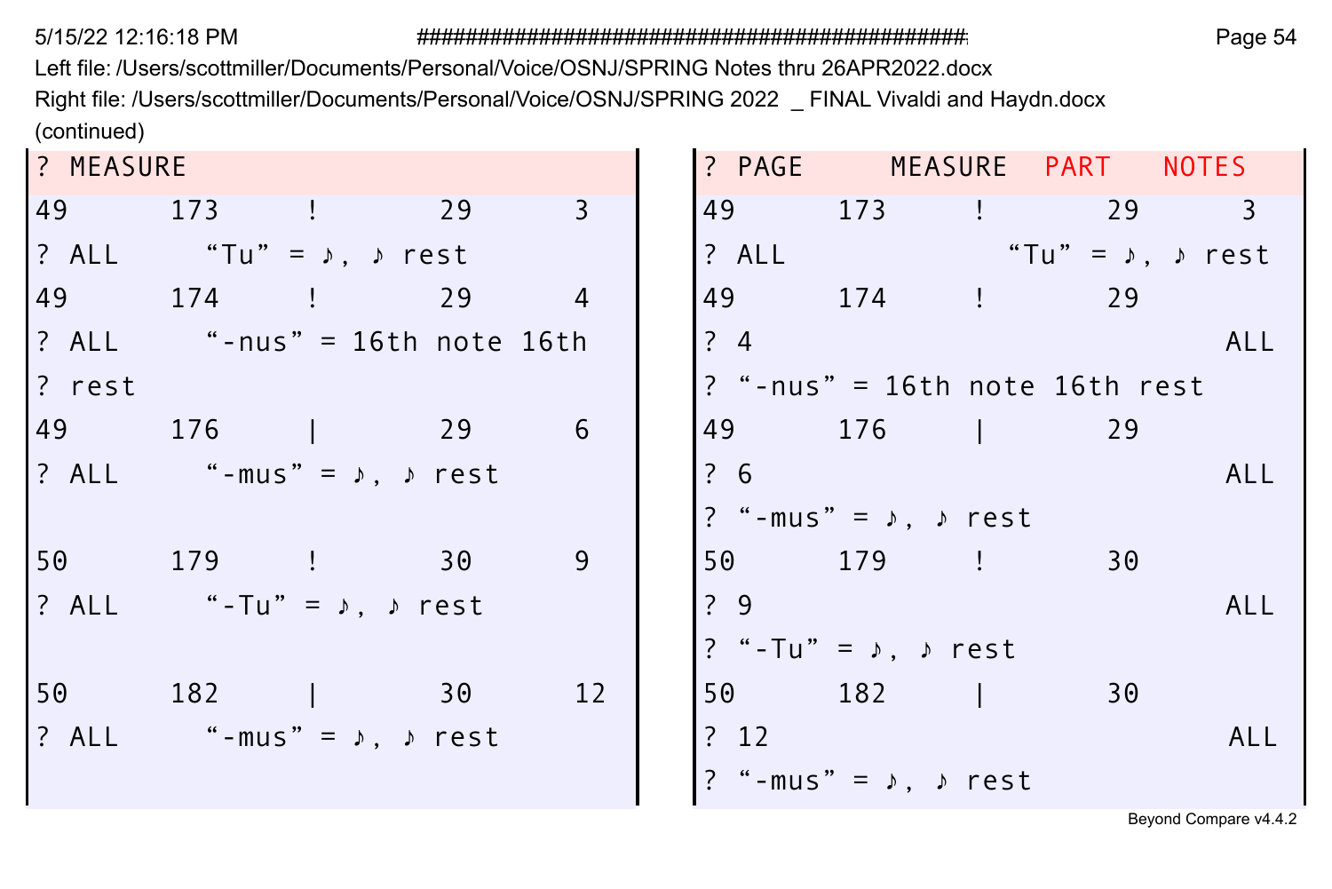Left file: /Users/scottmiller/Documents/Personal/Voice/OSNJ/SPRING Notes thru 26APR2022.docx
Right file: /Users/scottmiller/Documents/Personal/Voice/OSNJ/SPRING 2022  _ FINAL Vivaldi and Haydn.docx
(continued)

| ? MEASURE | ? PAGE     MEASURE  PART   NOTES |
|---|---|
| 49      173     !       29      3 | 49      173     !       29      3 |
| ? ALL     “Tu” = ♪, ♪ rest | ? ALL           “Tu” = ♪, ♪ rest |
| 49      174     !       29      4 | 49      174     !       29 |
| ? ALL     “-nus” = 16th note 16th | ? 4                     ALL |
| ? rest | ? “-nus” = 16th note 16th rest |
| 49      176     \|       29      6 | 49      176     \|       29 |
| ? ALL     “-mus” = ♪, ♪ rest | ? 6                     ALL |
| | ? “-mus” = ♪, ♪ rest |
| 50      179     !       30      9 | 50      179     !       30 |
| ? ALL     “-Tu” = ♪, ♪ rest | ? 9                     ALL |
| | ? “-Tu” = ♪, ♪ rest |
| 50      182     \|       30      12 | 50      182     \|       30 |
| ? ALL     “-mus” = ♪, ♪ rest | ? 12                    ALL |
| | ? “-mus” = ♪, ♪ rest |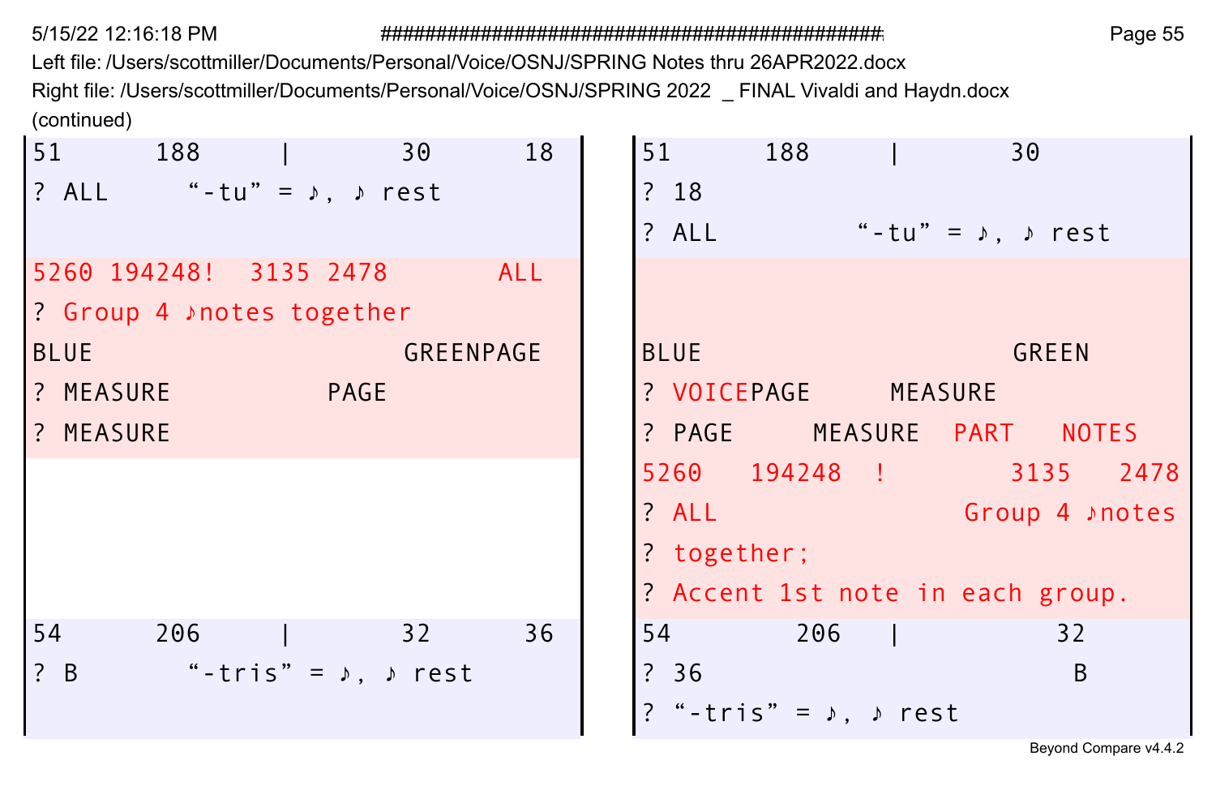Left file: /Users/scottmiller/Documents/Personal/Voice/OSNJ/SPRING Notes thru 26APR2022.docx

Right file: /Users/scottmiller/Documents/Personal/Voice/OSNJ/SPRING 2022 _ FINAL Vivaldi and Haydn.docx

(continued)

| Left | Right |
|---|---|
| 51 188 \| 30 18 | 51 188 \| 30 |
| ? ALL "-tu" = ♪, ♪ rest | ? 18 |
| | ? ALL "-tu" = ♪, ♪ rest |
| 5260 194248! 3135 2478 ALL | |
| ? Group 4 ♪notes together | |
| BLUE GREENPAGE | BLUE GREEN |
| ? MEASURE PAGE | ? VOICEPAGE MEASURE |
| ? MEASURE | ? PAGE MEASURE PART NOTES |
| | 5260 194248 ! 3135 2478 |
| | ? ALL Group 4 ♪notes |
| | ? together; |
| | ? Accent 1st note in each group. |
| 54 206 \| 32 36 | 54 206 \| 32 |
| ? B "-tris" = ♪, ♪ rest | ? 36 B |
| | ? "-tris" = ♪, ♪ rest |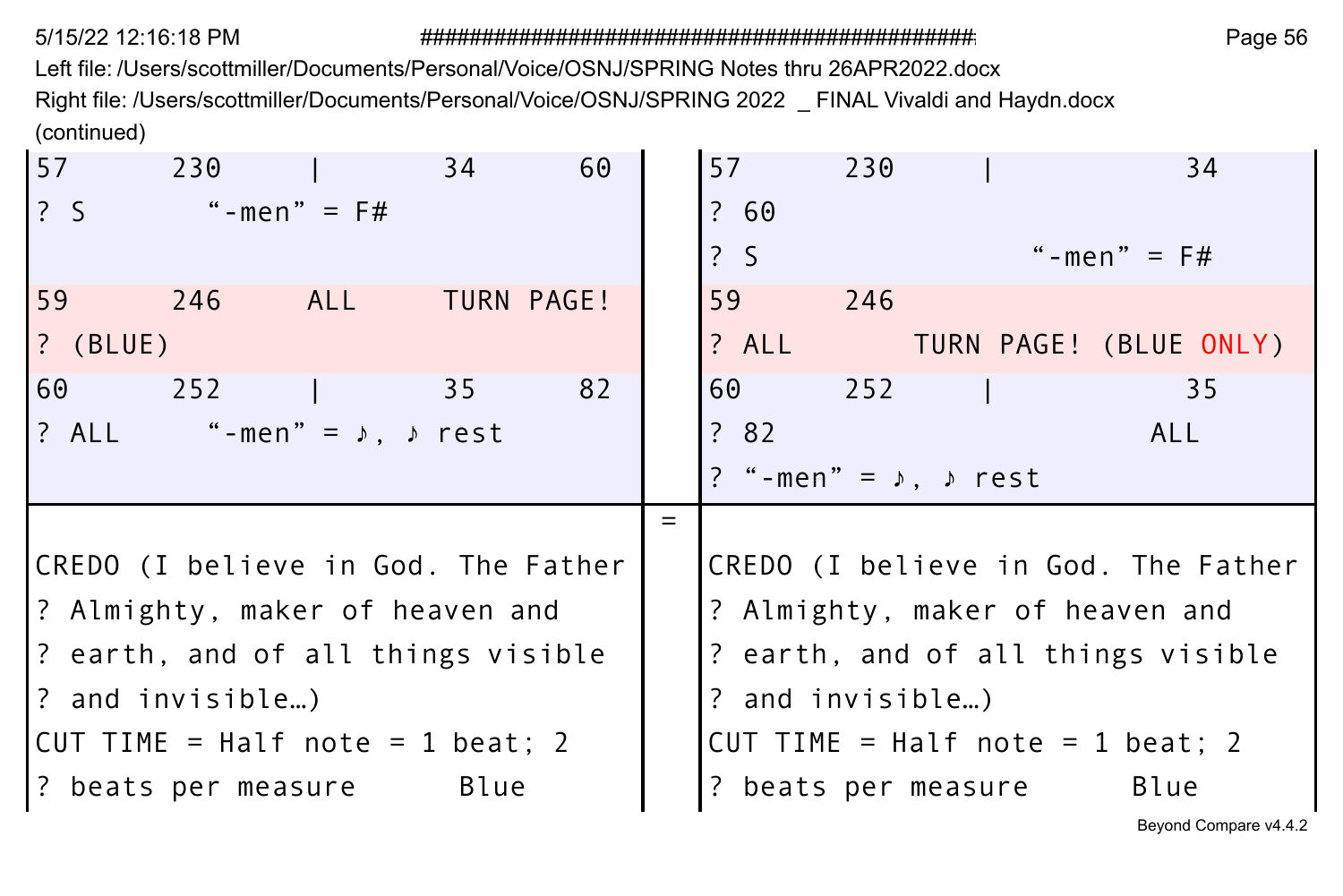Left file: /Users/scottmiller/Documents/Personal/Voice/OSNJ/SPRING Notes thru 26APR2022.docx
Right file: /Users/scottmiller/Documents/Personal/Voice/OSNJ/SPRING 2022 _ FINAL Vivaldi and Haydn.docx
(continued)

| Left | | Right |
|---|---|---|
| 57 230 \| 34 60<br>? S "-men" = F# | | 57 230 \| 34<br>? 60<br>? S "-men" = F# |
| 59 246 ALL TURN PAGE!<br>? (BLUE) | | 59 246<br>? ALL TURN PAGE! (BLUE ONLY) |
| 60 252 \| 35 82<br>? ALL "-men" = ♪, ♪ rest | | 60 252 \| 35<br>? 82 ALL<br>? "-men" = ♪, ♪ rest |
| CREDO (I believe in God. The Father<br>? Almighty, maker of heaven and<br>? earth, and of all things visible<br>? and invisible…)<br>CUT TIME = Half note = 1 beat; 2<br>? beats per measure Blue | = | CREDO (I believe in God. The Father<br>? Almighty, maker of heaven and<br>? earth, and of all things visible<br>? and invisible…)<br>CUT TIME = Half note = 1 beat; 2<br>? beats per measure Blue |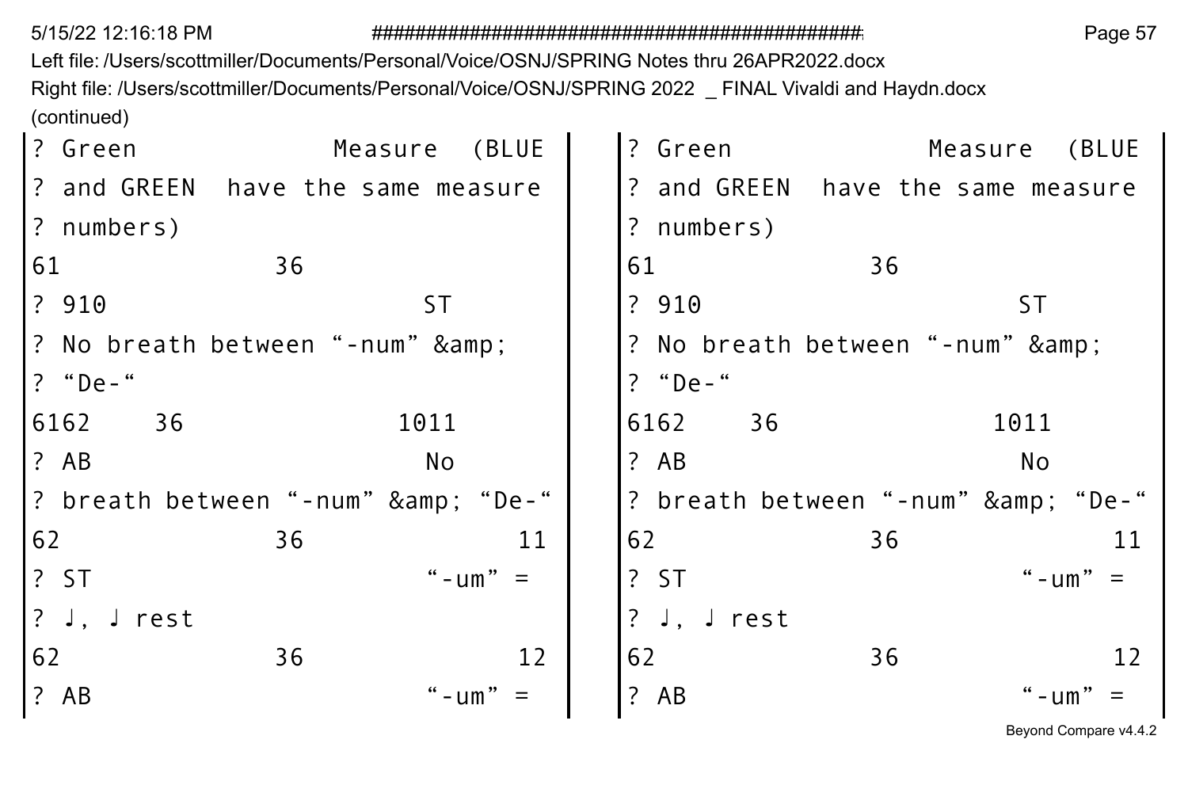Left file: /Users/scottmiller/Documents/Personal/Voice/OSNJ/SPRING Notes thru 26APR2022.docx
Right file: /Users/scottmiller/Documents/Personal/Voice/OSNJ/SPRING 2022 _ FINAL Vivaldi and Haydn.docx
(continued)

| Left | Right |
|---|---|
| ? Green Measure (BLUE | ? Green Measure (BLUE |
| ? and GREEN have the same measure | ? and GREEN have the same measure |
| ? numbers) | ? numbers) |
| 61 36 | 61 36 |
| ? 910 ST | ? 910 ST |
| ? No breath between “-num” &amp; | ? No breath between “-num” &amp; |
| ? “De-“ | ? “De-“ |
| 6162 36 1011 | 6162 36 1011 |
| ? AB No | ? AB No |
| ? breath between “-num” &amp; “De-“ | ? breath between “-num” &amp; “De-“ |
| 62 36 11 | 62 36 11 |
| ? ST “-um” = | ? ST “-um” = |
| ? ♩, ♩ rest | ? ♩, ♩ rest |
| 62 36 12 | 62 36 12 |
| ? AB “-um” = | ? AB “-um” = |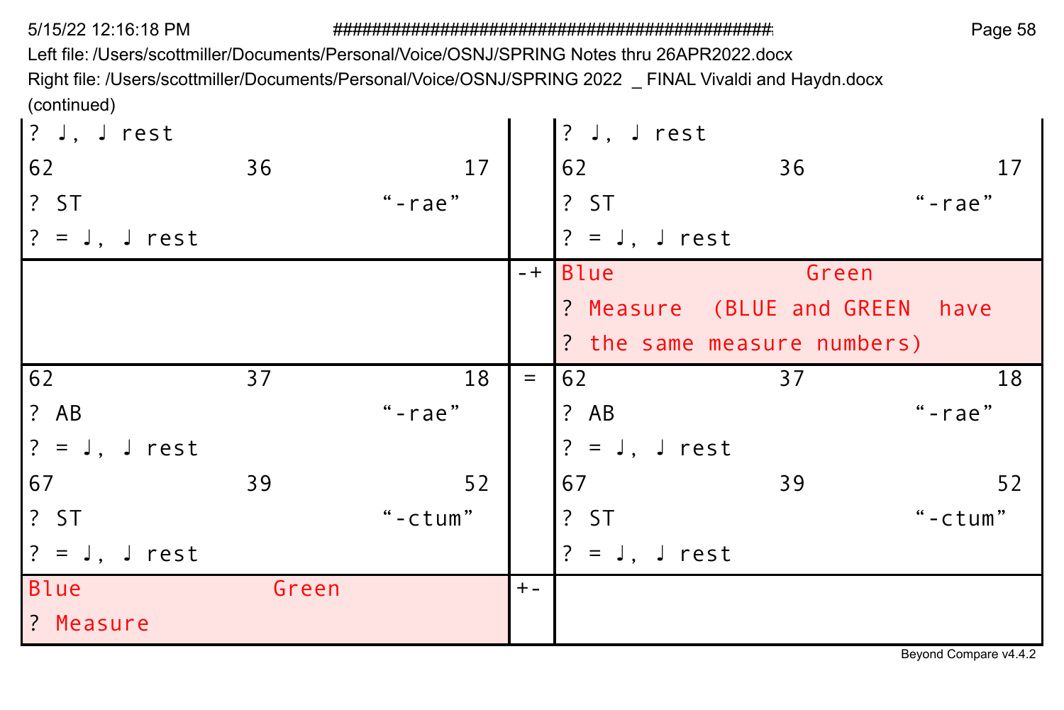Left file: /Users/scottmiller/Documents/Personal/Voice/OSNJ/SPRING Notes thru 26APR2022.docx
Right file: /Users/scottmiller/Documents/Personal/Voice/OSNJ/SPRING 2022 _ FINAL Vivaldi and Haydn.docx
(continued)

| Left | | Right |
|---|---|---|
| ? ♩, ♩ rest<br>62 36 17<br>? ST “-rae”<br>? = ♩, ♩ rest | | ? ♩, ♩ rest<br>62 36 17<br>? ST “-rae”<br>? = ♩, ♩ rest |
| | -+ | Blue Green<br>? Measure (BLUE and GREEN have<br>? the same measure numbers) |
| 62 37 18<br>? AB “-rae”<br>? = ♩, ♩ rest<br>67 39 52<br>? ST “-ctum”<br>? = ♩, ♩ rest | = | 62 37 18<br>? AB “-rae”<br>? = ♩, ♩ rest<br>67 39 52<br>? ST “-ctum”<br>? = ♩, ♩ rest |
| Blue Green<br>? Measure | +- | |

Beyond Compare v4.4.2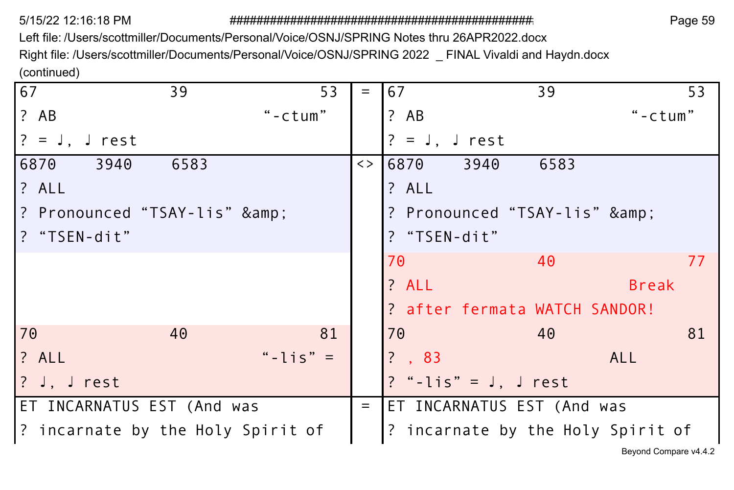(continued)

| Left | | Right |
|---|---|---|
| 67 39 53<br>? AB “-ctum”<br>? = ♩, ♩ rest | = | 67 39 53<br>? AB “-ctum”<br>? = ♩, ♩ rest |
| 6870 3940 6583<br>? ALL<br>? Pronounced “TSAY-lis” &amp;<br>? “TSEN-dit” | <> | 6870 3940 6583<br>? ALL<br>? Pronounced “TSAY-lis” &amp;<br>? “TSEN-dit” |
| | | 70 40 77<br>? ALL Break<br>? after fermata WATCH SANDOR! |
| 70 40 81<br>? ALL “-lis” =<br>? ♩, ♩ rest | | 70 40 81<br>? , 83 ALL<br>? “-lis” = ♩, ♩ rest |
| ET INCARNATUS EST (And was<br>? incarnate by the Holy Spirit of | = | ET INCARNATUS EST (And was<br>? incarnate by the Holy Spirit of |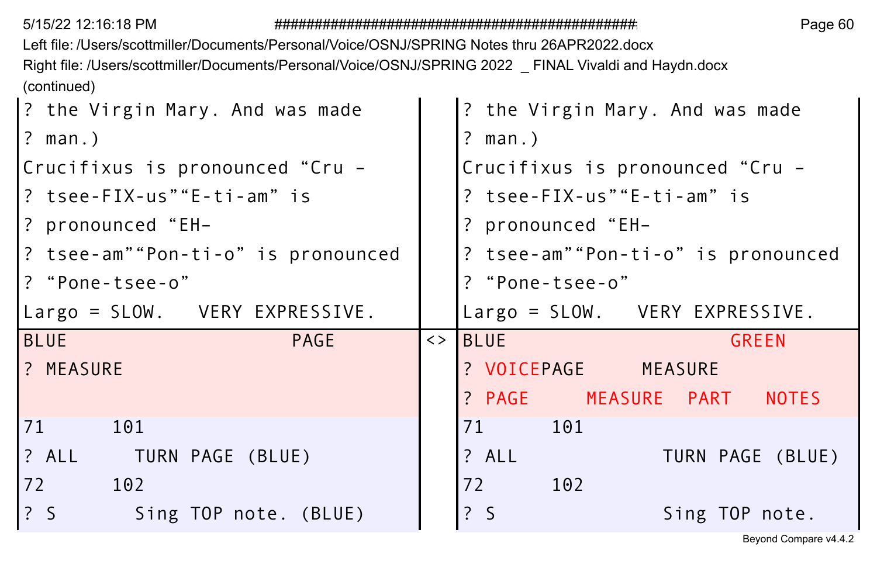Left file: /Users/scottmiller/Documents/Personal/Voice/OSNJ/SPRING Notes thru 26APR2022.docx
Right file: /Users/scottmiller/Documents/Personal/Voice/OSNJ/SPRING 2022 _ FINAL Vivaldi and Haydn.docx
(continued)

| Left | | Right |
|---|---|---|
| ? the Virgin Mary. And was made | | ? the Virgin Mary. And was made |
| ? man.) | | ? man.) |
| Crucifixus is pronounced “Cru – | | Crucifixus is pronounced “Cru – |
| ? tsee-FIX-us”“E-ti-am” is | | ? tsee-FIX-us”“E-ti-am” is |
| ? pronounced “EH– | | ? pronounced “EH– |
| ? tsee-am”“Pon-ti-o” is pronounced | | ? tsee-am”“Pon-ti-o” is pronounced |
| ? “Pone-tsee-o” | | ? “Pone-tsee-o” |
| Largo = SLOW.   VERY EXPRESSIVE. | | Largo = SLOW.   VERY EXPRESSIVE. |
| BLUE                 PAGE | <> | BLUE                 GREEN |
| ? MEASURE | | ? VOICEPAGE    MEASURE |
| | | ? PAGE    MEASURE   PART   NOTES |
| 71     101 | | 71     101 |
| ? ALL     TURN PAGE (BLUE) | | ? ALL          TURN PAGE (BLUE) |
| 72     102 | | 72     102 |
| ? S      Sing TOP note. (BLUE) | | ? S           Sing TOP note. |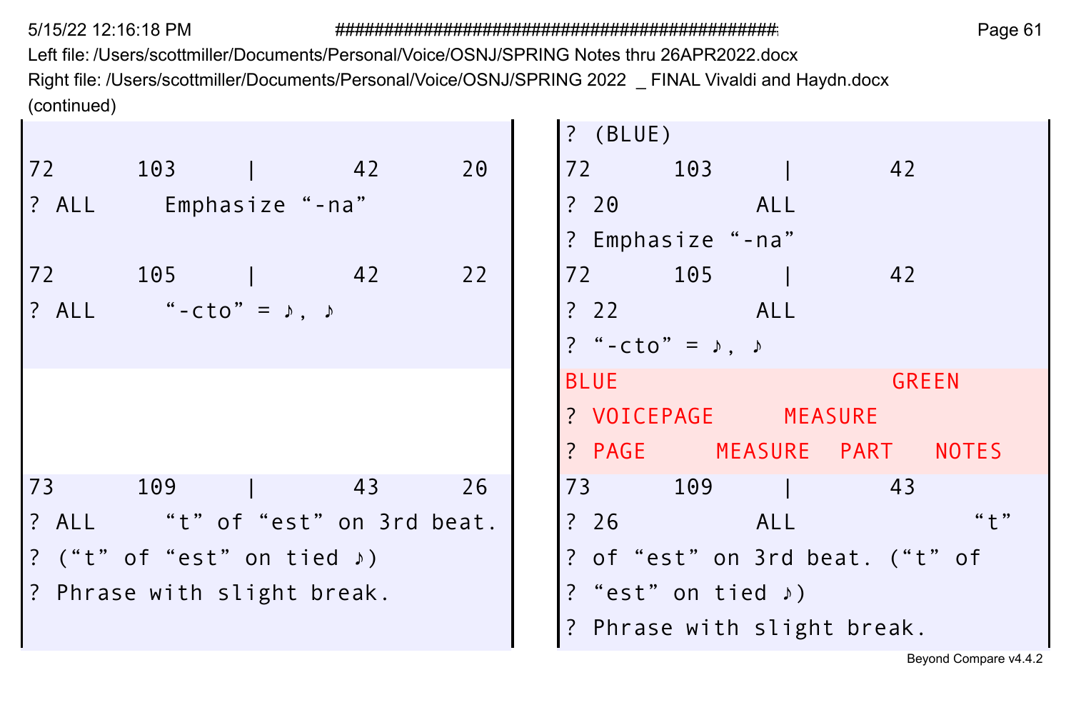Left file: /Users/scottmiller/Documents/Personal/Voice/OSNJ/SPRING Notes thru 26APR2022.docx
Right file: /Users/scottmiller/Documents/Personal/Voice/OSNJ/SPRING 2022 _ FINAL Vivaldi and Haydn.docx
(continued)

| Left file | Right file |
| --- | --- |
| | ? (BLUE) |
| 72 103 \| 42 20 | 72 103 \| 42 |
| ? ALL Emphasize “-na” | ? 20 ALL |
| | ? Emphasize “-na” |
| 72 105 \| 42 22 | 72 105 \| 42 |
| ? ALL “-cto” = ♪, ♪ | ? 22 ALL |
| | ? “-cto” = ♪, ♪ |
| | BLUE GREEN |
| | ? VOICEPAGE MEASURE |
| | ? PAGE MEASURE PART NOTES |
| 73 109 \| 43 26 | 73 109 \| 43 |
| ? ALL “t” of “est” on 3rd beat. | ? 26 ALL “t” |
| ? (“t” of “est” on tied ♪) | ? of “est” on 3rd beat. (“t” of |
| ? Phrase with slight break. | ? “est” on tied ♪) |
| | ? Phrase with slight break. |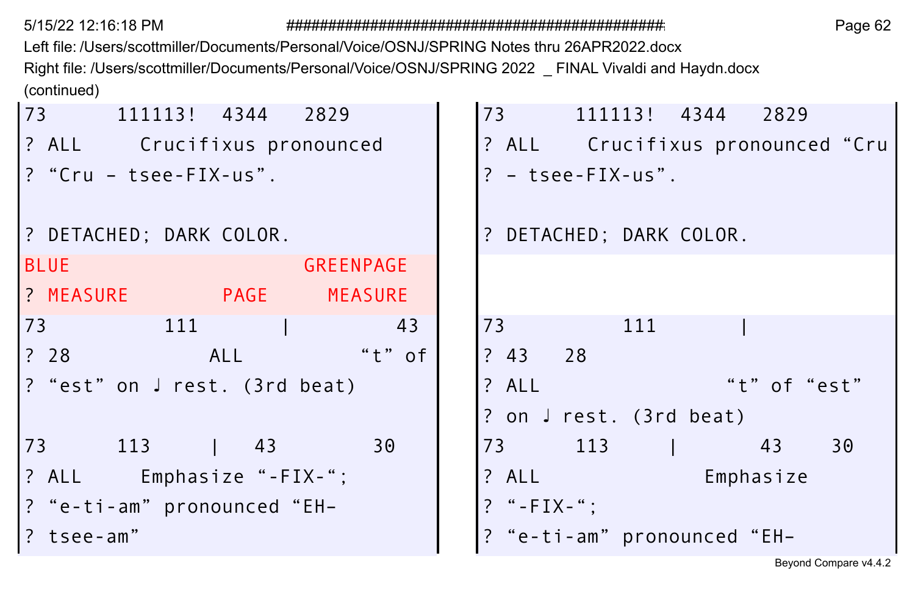Left file: /Users/scottmiller/Documents/Personal/Voice/OSNJ/SPRING Notes thru 26APR2022.docx

Right file: /Users/scottmiller/Documents/Personal/Voice/OSNJ/SPRING 2022 _ FINAL Vivaldi and Haydn.docx

(continued)

| Left | Right |
| --- | --- |
| 73 111113! 4344 2829 | 73 111113! 4344 2829 |
| ? ALL Crucifixus pronounced | ? ALL Crucifixus pronounced “Cru |
| ? “Cru – tsee-FIX-us”. | ? – tsee-FIX-us”. |
| | |
| ? DETACHED; DARK COLOR. | ? DETACHED; DARK COLOR. |
| BLUE GREENPAGE | |
| ? MEASURE PAGE MEASURE | |
| 73 111 \| 43 | 73 111 \| |
| ? 28 ALL “t” of | ? 43 28 |
| ? “est” on ♩ rest. (3rd beat) | ? ALL “t” of “est” |
| | ? on ♩ rest. (3rd beat) |
| 73 113 \| 43 30 | 73 113 \| 43 30 |
| ? ALL Emphasize “-FIX-“; | ? ALL Emphasize |
| ? “e-ti-am” pronounced “EH– | ? “-FIX-“; |
| ? tsee-am” | ? “e-ti-am” pronounced “EH– |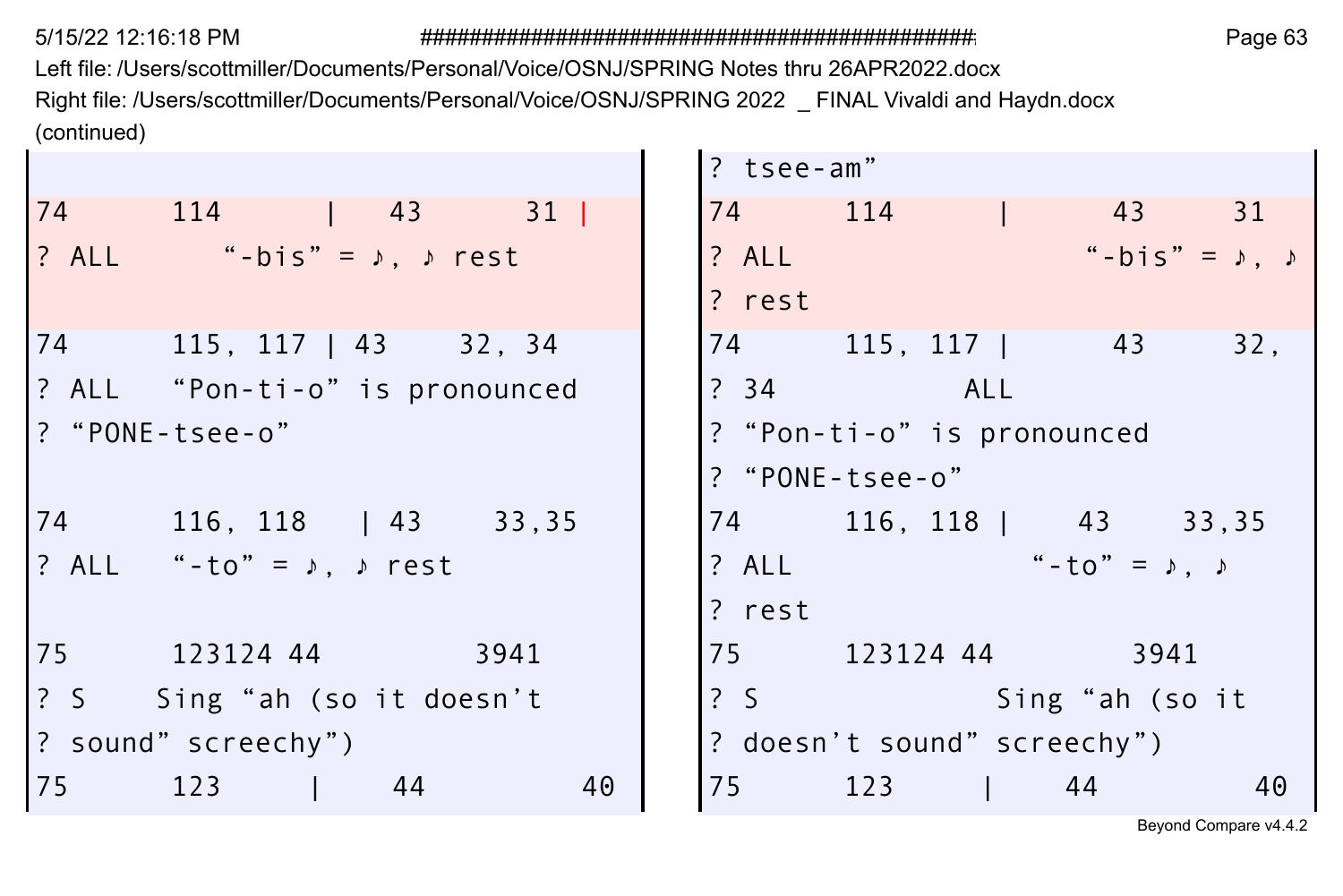Left file: /Users/scottmiller/Documents/Personal/Voice/OSNJ/SPRING Notes thru 26APR2022.docx
Right file: /Users/scottmiller/Documents/Personal/Voice/OSNJ/SPRING 2022 _ FINAL Vivaldi and Haydn.docx
(continued)

| Left | Right |
| --- | --- |
| | ? tsee-am” |
| 74 114 \| 43 31 \| | 74 114 \| 43 31 |
| ? ALL “-bis” = ♪, ♪ rest | ? ALL “-bis” = ♪, ♪ |
| | ? rest |
| 74 115, 117 \| 43 32, 34 | 74 115, 117 \| 43 32, |
| ? ALL “Pon-ti-o” is pronounced | ? 34 ALL |
| ? “PONE-tsee-o” | ? “Pon-ti-o” is pronounced |
| | ? “PONE-tsee-o” |
| 74 116, 118 \| 43 33,35 | 74 116, 118 \| 43 33,35 |
| ? ALL “-to” = ♪, ♪ rest | ? ALL “-to” = ♪, ♪ |
| | ? rest |
| 75 123124 44 3941 | 75 123124 44 3941 |
| ? S Sing “ah (so it doesn’t | ? S Sing “ah (so it |
| ? sound” screechy”) | ? doesn’t sound” screechy”) |
| 75 123 \| 44 40 | 75 123 \| 44 40 |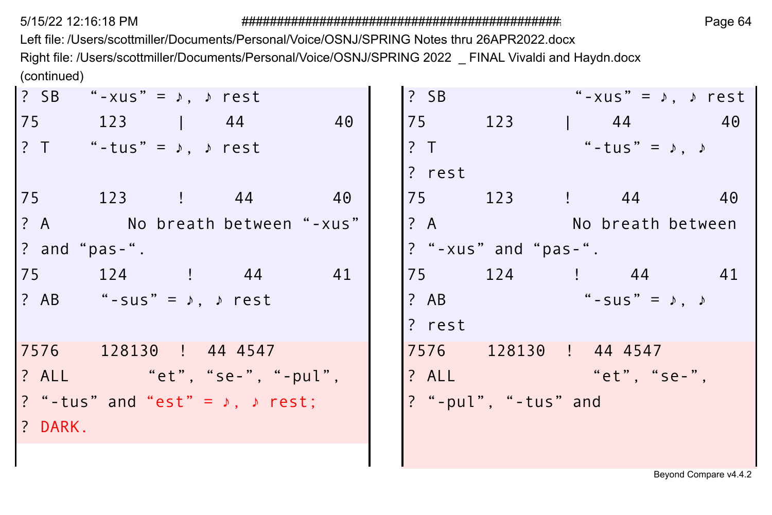Left file: /Users/scottmiller/Documents/Personal/Voice/OSNJ/SPRING Notes thru 26APR2022.docx
Right file: /Users/scottmiller/Documents/Personal/Voice/OSNJ/SPRING 2022 _ FINAL Vivaldi and Haydn.docx
(continued)

| Left file | Right file |
|---|---|
| ? SB “-xus” = ♪, ♪ rest | ? SB “-xus” = ♪, ♪ rest |
| 75 123 \| 44 40 | 75 123 \| 44 40 |
| ? T “-tus” = ♪, ♪ rest | ? T “-tus” = ♪, ♪ |
| | ? rest |
| 75 123 ! 44 40 | 75 123 ! 44 40 |
| ? A No breath between “-xus” | ? A No breath between |
| ? and “pas-“. | ? “-xus” and “pas-“. |
| 75 124 ! 44 41 | 75 124 ! 44 41 |
| ? AB “-sus” = ♪, ♪ rest | ? AB “-sus” = ♪, ♪ |
| | ? rest |
| 7576 128130 ! 44 4547 | 7576 128130 ! 44 4547 |
| ? ALL “et”, “se-”, “-pul”, | ? ALL “et”, “se-”, |
| ? “-tus” and “est” = ♪, ♪ rest; | ? “-pul”, “-tus” and |
| ? DARK. | |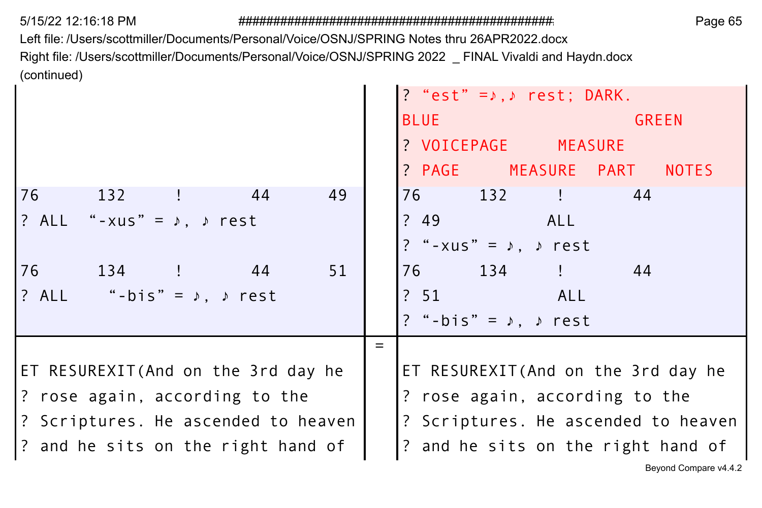Left file: /Users/scottmiller/Documents/Personal/Voice/OSNJ/SPRING Notes thru 26APR2022.docx
Right file: /Users/scottmiller/Documents/Personal/Voice/OSNJ/SPRING 2022 _ FINAL Vivaldi and Haydn.docx
(continued)

| Left file | | Right file |
|---|---|---|
| | | ? “est” =♪,♪ rest; DARK. |
| | | BLUE GREEN |
| | | ? VOICEPAGE MEASURE |
| | | ? PAGE MEASURE PART NOTES |
| 76 132 ! 44 49 | | 76 132 ! 44 |
| ? ALL “-xus” = ♪, ♪ rest | | ? 49 ALL |
| | | ? “-xus” = ♪, ♪ rest |
| 76 134 ! 44 51 | | 76 134 ! 44 |
| ? ALL “-bis” = ♪, ♪ rest | | ? 51 ALL |
| | | ? “-bis” = ♪, ♪ rest |
| | = | |
| ET RESUREXIT(And on the 3rd day he | | ET RESUREXIT(And on the 3rd day he |
| ? rose again, according to the | | ? rose again, according to the |
| ? Scriptures. He ascended to heaven | | ? Scriptures. He ascended to heaven |
| ? and he sits on the right hand of | | ? and he sits on the right hand of |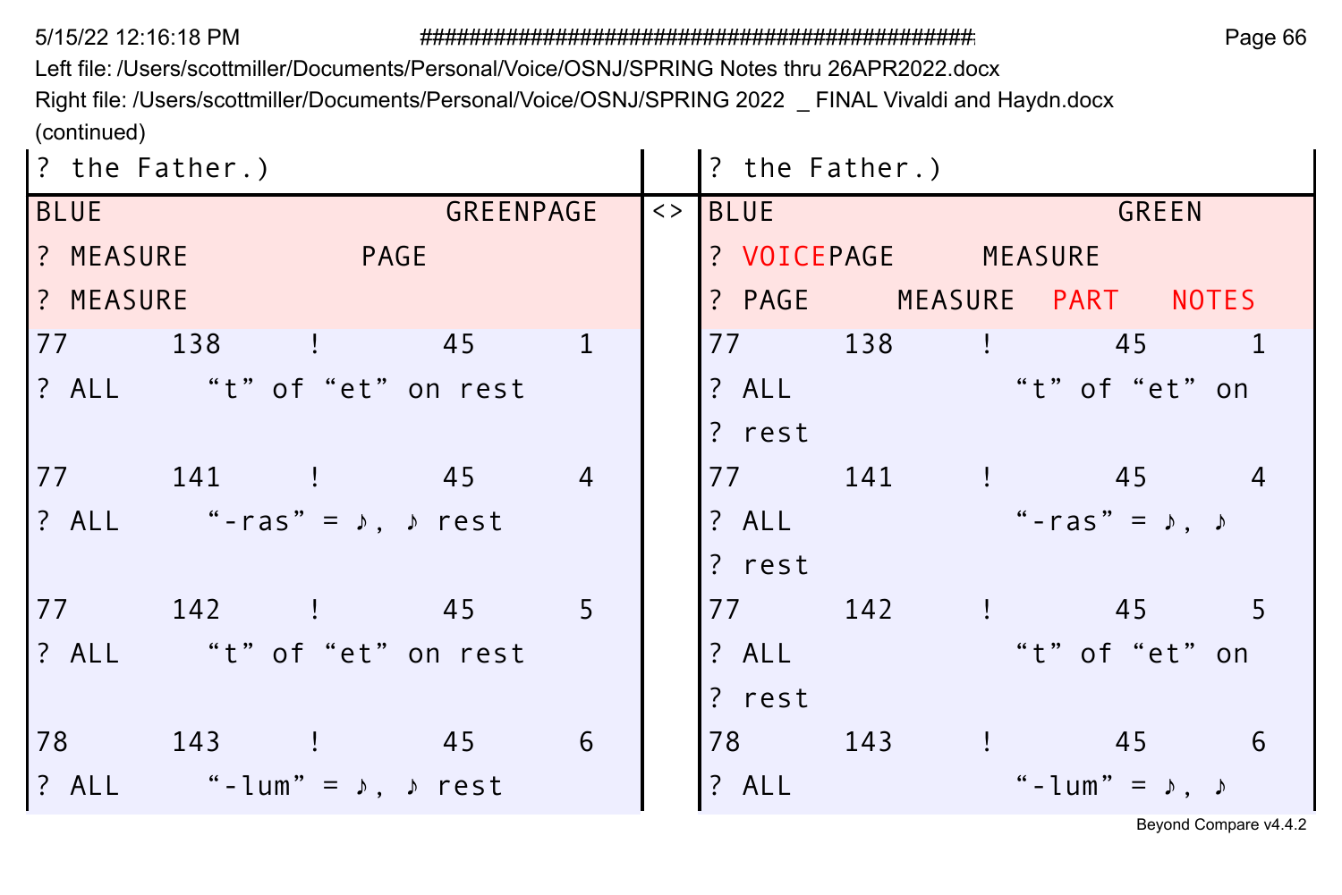Left file: /Users/scottmiller/Documents/Personal/Voice/OSNJ/SPRING Notes thru 26APR2022.docx

Right file: /Users/scottmiller/Documents/Personal/Voice/OSNJ/SPRING 2022 _ FINAL Vivaldi and Haydn.docx

(continued)

| Left | | Right |
|---|---|---|
| ? the Father.) | | ? the Father.) |
| BLUE GREENPAGE | <> | BLUE GREEN |
| ? MEASURE PAGE | | ? VOICEPAGE MEASURE |
| ? MEASURE | | ? PAGE MEASURE PART NOTES |
| 77 138 ! 45 1 | | 77 138 ! 45 1 |
| ? ALL “t” of “et” on rest | | ? ALL “t” of “et” on |
| | | ? rest |
| 77 141 ! 45 4 | | 77 141 ! 45 4 |
| ? ALL “-ras” = ♪, ♪ rest | | ? ALL “-ras” = ♪, ♪ |
| | | ? rest |
| 77 142 ! 45 5 | | 77 142 ! 45 5 |
| ? ALL “t” of “et” on rest | | ? ALL “t” of “et” on |
| | | ? rest |
| 78 143 ! 45 6 | | 78 143 ! 45 6 |
| ? ALL “-lum” = ♪, ♪ rest | | ? ALL “-lum” = ♪, ♪ |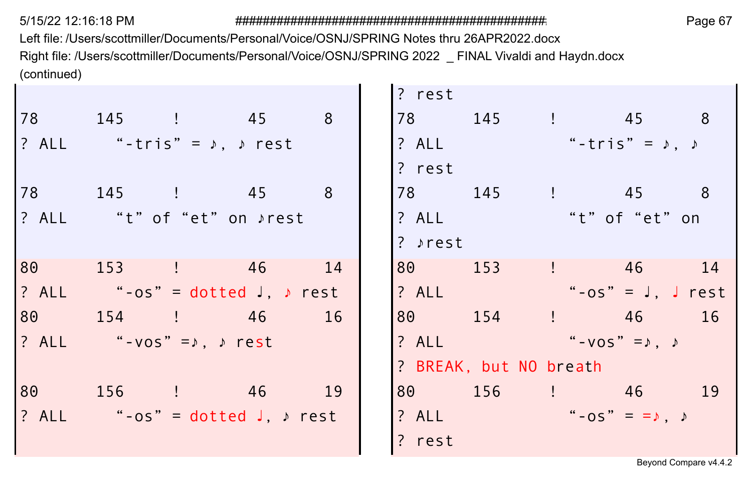Left file: /Users/scottmiller/Documents/Personal/Voice/OSNJ/SPRING Notes thru 26APR2022.docx
Right file: /Users/scottmiller/Documents/Personal/Voice/OSNJ/SPRING 2022 _ FINAL Vivaldi and Haydn.docx
(continued)

| Left file | Right file |
|---|---|
| | ? rest |
| 78 145 ! 45 8 | 78 145 ! 45 8 |
| ? ALL “-tris” = ♪, ♪ rest | ? ALL “-tris” = ♪, ♪ |
| | ? rest |
| 78 145 ! 45 8 | 78 145 ! 45 8 |
| ? ALL “t” of “et” on ♪rest | ? ALL “t” of “et” on |
| | ? ♪rest |
| 80 153 ! 46 14 | 80 153 ! 46 14 |
| ? ALL “-os” = dotted ♩, ♪ rest | ? ALL “-os” = ♩, ♩ rest |
| 80 154 ! 46 16 | 80 154 ! 46 16 |
| ? ALL “-vos” =♪, ♪ rest | ? ALL “-vos” =♪, ♪ |
| | ? BREAK, but NO breath |
| 80 156 ! 46 19 | 80 156 ! 46 19 |
| ? ALL “-os” = dotted ♩, ♪ rest | ? ALL “-os” = =♪, ♪ |
| | ? rest |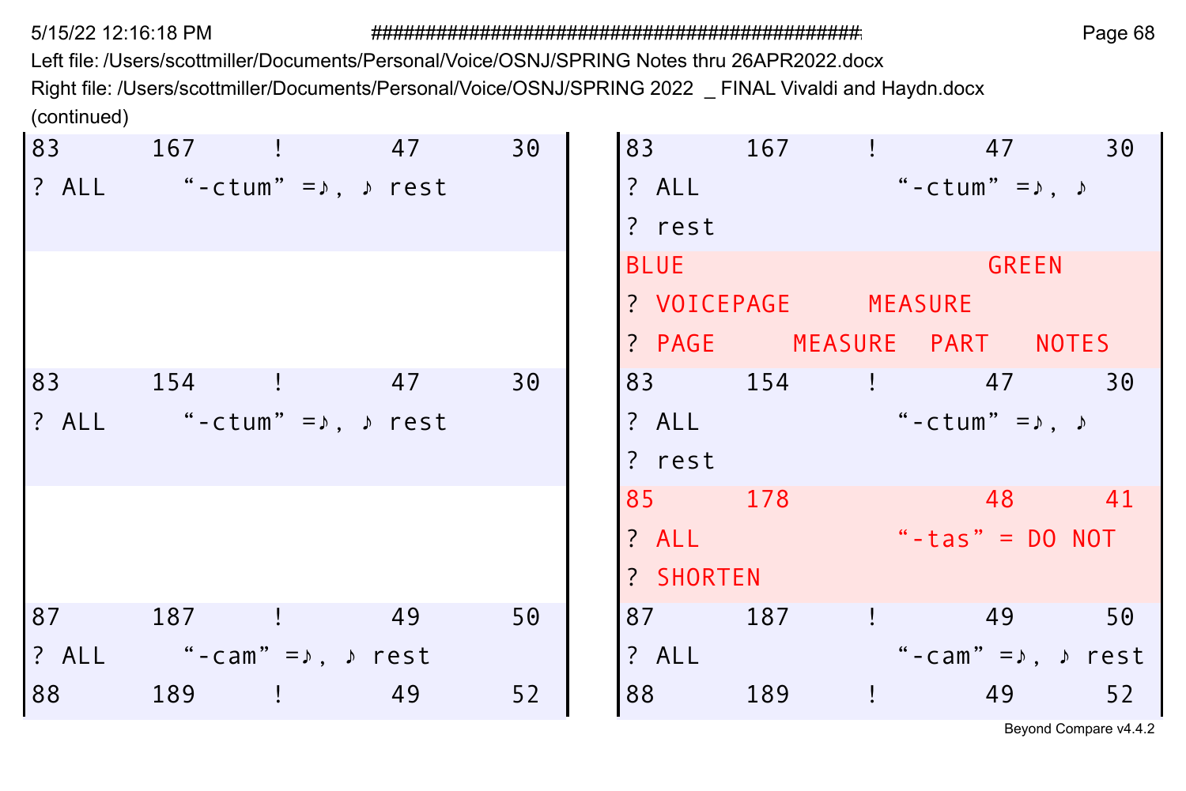Left file: /Users/scottmiller/Documents/Personal/Voice/OSNJ/SPRING Notes thru 26APR2022.docx

Right file: /Users/scottmiller/Documents/Personal/Voice/OSNJ/SPRING 2022 _ FINAL Vivaldi and Haydn.docx

(continued)

| Left file | Right file |
|---|---|
| 83 167 ! 47 30 | 83 167 ! 47 30 |
| ? ALL “-ctum” =♪, ♪ rest | ? ALL “-ctum” =♪, ♪ |
| | ? rest |
| | BLUE GREEN |
| | ? VOICEPAGE MEASURE |
| | ? PAGE MEASURE PART NOTES |
| 83 154 ! 47 30 | 83 154 ! 47 30 |
| ? ALL “-ctum” =♪, ♪ rest | ? ALL “-ctum” =♪, ♪ |
| | ? rest |
| | 85 178 48 41 |
| | ? ALL “-tas” = DO NOT |
| | ? SHORTEN |
| 87 187 ! 49 50 | 87 187 ! 49 50 |
| ? ALL “-cam” =♪, ♪ rest | ? ALL “-cam” =♪, ♪ rest |
| 88 189 ! 49 52 | 88 189 ! 49 52 |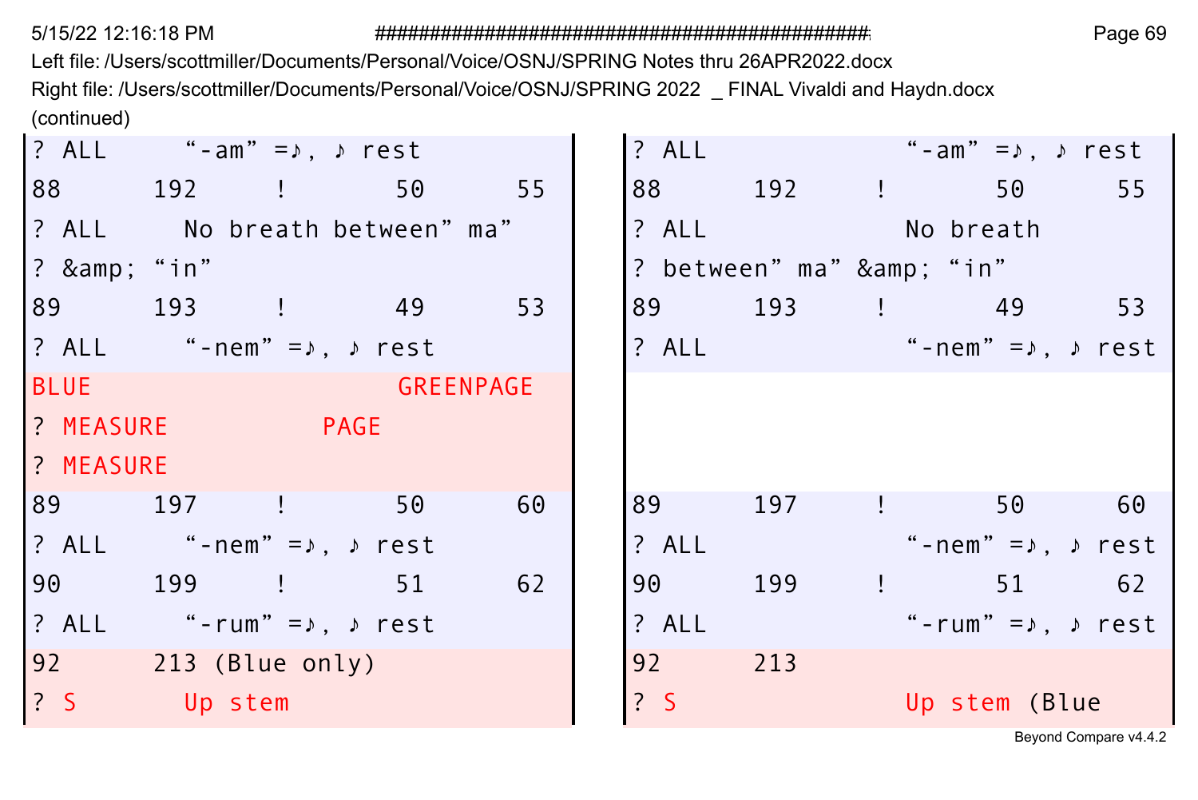Left file: /Users/scottmiller/Documents/Personal/Voice/OSNJ/SPRING Notes thru 26APR2022.docx
Right file: /Users/scottmiller/Documents/Personal/Voice/OSNJ/SPRING 2022 _ FINAL Vivaldi and Haydn.docx
(continued)

| Left | Right |
| --- | --- |
| ? ALL "-am" =♪, ♪ rest | ? ALL "-am" =♪, ♪ rest |
| 88 192 ! 50 55 | 88 192 ! 50 55 |
| ? ALL No breath between" ma" | ? ALL No breath |
| ? &amp; "in" | ? between" ma" &amp; "in" |
| 89 193 ! 49 53 | 89 193 ! 49 53 |
| ? ALL "-nem" =♪, ♪ rest | ? ALL "-nem" =♪, ♪ rest |
| BLUE GREENPAGE | |
| ? MEASURE PAGE | |
| ? MEASURE | |
| 89 197 ! 50 60 | 89 197 ! 50 60 |
| ? ALL "-nem" =♪, ♪ rest | ? ALL "-nem" =♪, ♪ rest |
| 90 199 ! 51 62 | 90 199 ! 51 62 |
| ? ALL "-rum" =♪, ♪ rest | ? ALL "-rum" =♪, ♪ rest |
| 92 213 (Blue only) | 92 213 |
| ? S Up stem | ? S Up stem (Blue |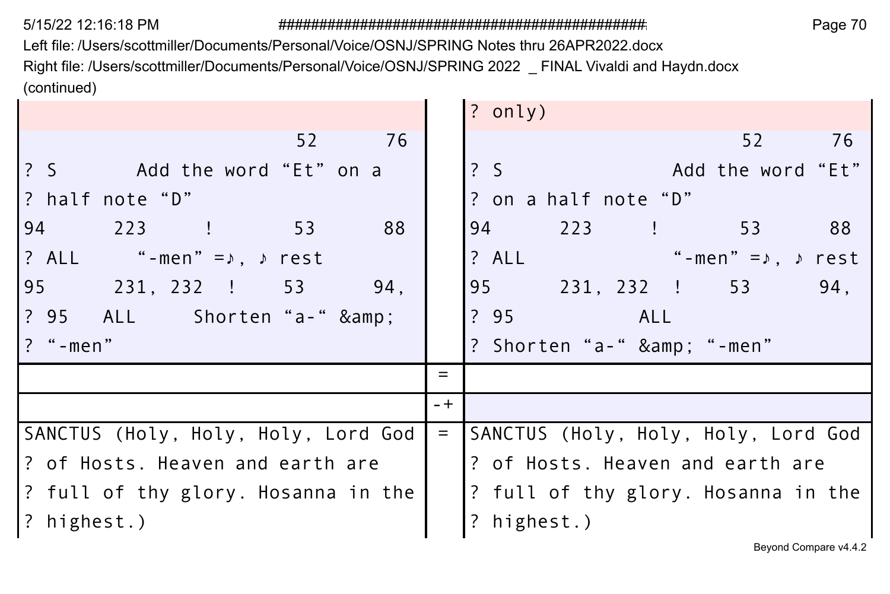Left file: /Users/scottmiller/Documents/Personal/Voice/OSNJ/SPRING Notes thru 26APR2022.docx
Right file: /Users/scottmiller/Documents/Personal/Voice/OSNJ/SPRING 2022 _ FINAL Vivaldi and Haydn.docx
(continued)

| Left | | Right |
|---|---|---|
| | | ? only) |
| 52 76<br>? S Add the word “Et” on a<br>? half note “D”<br>94 223 ! 53 88<br>? ALL “-men” =♪, ♪ rest<br>95 231, 232 ! 53 94,<br>? 95 ALL Shorten “a-“ &amp;<br>? “-men” | | 52 76<br>? S Add the word “Et”<br>? on a half note “D”<br>94 223 ! 53 88<br>? ALL “-men” =♪, ♪ rest<br>95 231, 232 ! 53 94,<br>? 95 ALL<br>? Shorten “a-“ &amp; “-men” |
| | = | |
| | -+ | |
| SANCTUS (Holy, Holy, Holy, Lord God<br>? of Hosts. Heaven and earth are<br>? full of thy glory. Hosanna in the<br>? highest.) | = | SANCTUS (Holy, Holy, Holy, Lord God<br>? of Hosts. Heaven and earth are<br>? full of thy glory. Hosanna in the<br>? highest.) |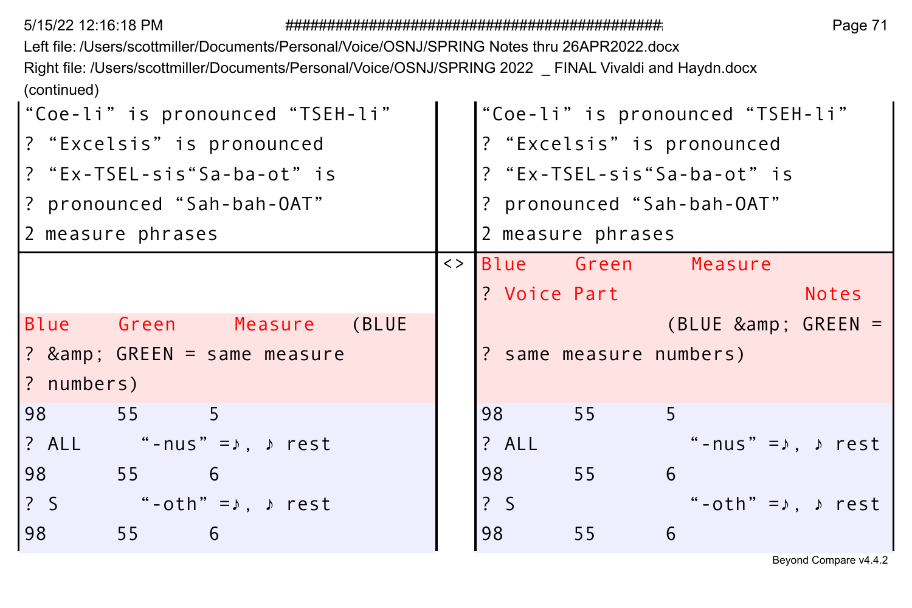Left file: /Users/scottmiller/Documents/Personal/Voice/OSNJ/SPRING Notes thru 26APR2022.docx
Right file: /Users/scottmiller/Documents/Personal/Voice/OSNJ/SPRING 2022 _ FINAL Vivaldi and Haydn.docx
(continued)

| Left | | Right |
|---|---|---|
| “Coe-li” is pronounced “TSEH-li” | | “Coe-li” is pronounced “TSEH-li” |
| ? “Excelsis” is pronounced | | ? “Excelsis” is pronounced |
| ? “Ex-TSEL-sis“Sa-ba-ot” is | | ? “Ex-TSEL-sis“Sa-ba-ot” is |
| ? pronounced “Sah-bah-OAT” | | ? pronounced “Sah-bah-OAT” |
| 2 measure phrases | | 2 measure phrases |
| | <> | Blue Green Measure |
| | | ? Voice Part Notes |
| Blue Green Measure (BLUE | | (BLUE &amp; GREEN = |
| ? &amp; GREEN = same measure | | ? same measure numbers) |
| ? numbers) | | |
| 98 55 5 | | 98 55 5 |
| ? ALL “-nus” =♪, ♪ rest | | ? ALL “-nus” =♪, ♪ rest |
| 98 55 6 | | 98 55 6 |
| ? S “-oth” =♪, ♪ rest | | ? S “-oth” =♪, ♪ rest |
| 98 55 6 | | 98 55 6 |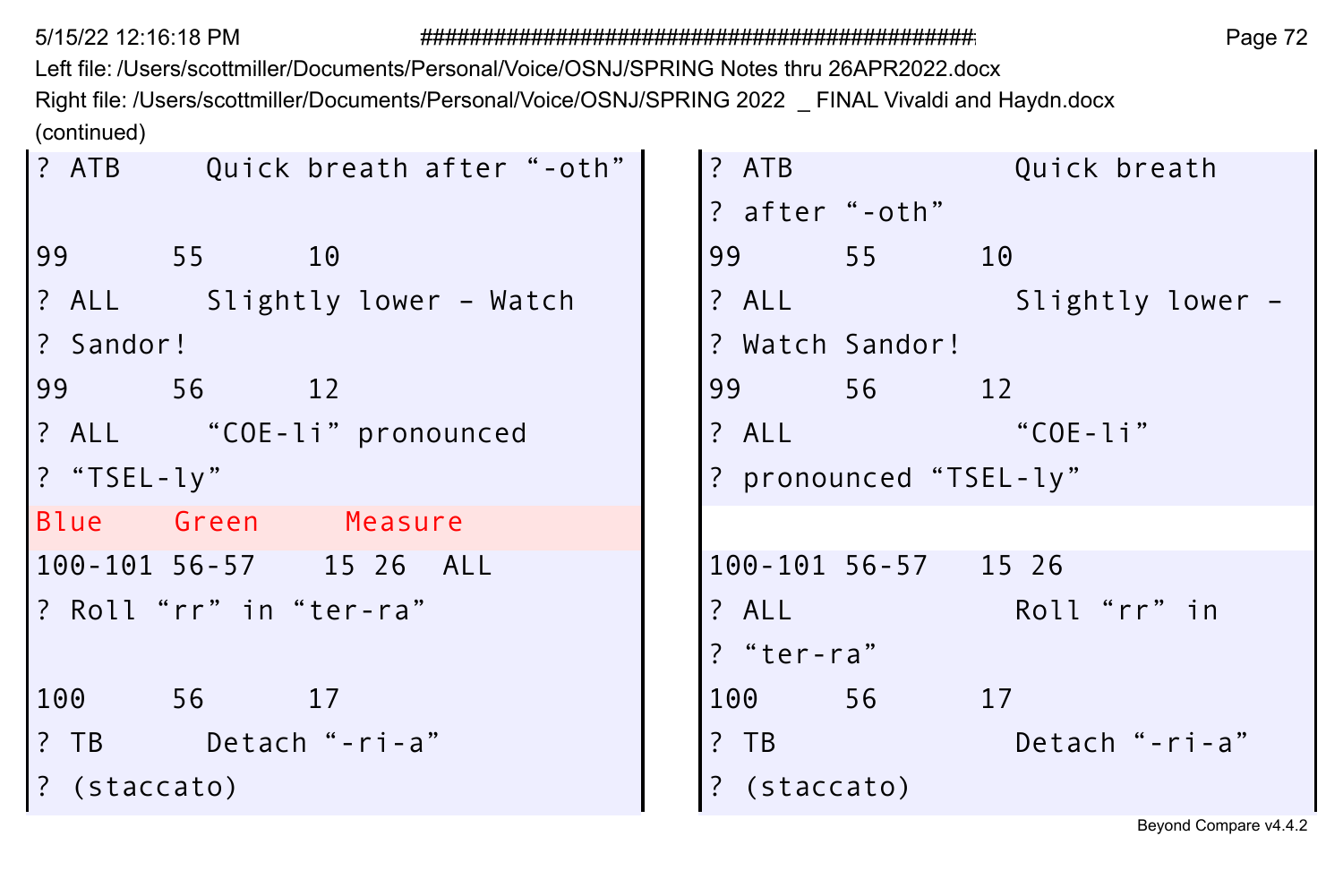Left file: /Users/scottmiller/Documents/Personal/Voice/OSNJ/SPRING Notes thru 26APR2022.docx
Right file: /Users/scottmiller/Documents/Personal/Voice/OSNJ/SPRING 2022 _ FINAL Vivaldi and Haydn.docx
(continued)

| Left file | Right file |
|---|---|
| ? ATB     Quick breath after "-oth" | ? ATB            Quick breath |
|  | ? after "-oth" |
| 99      55      10 | 99      55      10 |
| ? ALL     Slightly lower – Watch | ? ALL            Slightly lower – |
| ? Sandor! | ? Watch Sandor! |
| 99      56      12 | 99      56      12 |
| ? ALL     "COE-li" pronounced | ? ALL            "COE-li" |
| ? "TSEL-ly" | ? pronounced "TSEL-ly" |
| Blue    Green     Measure |  |
| 100-101 56-57    15 26  ALL | 100-101 56-57   15 26 |
| ? Roll "rr" in "ter-ra" | ? ALL            Roll "rr" in |
|  | ? "ter-ra" |
| 100     56      17 | 100     56      17 |
| ? TB      Detach "-ri-a" | ? TB             Detach "-ri-a" |
| ? (staccato) | ? (staccato) |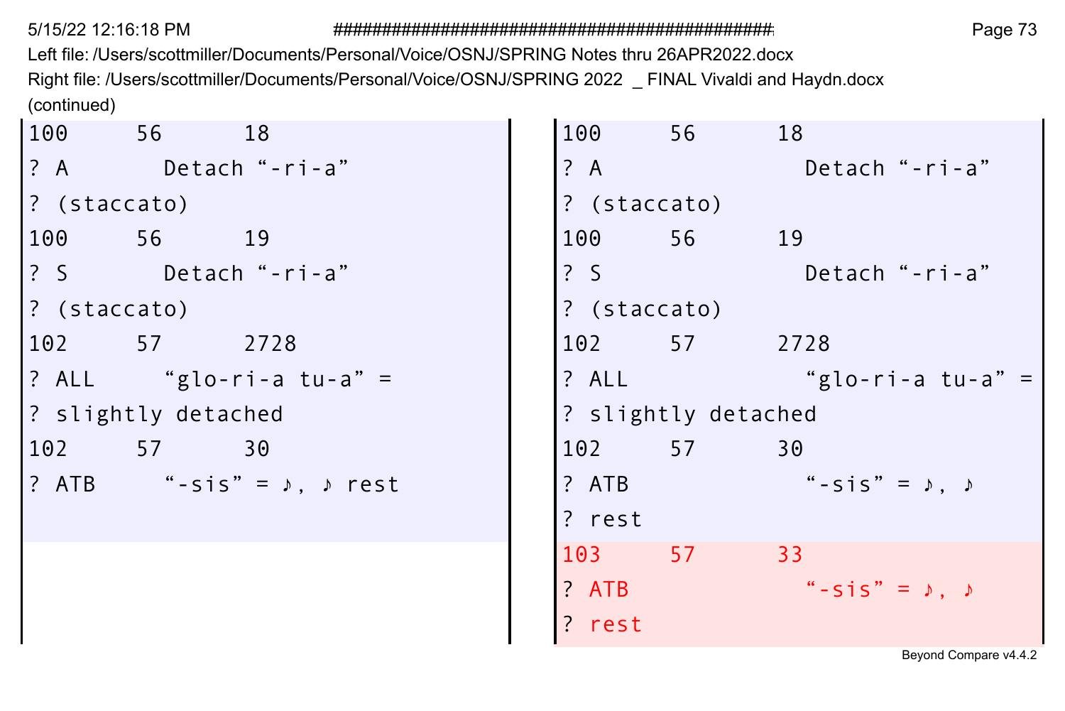Left file: /Users/scottmiller/Documents/Personal/Voice/OSNJ/SPRING Notes thru 26APR2022.docx

Right file: /Users/scottmiller/Documents/Personal/Voice/OSNJ/SPRING 2022 _ FINAL Vivaldi and Haydn.docx

(continued)

| Left file | Right file |
| --- | --- |
| 100 56 18 | 100 56 18 |
| ? A Detach “-ri-a” | ? A Detach “-ri-a” |
| ? (staccato) | ? (staccato) |
| 100 56 19 | 100 56 19 |
| ? S Detach “-ri-a” | ? S Detach “-ri-a” |
| ? (staccato) | ? (staccato) |
| 102 57 2728 | 102 57 2728 |
| ? ALL “glo-ri-a tu-a” = | ? ALL “glo-ri-a tu-a” = |
| ? slightly detached | ? slightly detached |
| 102 57 30 | 102 57 30 |
| ? ATB “-sis” = ♪, ♪ rest | ? ATB “-sis” = ♪, ♪ |
| | ? rest |
| | 103 57 33 |
| | ? ATB “-sis” = ♪, ♪ |
| | ? rest |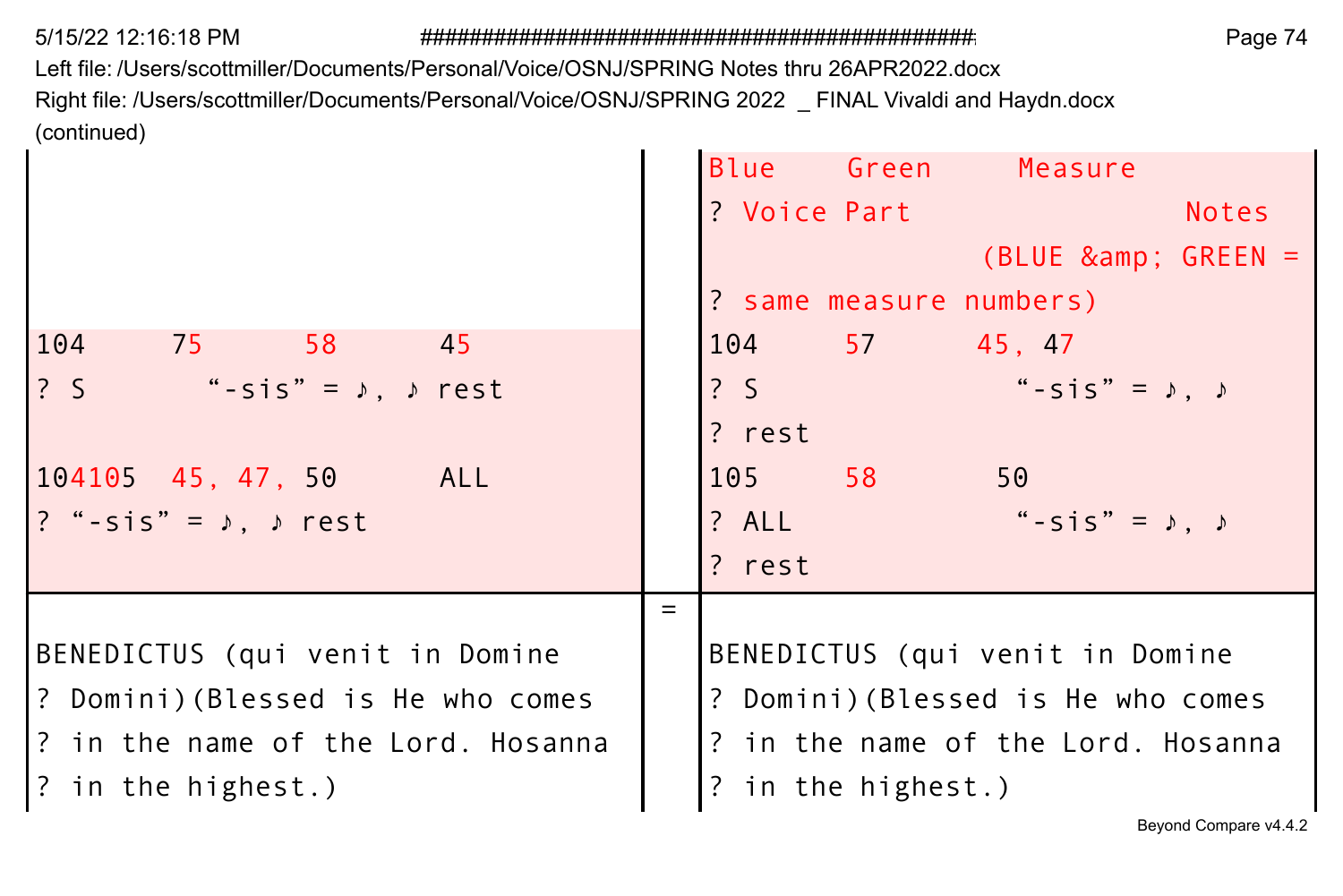Left file: /Users/scottmiller/Documents/Personal/Voice/OSNJ/SPRING Notes thru 26APR2022.docx
Right file: /Users/scottmiller/Documents/Personal/Voice/OSNJ/SPRING 2022 _ FINAL Vivaldi and Haydn.docx
(continued)

| Left | | Right |
|---|---|---|
| | | Blue Green Measure<br>? Voice Part Notes<br>(BLUE &amp; GREEN =<br>? same measure numbers) |
| 104 75 58 45<br>? S "-sis" = ♪, ♪ rest | | 104 57 45, 47<br>? S "-sis" = ♪, ♪<br>? rest |
| 104105 45, 47, 50 ALL<br>? "-sis" = ♪, ♪ rest | | 105 58 50<br>? ALL "-sis" = ♪, ♪<br>? rest |
| BENEDICTUS (qui venit in Domine<br>? Domini)(Blessed is He who comes<br>? in the name of the Lord. Hosanna<br>? in the highest.) | = | BENEDICTUS (qui venit in Domine<br>? Domini)(Blessed is He who comes<br>? in the name of the Lord. Hosanna<br>? in the highest.) |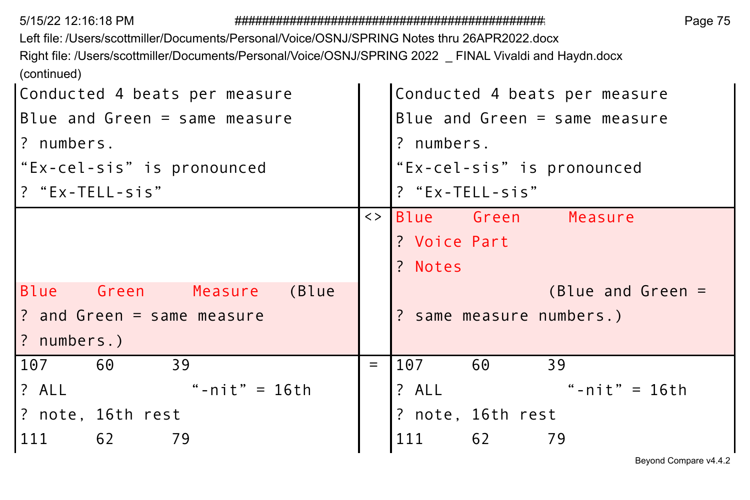Left file: /Users/scottmiller/Documents/Personal/Voice/OSNJ/SPRING Notes thru 26APR2022.docx
Right file: /Users/scottmiller/Documents/Personal/Voice/OSNJ/SPRING 2022 _ FINAL Vivaldi and Haydn.docx
(continued)

| Left | | Right |
| --- | --- | --- |
| Conducted 4 beats per measure<br>Blue and Green = same measure<br>? numbers.<br>“Ex-cel-sis” is pronounced<br>? “Ex-TELL-sis” | | Conducted 4 beats per measure<br>Blue and Green = same measure<br>? numbers.<br>“Ex-cel-sis” is pronounced<br>? “Ex-TELL-sis” |
| Blue Green Measure (Blue<br>? and Green = same measure<br>? numbers.) | <> | Blue Green Measure<br>? Voice Part<br>? Notes<br>(Blue and Green =<br>? same measure numbers.) |
| 107 60 39<br>? ALL “-nit” = 16th<br>? note, 16th rest<br>111 62 79 | = | 107 60 39<br>? ALL “-nit” = 16th<br>? note, 16th rest<br>111 62 79 |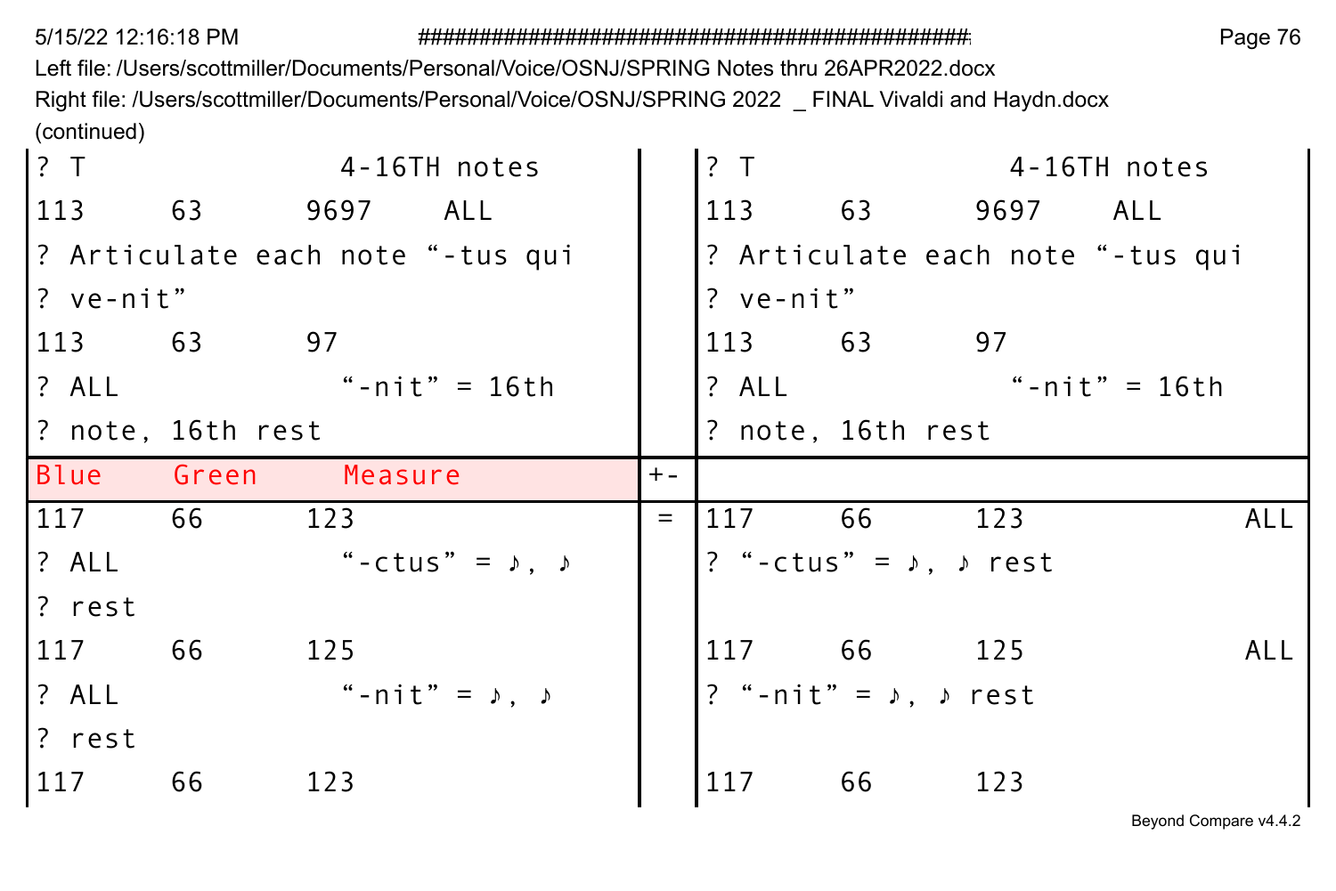Left file: /Users/scottmiller/Documents/Personal/Voice/OSNJ/SPRING Notes thru 26APR2022.docx
Right file: /Users/scottmiller/Documents/Personal/Voice/OSNJ/SPRING 2022 _ FINAL Vivaldi and Haydn.docx
(continued)

| Left | +- | Right |
|---|---|---|
| ? T 4-16TH notes | | ? T 4-16TH notes |
| 113 63 9697 ALL | | 113 63 9697 ALL |
| ? Articulate each note “-tus qui | | ? Articulate each note “-tus qui |
| ? ve-nit” | | ? ve-nit” |
| 113 63 97 | | 113 63 97 |
| ? ALL “-nit” = 16th | | ? ALL “-nit” = 16th |
| ? note, 16th rest | | ? note, 16th rest |
| Blue Green Measure | +- | |
| 117 66 123 | = | 117 66 123 ALL |
| ? ALL “-ctus” = ♪, ♪ | | ? “-ctus” = ♪, ♪ rest |
| ? rest | | |
| 117 66 125 | | 117 66 125 ALL |
| ? ALL “-nit” = ♪, ♪ | | ? “-nit” = ♪, ♪ rest |
| ? rest | | |
| 117 66 123 | | 117 66 123 |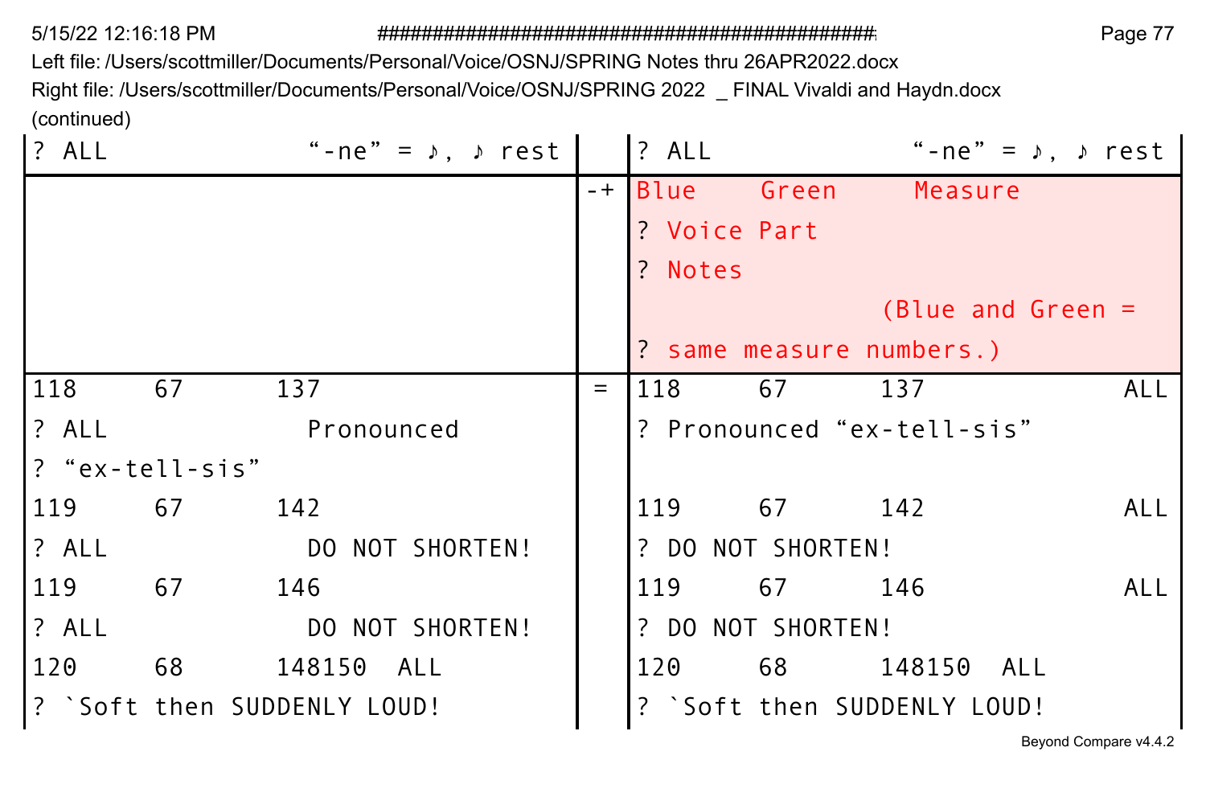Left file: /Users/scottmiller/Documents/Personal/Voice/OSNJ/SPRING Notes thru 26APR2022.docx
Right file: /Users/scottmiller/Documents/Personal/Voice/OSNJ/SPRING 2022 _ FINAL Vivaldi and Haydn.docx
(continued)

| Left | | Right |
|---|---|---|
| ? ALL "-ne" = ♪, ♪ rest | | ? ALL "-ne" = ♪, ♪ rest |
| | -+ | Blue Green Measure<br>? Voice Part<br>? Notes<br>(Blue and Green =<br>? same measure numbers.) |
| 118 67 137<br>? ALL Pronounced<br>? "ex-tell-sis"<br>119 67 142<br>? ALL DO NOT SHORTEN!<br>119 67 146<br>? ALL DO NOT SHORTEN!<br>120 68 148150 ALL<br>? `Soft then SUDDENLY LOUD! | = | 118 67 137 ALL<br>? Pronounced "ex-tell-sis"<br>119 67 142 ALL<br>? DO NOT SHORTEN!<br>119 67 146 ALL<br>? DO NOT SHORTEN!<br>120 68 148150 ALL<br>? `Soft then SUDDENLY LOUD! |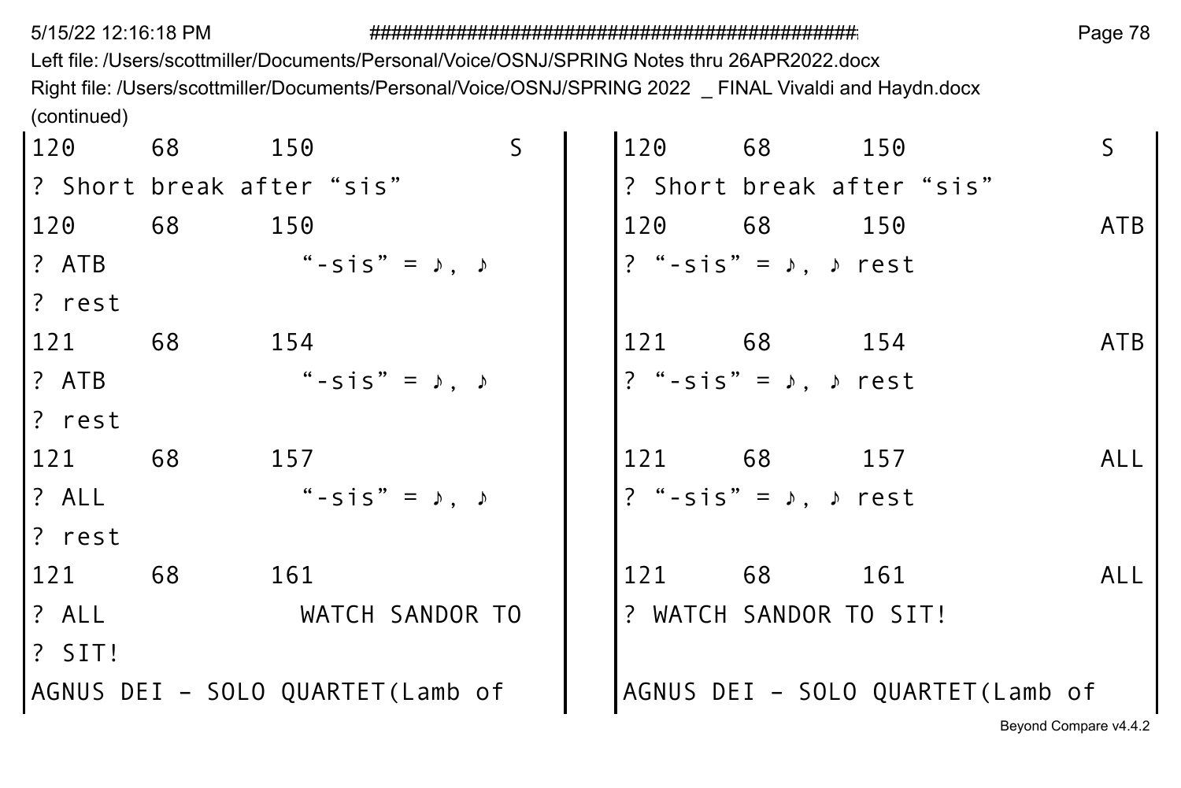Left file: /Users/scottmiller/Documents/Personal/Voice/OSNJ/SPRING Notes thru 26APR2022.docx

Right file: /Users/scottmiller/Documents/Personal/Voice/OSNJ/SPRING 2022 _ FINAL Vivaldi and Haydn.docx

(continued)

| Left file | Right file |
|---|---|
| 120 68 150 S | 120 68 150 S |
| ? Short break after “sis” | ? Short break after “sis” |
| 120 68 150 | 120 68 150 ATB |
| ? ATB “-sis” = ♪, ♪ | ? “-sis” = ♪, ♪ rest |
| ? rest | |
| 121 68 154 | 121 68 154 ATB |
| ? ATB “-sis” = ♪, ♪ | ? “-sis” = ♪, ♪ rest |
| ? rest | |
| 121 68 157 | 121 68 157 ALL |
| ? ALL “-sis” = ♪, ♪ | ? “-sis” = ♪, ♪ rest |
| ? rest | |
| 121 68 161 | 121 68 161 ALL |
| ? ALL WATCH SANDOR TO | ? WATCH SANDOR TO SIT! |
| ? SIT! | |
| AGNUS DEI – SOLO QUARTET(Lamb of | AGNUS DEI – SOLO QUARTET(Lamb of |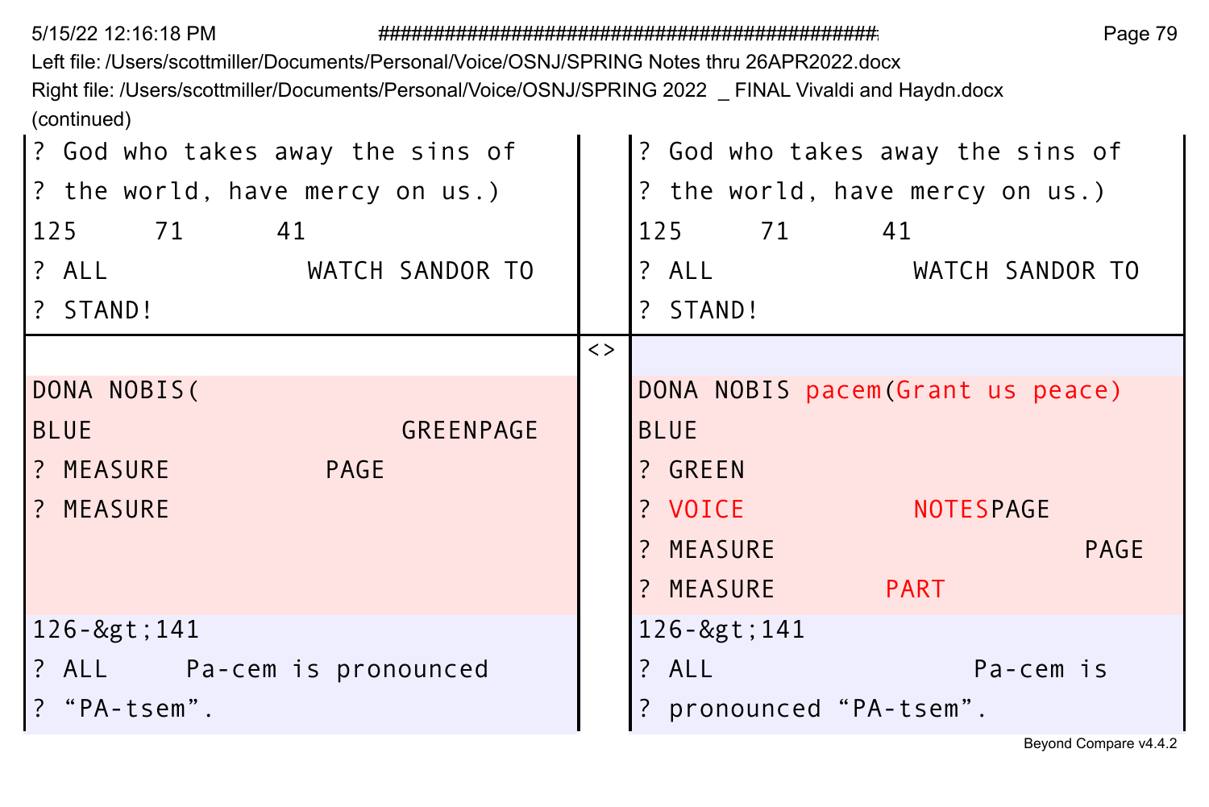(continued)

| Left file: /Users/scottmiller/Documents/Personal/Voice/OSNJ/SPRING Notes thru 26APR2022.docx | | Right file: /Users/scottmiller/Documents/Personal/Voice/OSNJ/SPRING 2022 _ FINAL Vivaldi and Haydn.docx |
|---|---|---|
| ? God who takes away the sins of | | ? God who takes away the sins of |
| ? the world, have mercy on us.) | | ? the world, have mercy on us.) |
| 125 71 41 | | 125 71 41 |
| ? ALL WATCH SANDOR TO | | ? ALL WATCH SANDOR TO |
| ? STAND! | | ? STAND! |
| | <> | |
| DONA NOBIS( | | DONA NOBIS pacem(Grant us peace) |
| BLUE GREENPAGE | | BLUE |
| ? MEASURE PAGE | | ? GREEN |
| ? MEASURE | | ? VOICE NOTESPAGE |
| | | ? MEASURE PAGE |
| | | ? MEASURE PART |
| 126-&gt;141 | | 126-&gt;141 |
| ? ALL Pa-cem is pronounced | | ? ALL Pa-cem is |
| ? “PA-tsem”. | | ? pronounced “PA-tsem”. |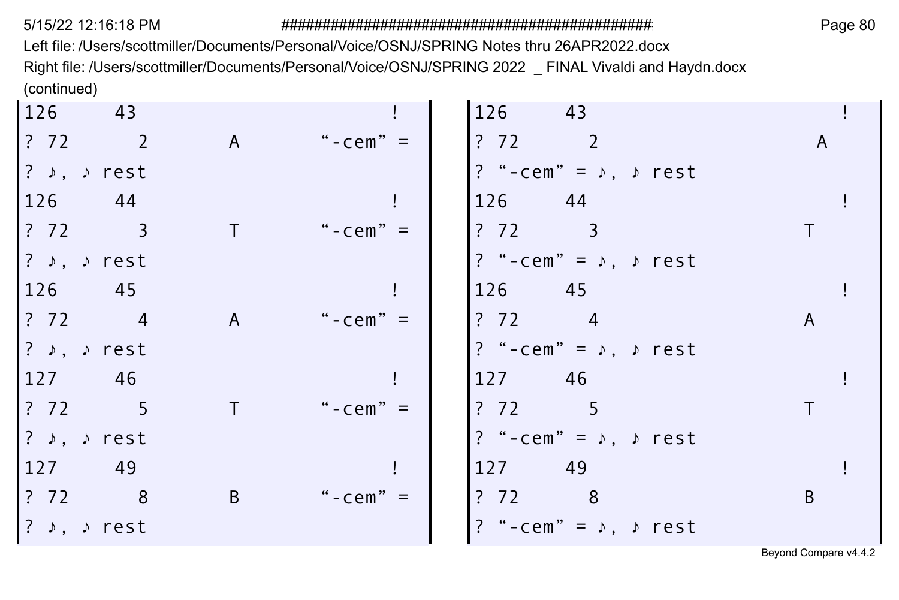Left file: /Users/scottmiller/Documents/Personal/Voice/OSNJ/SPRING Notes thru 26APR2022.docx
Right file: /Users/scottmiller/Documents/Personal/Voice/OSNJ/SPRING 2022  _ FINAL Vivaldi and Haydn.docx
(continued)

| Left file | Right file |
| --- | --- |
| 126     43                    ! | 126     43                    ! |
| ? 72      2       A       “-cem” = | ? 72      2                    A |
| ? ♪, ♪ rest | ? “-cem” = ♪, ♪ rest |
| 126     44                    ! | 126     44                    ! |
| ? 72      3       T       “-cem” = | ? 72      3                    T |
| ? ♪, ♪ rest | ? “-cem” = ♪, ♪ rest |
| 126     45                    ! | 126     45                    ! |
| ? 72      4       A       “-cem” = | ? 72      4                    A |
| ? ♪, ♪ rest | ? “-cem” = ♪, ♪ rest |
| 127     46                    ! | 127     46                    ! |
| ? 72      5       T       “-cem” = | ? 72      5                    T |
| ? ♪, ♪ rest | ? “-cem” = ♪, ♪ rest |
| 127     49                    ! | 127     49                    ! |
| ? 72      8       B       “-cem” = | ? 72      8                    B |
| ? ♪, ♪ rest | ? “-cem” = ♪, ♪ rest |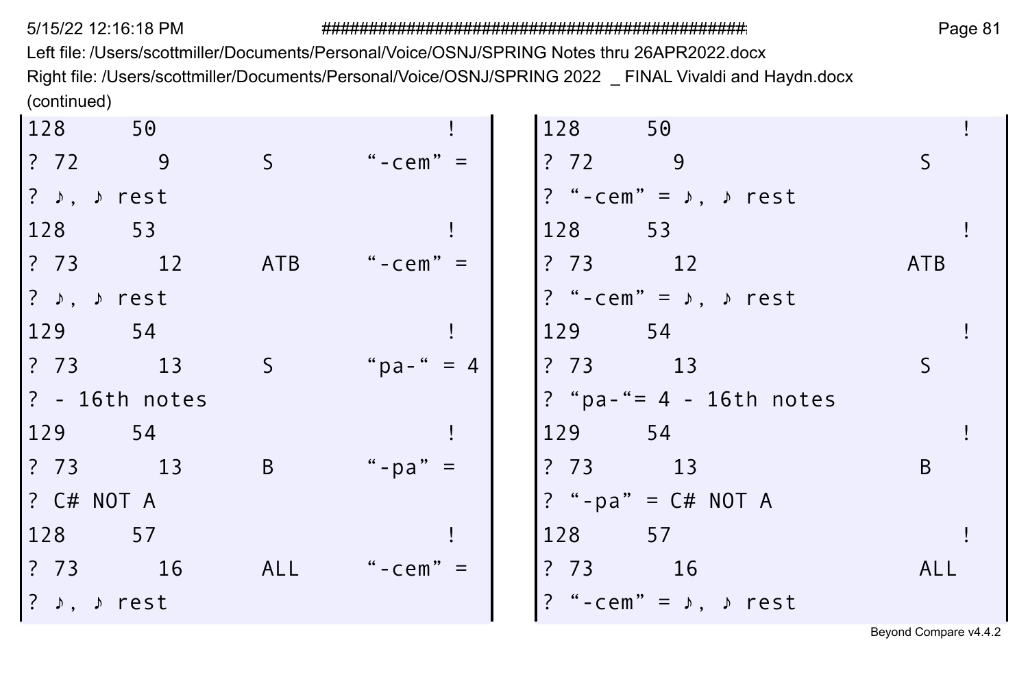Left file: /Users/scottmiller/Documents/Personal/Voice/OSNJ/SPRING Notes thru 26APR2022.docx
Right file: /Users/scottmiller/Documents/Personal/Voice/OSNJ/SPRING 2022 _ FINAL Vivaldi and Haydn.docx
(continued)

| Left file | Right file |
|---|---|
| 128 50 ! | 128 50 ! |
| ? 72 9 S "-cem" = | ? 72 9 S |
| ? ♪, ♪ rest | ? "-cem" = ♪, ♪ rest |
| 128 53 ! | 128 53 ! |
| ? 73 12 ATB "-cem" = | ? 73 12 ATB |
| ? ♪, ♪ rest | ? "-cem" = ♪, ♪ rest |
| 129 54 ! | 129 54 ! |
| ? 73 13 S "pa-" = 4 | ? 73 13 S |
| ? - 16th notes | ? "pa-"= 4 - 16th notes |
| 129 54 ! | 129 54 ! |
| ? 73 13 B "-pa" = | ? 73 13 B |
| ? C# NOT A | ? "-pa" = C# NOT A |
| 128 57 ! | 128 57 ! |
| ? 73 16 ALL "-cem" = | ? 73 16 ALL |
| ? ♪, ♪ rest | ? "-cem" = ♪, ♪ rest |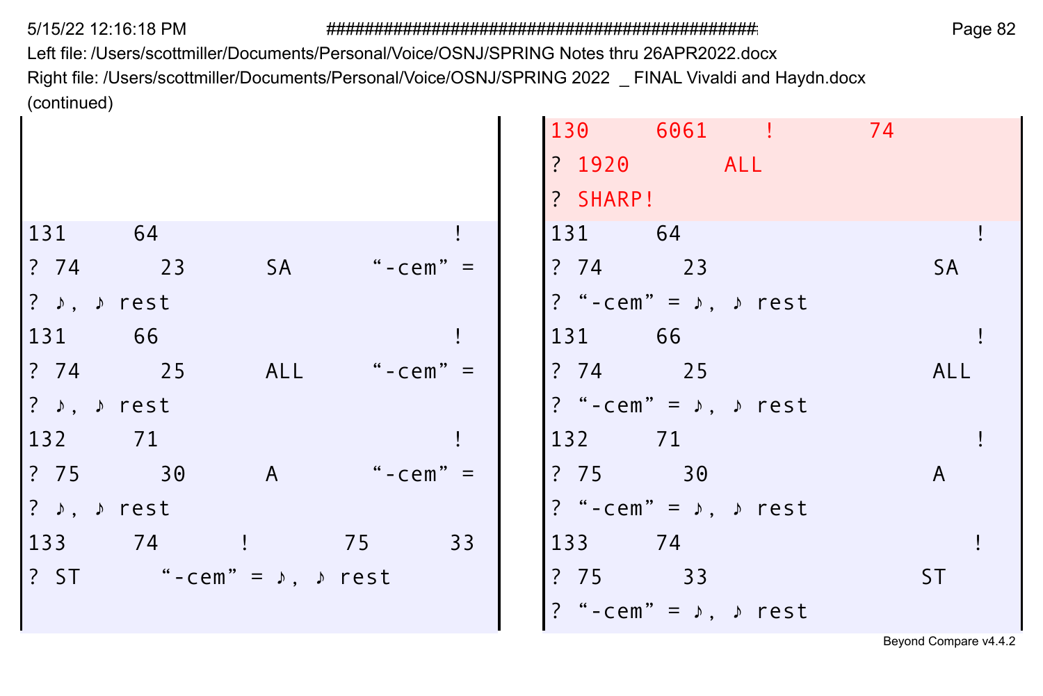Left file: /Users/scottmiller/Documents/Personal/Voice/OSNJ/SPRING Notes thru 26APR2022.docx
Right file: /Users/scottmiller/Documents/Personal/Voice/OSNJ/SPRING 2022 _ FINAL Vivaldi and Haydn.docx
(continued)

| Left | Right |
|---|---|
| | 130 6061 ! 74 |
| | ? 1920 ALL |
| | ? SHARP! |
| 131 64 ! | 131 64 ! |
| ? 74 23 SA “-cem” = | ? 74 23 SA |
| ? ♪, ♪ rest | ? “-cem” = ♪, ♪ rest |
| 131 66 ! | 131 66 ! |
| ? 74 25 ALL “-cem” = | ? 74 25 ALL |
| ? ♪, ♪ rest | ? “-cem” = ♪, ♪ rest |
| 132 71 ! | 132 71 ! |
| ? 75 30 A “-cem” = | ? 75 30 A |
| ? ♪, ♪ rest | ? “-cem” = ♪, ♪ rest |
| 133 74 ! 75 33 | 133 74 ! |
| ? ST “-cem” = ♪, ♪ rest | ? 75 33 ST |
| | ? “-cem” = ♪, ♪ rest |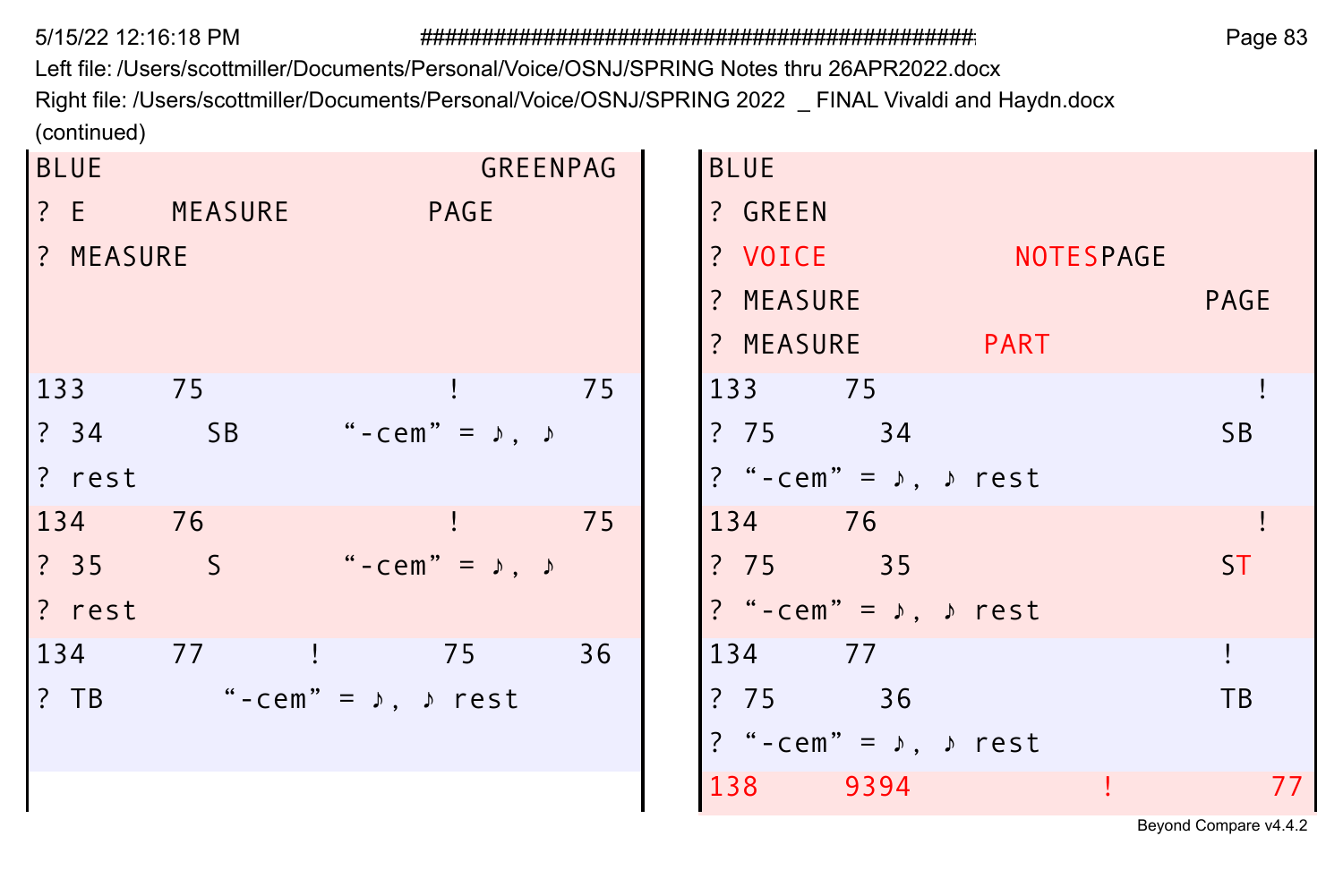Left file: /Users/scottmiller/Documents/Personal/Voice/OSNJ/SPRING Notes thru 26APR2022.docx
Right file: /Users/scottmiller/Documents/Personal/Voice/OSNJ/SPRING 2022 _ FINAL Vivaldi and Haydn.docx
(continued)

| Left | Right |
|---|---|
| BLUE GREENPAG<br>? E MEASURE PAGE<br>? MEASURE | BLUE<br>? GREEN<br>? VOICE NOTESPAGE<br>? MEASURE PAGE<br>? MEASURE PART |
| 133 75 ! 75<br>? 34 SB “-cem” = ♪, ♪<br>? rest | 133 75 !<br>? 75 34 SB<br>? “-cem” = ♪, ♪ rest |
| 134 76 ! 75<br>? 35 S “-cem” = ♪, ♪<br>? rest | 134 76 !<br>? 75 35 ST<br>? “-cem” = ♪, ♪ rest |
| 134 77 ! 75 36<br>? TB “-cem” = ♪, ♪ rest | 134 77 !<br>? 75 36 TB<br>? “-cem” = ♪, ♪ rest |
| | 138 9394 ! 77 |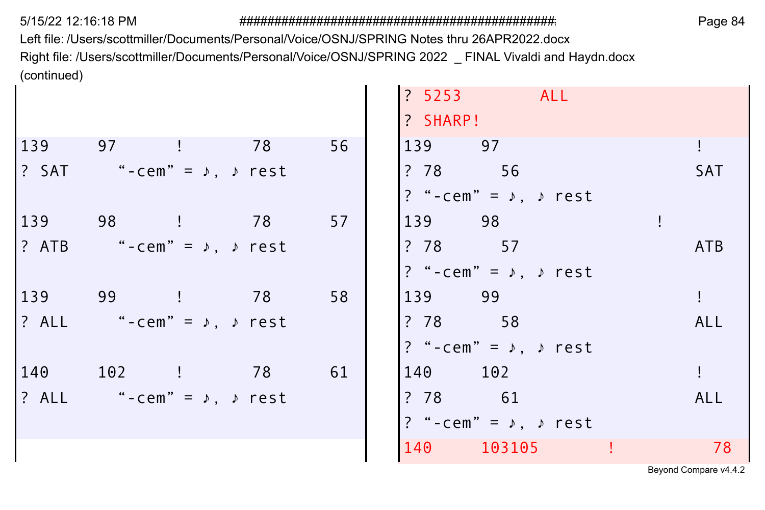Left file: /Users/scottmiller/Documents/Personal/Voice/OSNJ/SPRING Notes thru 26APR2022.docx
Right file: /Users/scottmiller/Documents/Personal/Voice/OSNJ/SPRING 2022 _ FINAL Vivaldi and Haydn.docx
(continued)

| Left file | Right file |
| --- | --- |
| | ? 5253 ALL |
| | ? SHARP! |
| 139 97 ! 78 56 | 139 97 ! |
| ? SAT “-cem” = ♪, ♪ rest | ? 78 56 SAT |
| | ? “-cem” = ♪, ♪ rest |
| 139 98 ! 78 57 | 139 98 ! |
| ? ATB “-cem” = ♪, ♪ rest | ? 78 57 ATB |
| | ? “-cem” = ♪, ♪ rest |
| 139 99 ! 78 58 | 139 99 ! |
| ? ALL “-cem” = ♪, ♪ rest | ? 78 58 ALL |
| | ? “-cem” = ♪, ♪ rest |
| 140 102 ! 78 61 | 140 102 ! |
| ? ALL “-cem” = ♪, ♪ rest | ? 78 61 ALL |
| | ? “-cem” = ♪, ♪ rest |
| | 140 103105 ! 78 |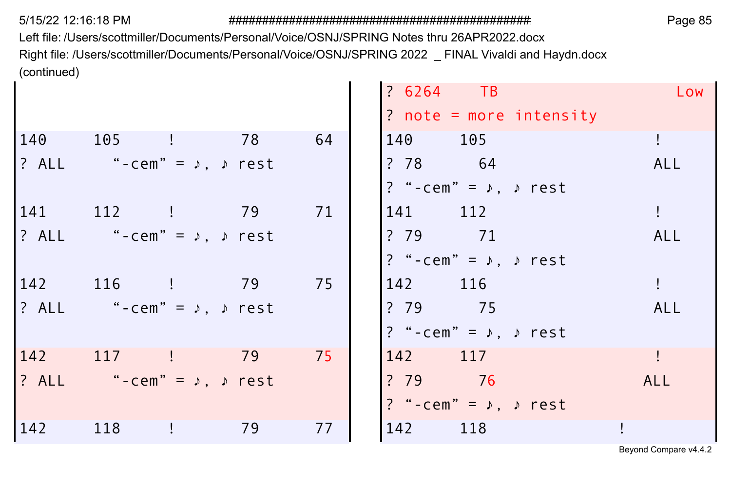Left file: /Users/scottmiller/Documents/Personal/Voice/OSNJ/SPRING Notes thru 26APR2022.docx
Right file: /Users/scottmiller/Documents/Personal/Voice/OSNJ/SPRING 2022 _ FINAL Vivaldi and Haydn.docx
(continued)

| Left file | Right file |
|---|---|
| | ? 6264 TB Low<br>? note = more intensity |
| 140 105 ! 78 64<br>? ALL “-cem” = ♪, ♪ rest | 140 105 !<br>? 78 64 ALL<br>? “-cem” = ♪, ♪ rest |
| 141 112 ! 79 71<br>? ALL “-cem” = ♪, ♪ rest | 141 112 !<br>? 79 71 ALL<br>? “-cem” = ♪, ♪ rest |
| 142 116 ! 79 75<br>? ALL “-cem” = ♪, ♪ rest | 142 116 !<br>? 79 75 ALL<br>? “-cem” = ♪, ♪ rest |
| 142 117 ! 79 75<br>? ALL “-cem” = ♪, ♪ rest | 142 117 !<br>? 79 76 ALL<br>? “-cem” = ♪, ♪ rest |
| 142 118 ! 79 77 | 142 118 ! |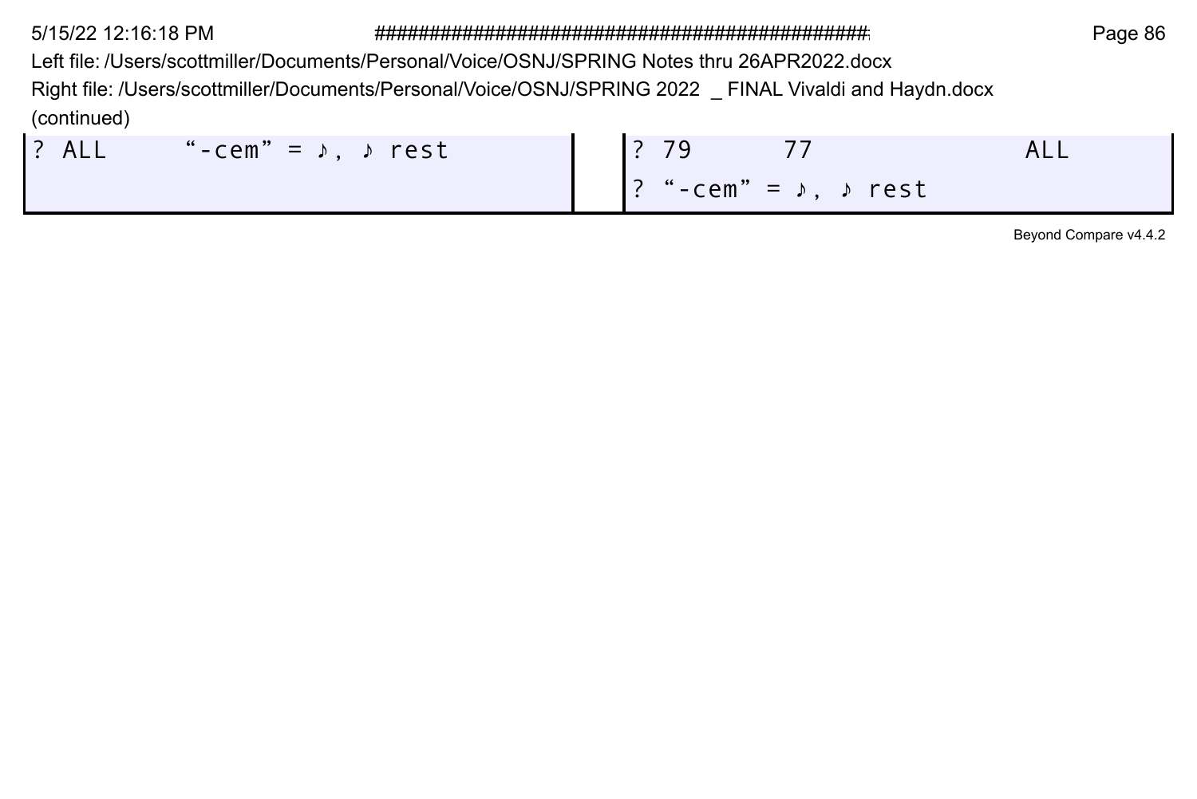Left file: /Users/scottmiller/Documents/Personal/Voice/OSNJ/SPRING Notes thru 26APR2022.docx
Right file: /Users/scottmiller/Documents/Personal/Voice/OSNJ/SPRING 2022  _ FINAL Vivaldi and Haydn.docx
(continued)

| | |
|---|---|
| ? ALL     "-cem" = ♪, ♪ rest | ? 79     77               ALL<br>? "-cem" = ♪, ♪ rest |

Beyond Compare v4.4.2